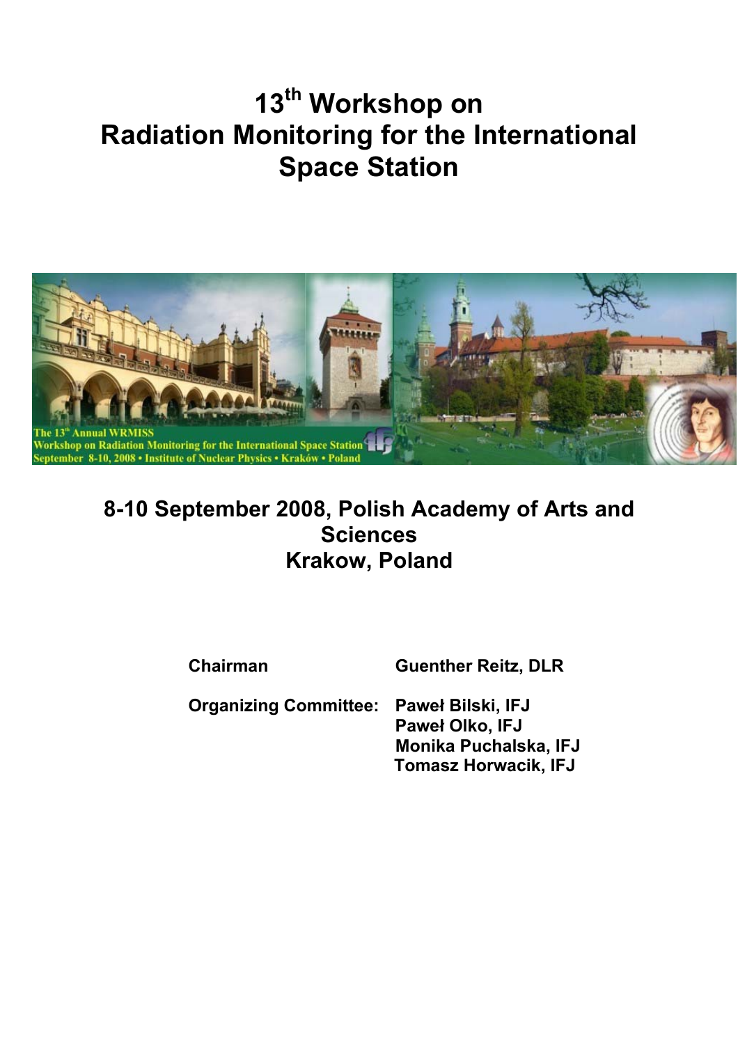# 13th Workshop on Radiation Monitoring for the International Space Station

**8-10 September 2008, Polish Academy of Arts and Sciences**
**Krakow, Poland**

| | |
|---|---|
| **Chairman** | **Guenther Reitz, DLR** |
| **Organizing Committee:** | **Paweł Bilski, IFJ** |
| | **Paweł Olko, IFJ** |
| | **Monika Puchalska, IFJ** |
| | **Tomasz Horwacik, IFJ** |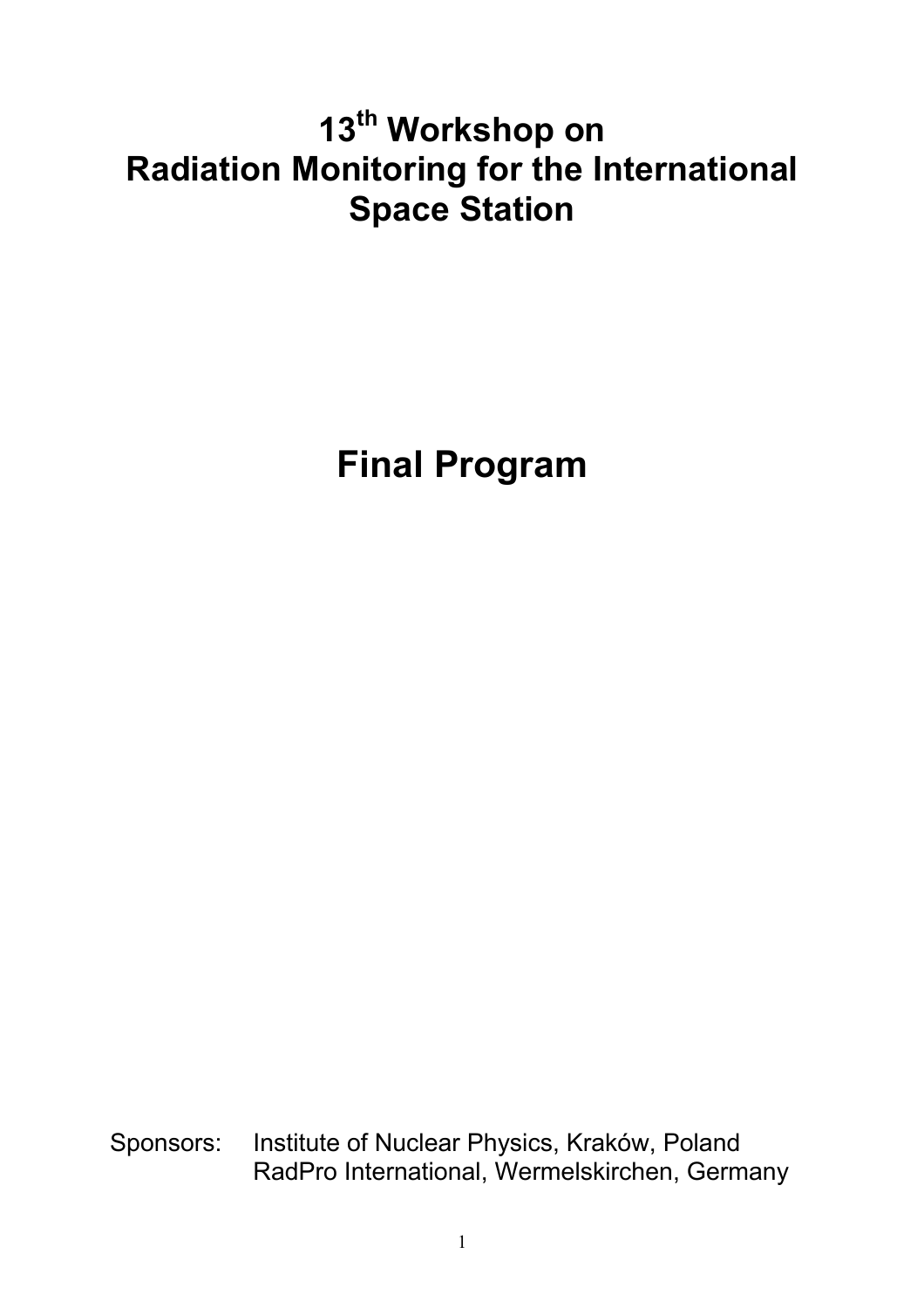# 13th Workshop on Radiation Monitoring for the International Space Station

# Final Program

Sponsors: Institute of Nuclear Physics, Kraków, Poland
RadPro International, Wermelskirchen, Germany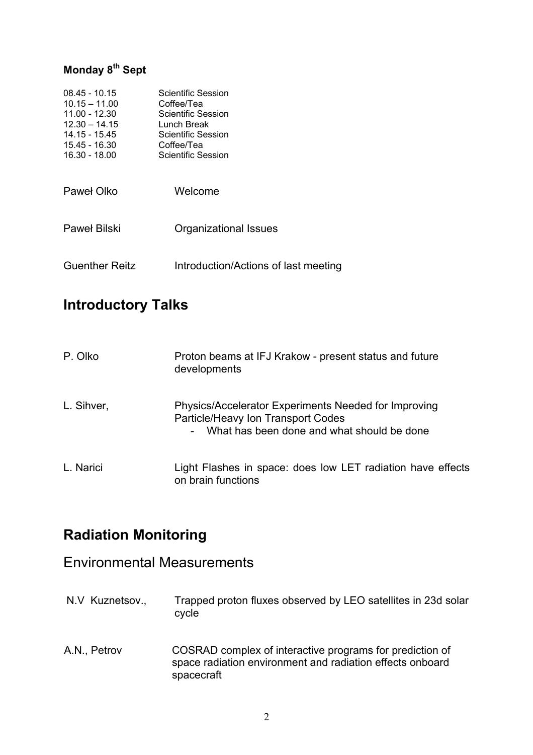**Monday 8th Sept**

| | |
|---|---|
| 08.45 - 10.15 | Scientific Session |
| 10.15 – 11.00 | Coffee/Tea |
| 11.00 - 12.30 | Scientific Session |
| 12.30 – 14.15 | Lunch Break |
| 14.15 - 15.45 | Scientific Session |
| 15.45 - 16.30 | Coffee/Tea |
| 16.30 - 18.00 | Scientific Session |

Paweł Olko — Welcome

Paweł Bilski — Organizational Issues

Guenther Reitz — Introduction/Actions of last meeting

# Introductory Talks

P. Olko — Proton beams at IFJ Krakow - present status and future developments

L. Sihver, — Physics/Accelerator Experiments Needed for Improving Particle/Heavy Ion Transport Codes
- What has been done and what should be done

L. Narici — Light Flashes in space: does low LET radiation have effects on brain functions

# Radiation Monitoring

## Environmental Measurements

N.V Kuznetsov., — Trapped proton fluxes observed by LEO satellites in 23d solar cycle

A.N., Petrov — COSRAD complex of interactive programs for prediction of space radiation environment and radiation effects onboard spacecraft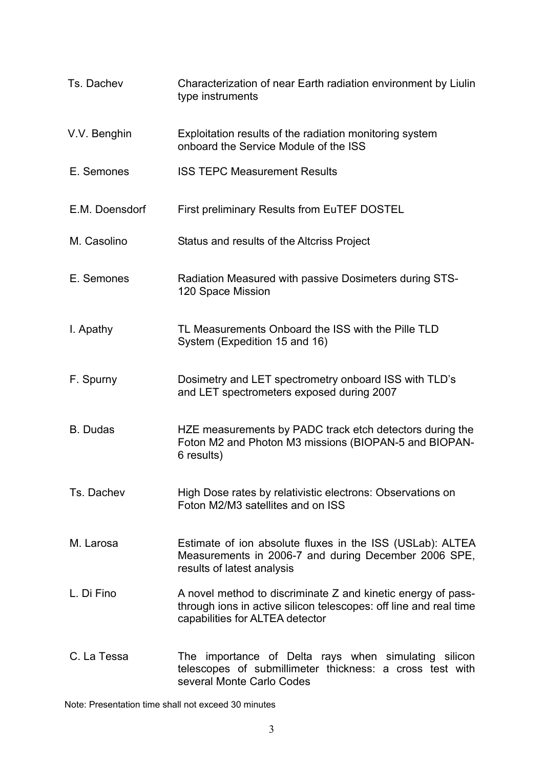| | |
|---|---|
| Ts. Dachev | Characterization of near Earth radiation environment by Liulin type instruments |
| V.V. Benghin | Exploitation results of the radiation monitoring system onboard the Service Module of the ISS |
| E. Semones | ISS TEPC Measurement Results |
| E.M. Doensdorf | First preliminary Results from EuTEF DOSTEL |
| M. Casolino | Status and results of the Altcriss Project |
| E. Semones | Radiation Measured with passive Dosimeters during STS-120 Space Mission |
| I. Apathy | TL Measurements Onboard the ISS with the Pille TLD System (Expedition 15 and 16) |
| F. Spurny | Dosimetry and LET spectrometry onboard ISS with TLD's and LET spectrometers exposed during 2007 |
| B. Dudas | HZE measurements by PADC track etch detectors during the Foton M2 and Photon M3 missions (BIOPAN-5 and BIOPAN-6 results) |
| Ts. Dachev | High Dose rates by relativistic electrons: Observations on Foton M2/M3 satellites and on ISS |
| M. Larosa | Estimate of ion absolute fluxes in the ISS (USLab): ALTEA Measurements in 2006-7 and during December 2006 SPE, results of latest analysis |
| L. Di Fino | A novel method to discriminate Z and kinetic energy of pass-through ions in active silicon telescopes: off line and real time capabilities for ALTEA detector |
| C. La Tessa | The importance of Delta rays when simulating silicon telescopes of submillimeter thickness: a cross test with several Monte Carlo Codes |

Note: Presentation time shall not exceed 30 minutes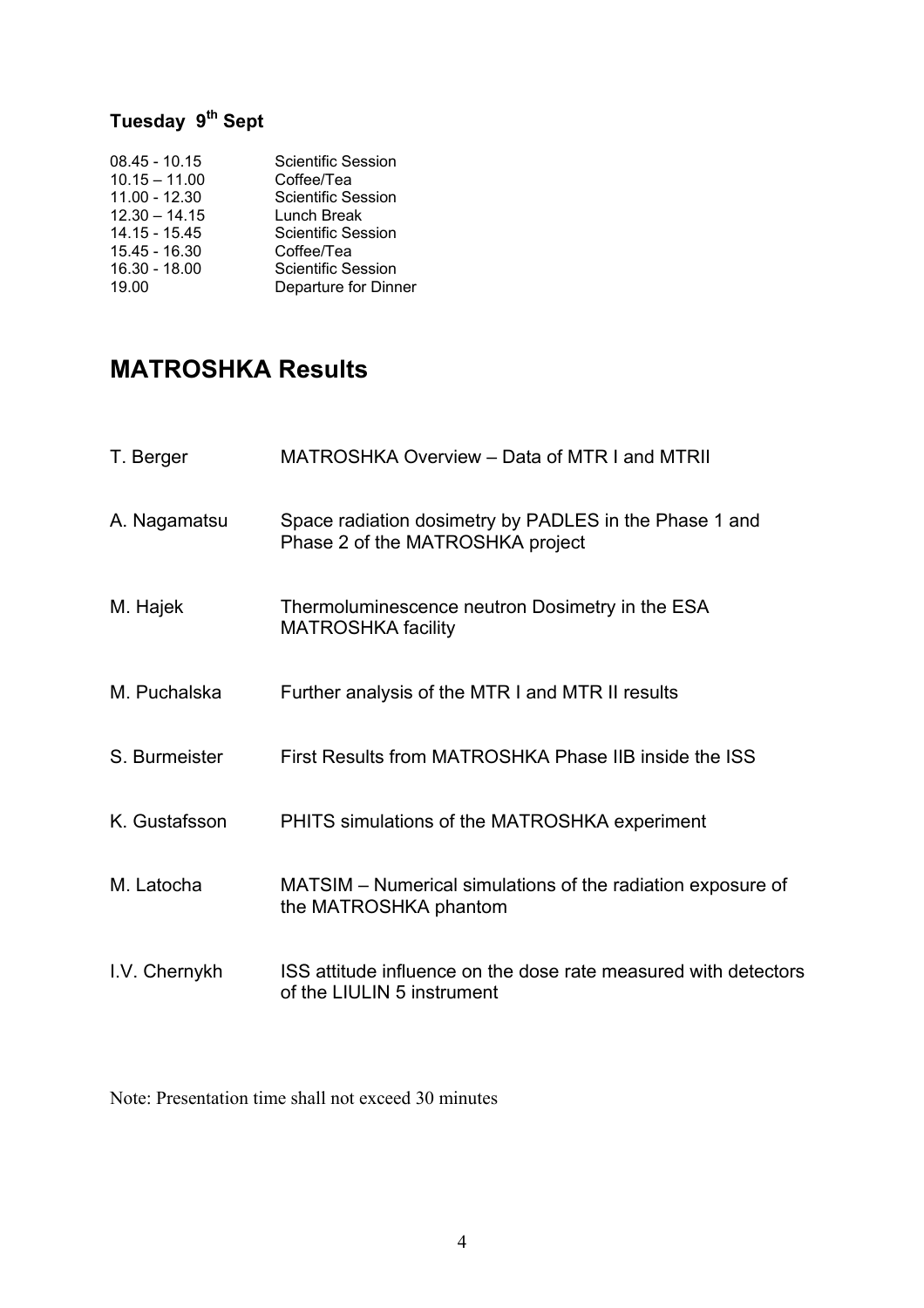**Tuesday 9th Sept**

| | |
|---|---|
| 08.45 - 10.15 | Scientific Session |
| 10.15 – 11.00 | Coffee/Tea |
| 11.00 - 12.30 | Scientific Session |
| 12.30 – 14.15 | Lunch Break |
| 14.15 - 15.45 | Scientific Session |
| 15.45 - 16.30 | Coffee/Tea |
| 16.30 - 18.00 | Scientific Session |
| 19.00 | Departure for Dinner |

# MATROSHKA Results

| | |
|---|---|
| T. Berger | MATROSHKA Overview – Data of MTR I and MTRII |
| A. Nagamatsu | Space radiation dosimetry by PADLES in the Phase 1 and Phase 2 of the MATROSHKA project |
| M. Hajek | Thermoluminescence neutron Dosimetry in the ESA MATROSHKA facility |
| M. Puchalska | Further analysis of the MTR I and MTR II results |
| S. Burmeister | First Results from MATROSHKA Phase IIB inside the ISS |
| K. Gustafsson | PHITS simulations of the MATROSHKA experiment |
| M. Latocha | MATSIM – Numerical simulations of the radiation exposure of the MATROSHKA phantom |
| I.V. Chernykh | ISS attitude influence on the dose rate measured with detectors of the LIULIN 5 instrument |

Note: Presentation time shall not exceed 30 minutes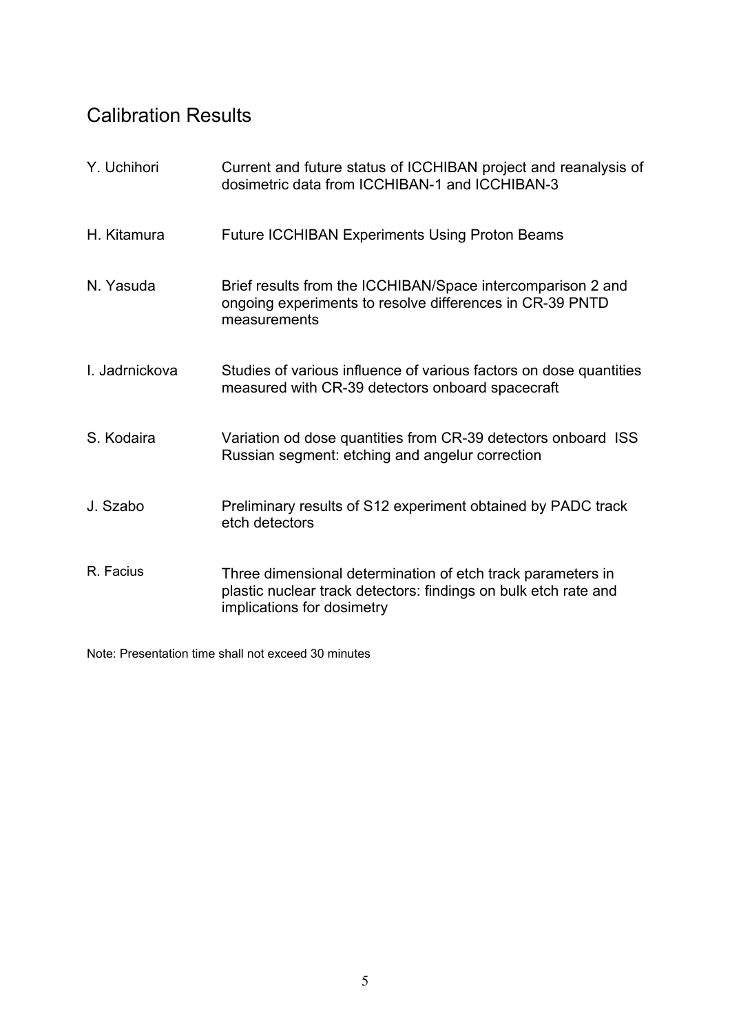## Calibration Results

| | |
|---|---|
| Y. Uchihori | Current and future status of ICCHIBAN project and reanalysis of dosimetric data from ICCHIBAN-1 and ICCHIBAN-3 |
| H. Kitamura | Future ICCHIBAN Experiments Using Proton Beams |
| N. Yasuda | Brief results from the ICCHIBAN/Space intercomparison 2 and ongoing experiments to resolve differences in CR-39 PNTD measurements |
| I. Jadrnickova | Studies of various influence of various factors on dose quantities measured with CR-39 detectors onboard spacecraft |
| S. Kodaira | Variation od dose quantities from CR-39 detectors onboard ISS Russian segment: etching and angelur correction |
| J. Szabo | Preliminary results of S12 experiment obtained by PADC track etch detectors |
| R. Facius | Three dimensional determination of etch track parameters in plastic nuclear track detectors: findings on bulk etch rate and implications for dosimetry |

Note: Presentation time shall not exceed 30 minutes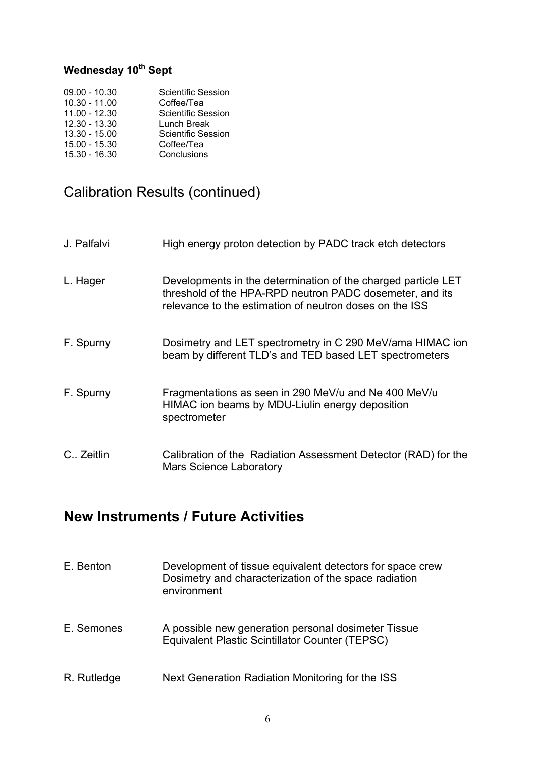**Wednesday 10th Sept**

| | |
|---|---|
| 09.00 - 10.30 | Scientific Session |
| 10.30 - 11.00 | Coffee/Tea |
| 11.00 - 12.30 | Scientific Session |
| 12.30 - 13.30 | Lunch Break |
| 13.30 - 15.00 | Scientific Session |
| 15.00 - 15.30 | Coffee/Tea |
| 15.30 - 16.30 | Conclusions |

## Calibration Results (continued)

| | |
|---|---|
| J. Palfalvi | High energy proton detection by PADC track etch detectors |
| L. Hager | Developments in the determination of the charged particle LET threshold of the HPA-RPD neutron PADC dosemeter, and its relevance to the estimation of neutron doses on the ISS |
| F. Spurny | Dosimetry and LET spectrometry in C 290 MeV/ama HIMAC ion beam by different TLD's and TED based LET spectrometers |
| F. Spurny | Fragmentations as seen in 290 MeV/u and Ne 400 MeV/u HIMAC ion beams by MDU-Liulin energy deposition spectrometer |
| C.. Zeitlin | Calibration of the Radiation Assessment Detector (RAD) for the Mars Science Laboratory |

## New Instruments / Future Activities

| | |
|---|---|
| E. Benton | Development of tissue equivalent detectors for space crew Dosimetry and characterization of the space radiation environment |
| E. Semones | A possible new generation personal dosimeter Tissue Equivalent Plastic Scintillator Counter (TEPSC) |
| R. Rutledge | Next Generation Radiation Monitoring for the ISS |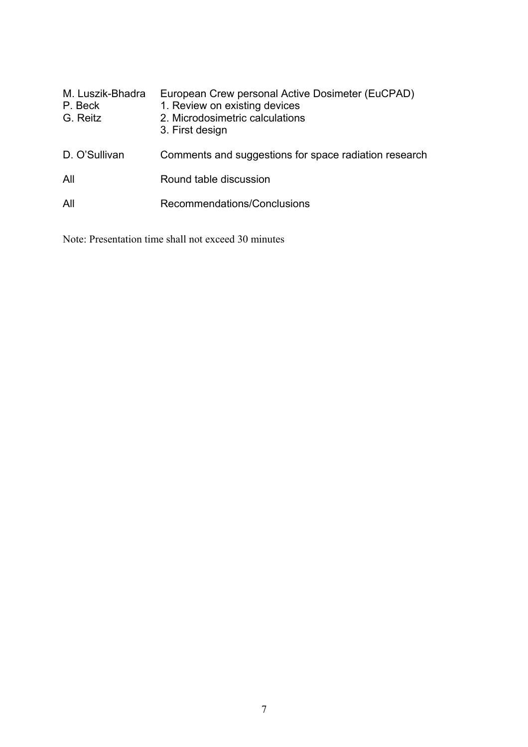| | |
|---|---|
| M. Luszik-Bhadra<br>P. Beck<br>G. Reitz | European Crew personal Active Dosimeter (EuCPAD)<br>1. Review on existing devices<br>2. Microdosimetric calculations<br>3. First design |
| D. O'Sullivan | Comments and suggestions for space radiation research |
| All | Round table discussion |
| All | Recommendations/Conclusions |

Note: Presentation time shall not exceed 30 minutes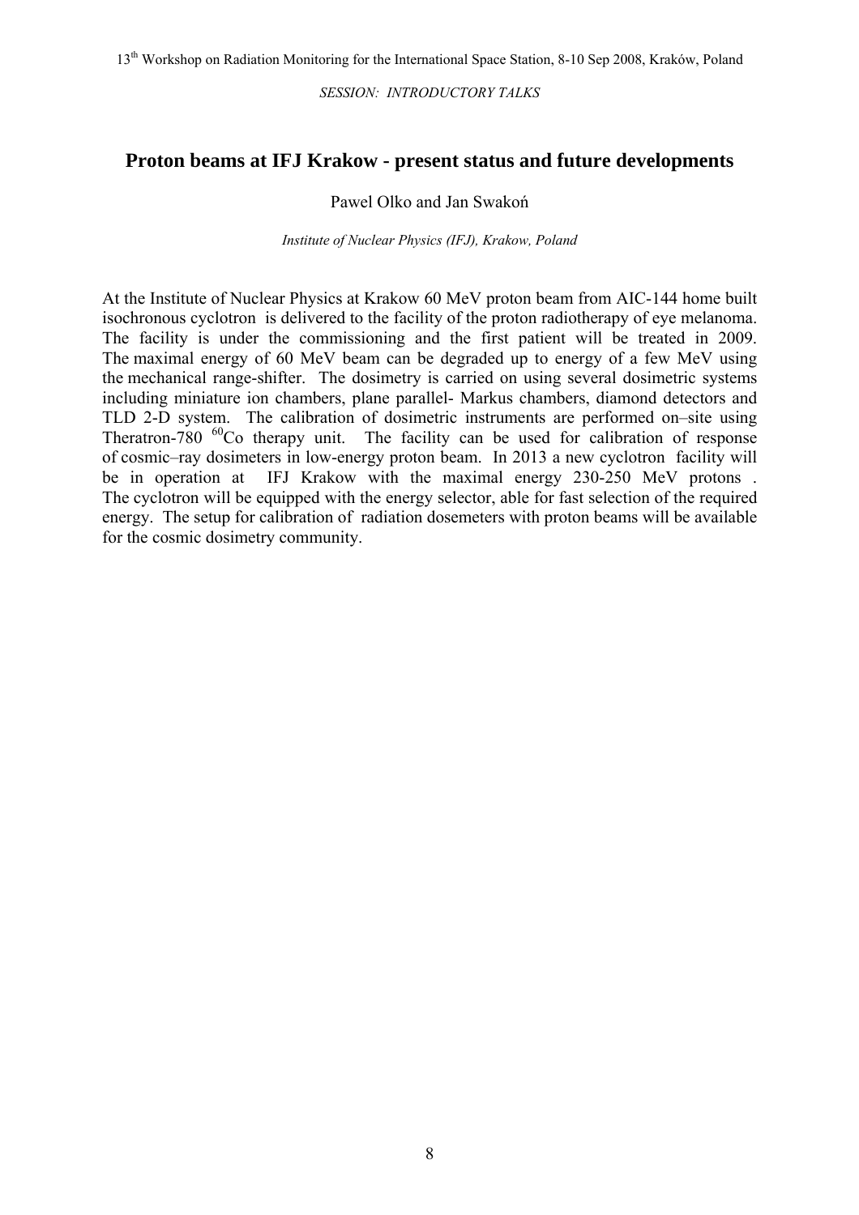# Proton beams at IFJ Krakow - present status and future developments

Pawel Olko and Jan Swakoń

*Institute of Nuclear Physics (IFJ), Krakow, Poland*

At the Institute of Nuclear Physics at Krakow 60 MeV proton beam from AIC-144 home built isochronous cyclotron is delivered to the facility of the proton radiotherapy of eye melanoma. The facility is under the commissioning and the first patient will be treated in 2009. The maximal energy of 60 MeV beam can be degraded up to energy of a few MeV using the mechanical range-shifter. The dosimetry is carried on using several dosimetric systems including miniature ion chambers, plane parallel- Markus chambers, diamond detectors and TLD 2-D system. The calibration of dosimetric instruments are performed on–site using Theratron-780 $^{60}$Co therapy unit. The facility can be used for calibration of response of cosmic–ray dosimeters in low-energy proton beam. In 2013 a new cyclotron facility will be in operation at IFJ Krakow with the maximal energy 230-250 MeV protons . The cyclotron will be equipped with the energy selector, able for fast selection of the required energy. The setup for calibration of radiation dosemeters with proton beams will be available for the cosmic dosimetry community.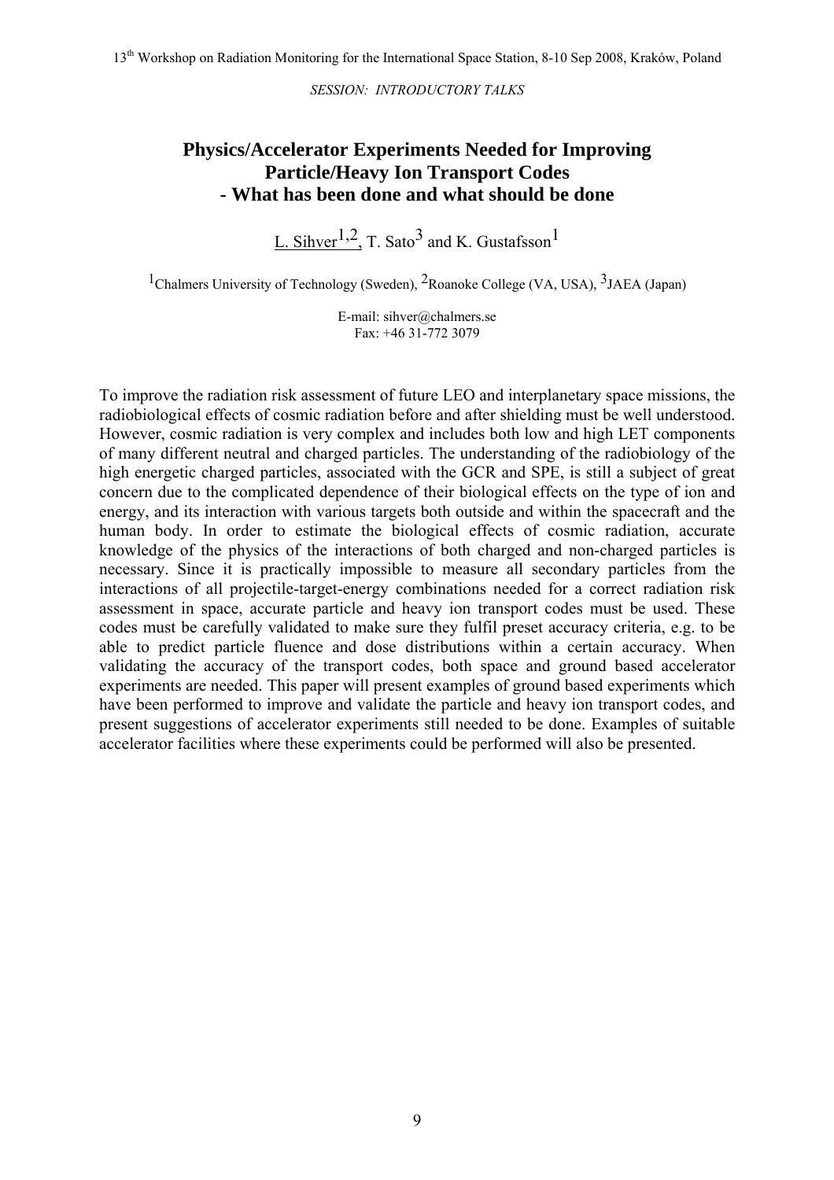*SESSION: INTRODUCTORY TALKS*

# Physics/Accelerator Experiments Needed for Improving Particle/Heavy Ion Transport Codes - What has been done and what should be done

L. Sihver[1,2], T. Sato[3] and K. Gustafsson[1]

[1]Chalmers University of Technology (Sweden), [2]Roanoke College (VA, USA), [3]JAEA (Japan)

E-mail: sihver@chalmers.se
Fax: +46 31-772 3079

To improve the radiation risk assessment of future LEO and interplanetary space missions, the radiobiological effects of cosmic radiation before and after shielding must be well understood. However, cosmic radiation is very complex and includes both low and high LET components of many different neutral and charged particles. The understanding of the radiobiology of the high energetic charged particles, associated with the GCR and SPE, is still a subject of great concern due to the complicated dependence of their biological effects on the type of ion and energy, and its interaction with various targets both outside and within the spacecraft and the human body. In order to estimate the biological effects of cosmic radiation, accurate knowledge of the physics of the interactions of both charged and non-charged particles is necessary. Since it is practically impossible to measure all secondary particles from the interactions of all projectile-target-energy combinations needed for a correct radiation risk assessment in space, accurate particle and heavy ion transport codes must be used. These codes must be carefully validated to make sure they fulfil preset accuracy criteria, e.g. to be able to predict particle fluence and dose distributions within a certain accuracy. When validating the accuracy of the transport codes, both space and ground based accelerator experiments are needed. This paper will present examples of ground based experiments which have been performed to improve and validate the particle and heavy ion transport codes, and present suggestions of accelerator experiments still needed to be done. Examples of suitable accelerator facilities where these experiments could be performed will also be presented.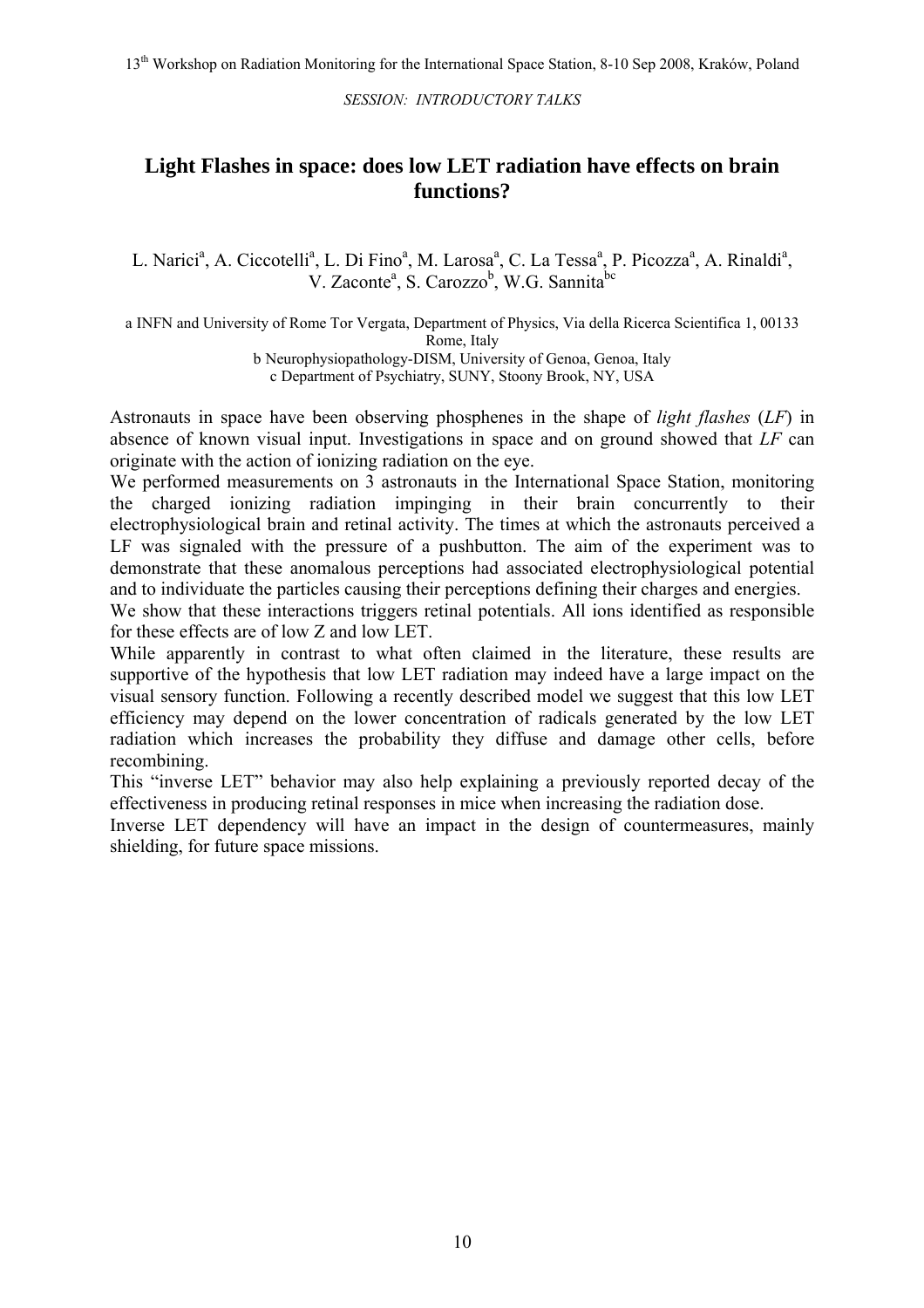*SESSION: INTRODUCTORY TALKS*

# Light Flashes in space: does low LET radiation have effects on brain functions?

L. Narici[a], A. Ciccotelli[a], L. Di Fino[a], M. Larosa[a], C. La Tessa[a], P. Picozza[a], A. Rinaldi[a], V. Zaconte[a], S. Carozzo[b], W.G. Sannita[bc]

a INFN and University of Rome Tor Vergata, Department of Physics, Via della Ricerca Scientifica 1, 00133 Rome, Italy
b Neurophysiopathology-DISM, University of Genoa, Genoa, Italy
c Department of Psychiatry, SUNY, Stoony Brook, NY, USA

Astronauts in space have been observing phosphenes in the shape of *light flashes* (*LF*) in absence of known visual input. Investigations in space and on ground showed that *LF* can originate with the action of ionizing radiation on the eye.

We performed measurements on 3 astronauts in the International Space Station, monitoring the charged ionizing radiation impinging in their brain concurrently to their electrophysiological brain and retinal activity. The times at which the astronauts perceived a LF was signaled with the pressure of a pushbutton. The aim of the experiment was to demonstrate that these anomalous perceptions had associated electrophysiological potential and to individuate the particles causing their perceptions defining their charges and energies.

We show that these interactions triggers retinal potentials. All ions identified as responsible for these effects are of low Z and low LET.

While apparently in contrast to what often claimed in the literature, these results are supportive of the hypothesis that low LET radiation may indeed have a large impact on the visual sensory function. Following a recently described model we suggest that this low LET efficiency may depend on the lower concentration of radicals generated by the low LET radiation which increases the probability they diffuse and damage other cells, before recombining.

This "inverse LET" behavior may also help explaining a previously reported decay of the effectiveness in producing retinal responses in mice when increasing the radiation dose.

Inverse LET dependency will have an impact in the design of countermeasures, mainly shielding, for future space missions.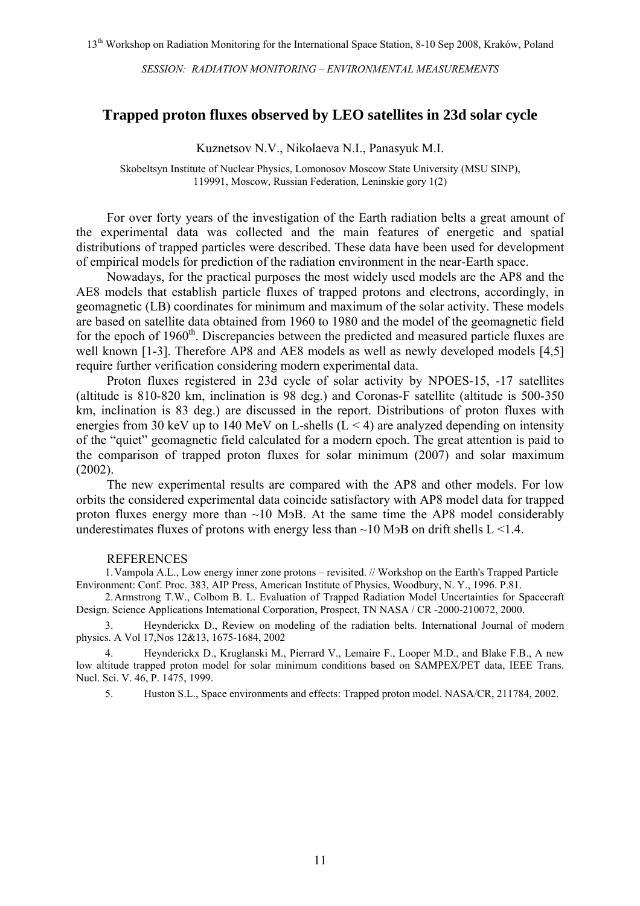# Trapped proton fluxes observed by LEO satellites in 23d solar cycle

Kuznetsov N.V., Nikolaeva N.I., Panasyuk M.I.

Skobeltsyn Institute of Nuclear Physics, Lomonosov Moscow State University (MSU SINP), 119991, Moscow, Russian Federation, Leninskie gory 1(2)

For over forty years of the investigation of the Earth radiation belts a great amount of the experimental data was collected and the main features of energetic and spatial distributions of trapped particles were described. These data have been used for development of empirical models for prediction of the radiation environment in the near-Earth space.

Nowadays, for the practical purposes the most widely used models are the AP8 and the AE8 models that establish particle fluxes of trapped protons and electrons, accordingly, in geomagnetic (LB) coordinates for minimum and maximum of the solar activity. These models are based on satellite data obtained from 1960 to 1980 and the model of the geomagnetic field for the epoch of 1960th. Discrepancies between the predicted and measured particle fluxes are well known [1-3]. Therefore AP8 and AE8 models as well as newly developed models [4,5] require further verification considering modern experimental data.

Proton fluxes registered in 23d cycle of solar activity by NPOES-15, -17 satellites (altitude is 810-820 km, inclination is 98 deg.) and Coronas-F satellite (altitude is 500-350 km, inclination is 83 deg.) are discussed in the report. Distributions of proton fluxes with energies from 30 keV up to 140 MeV on L-shells ($L < 4$) are analyzed depending on intensity of the "quiet" geomagnetic field calculated for a modern epoch. The great attention is paid to the comparison of trapped proton fluxes for solar minimum (2007) and solar maximum (2002).

The new experimental results are compared with the AP8 and other models. For low orbits the considered experimental data coincide satisfactory with AP8 model data for trapped proton fluxes energy more than ~10 MэB. At the same time the AP8 model considerably underestimates fluxes of protons with energy less than ~10 MэB on drift shells $L < 1.4$.

REFERENCES

1. Vampola A.L., Low energy inner zone protons – revisited. // Workshop on the Earth's Trapped Particle Environment: Conf. Proc. 383, AIP Press, American Institute of Physics, Woodbury, N. Y., 1996. P.81.
2. Armstrong T.W., Colbom B. L. Evaluation of Trapped Radiation Model Uncertainties for Spacecraft Design. Science Applications Intemational Corporation, Prospect, TN NASA / CR -2000-210072, 2000.
3. Heynderickx D., Review on modeling of the radiation belts. International Journal of modern physics. A Vol 17,Nos 12&13, 1675-1684, 2002
4. Heynderickx D., Kruglanski M., Pierrard V., Lemaire F., Looper M.D., and Blake F.B., A new low altitude trapped proton model for solar minimum conditions based on SAMPEX/PET data, IEEE Trans. Nucl. Sci. V. 46, P. 1475, 1999.
5. Huston S.L., Space environments and effects: Trapped proton model. NASA/CR, 211784, 2002.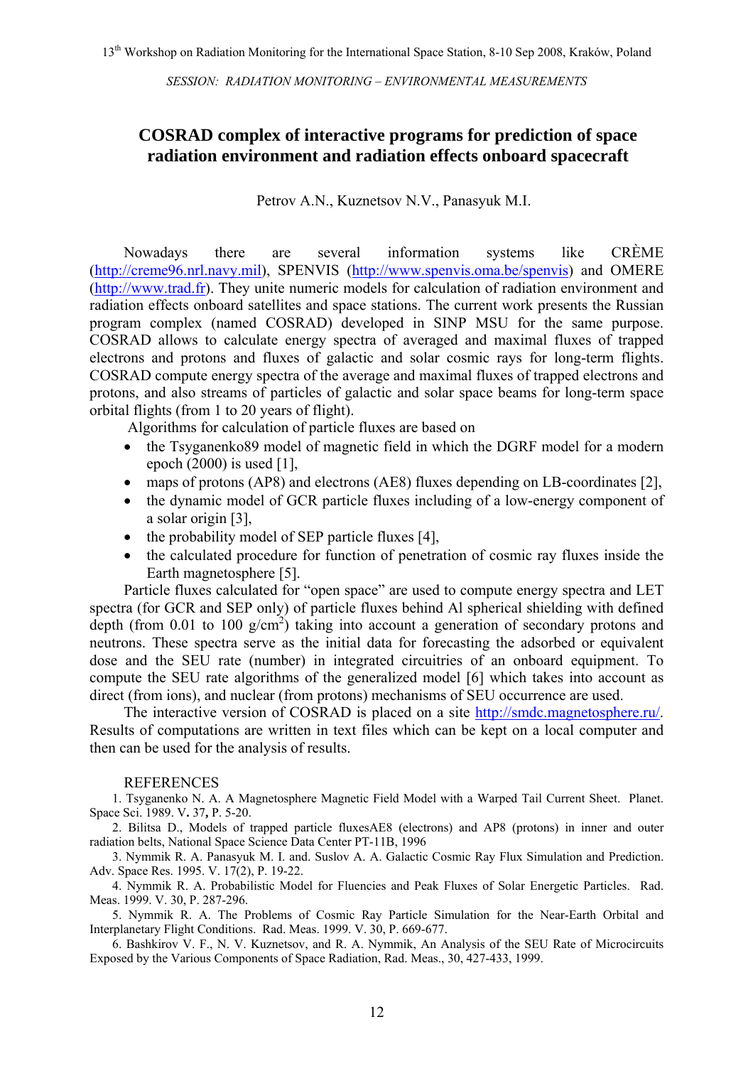*SESSION: RADIATION MONITORING – ENVIRONMENTAL MEASUREMENTS*

# COSRAD complex of interactive programs for prediction of space radiation environment and radiation effects onboard spacecraft

Petrov A.N., Kuznetsov N.V., Panasyuk M.I.

Nowadays there are several information systems like CRÈME (http://creme96.nrl.navy.mil), SPENVIS (http://www.spenvis.oma.be/spenvis) and OMERE (http://www.trad.fr). They unite numeric models for calculation of radiation environment and radiation effects onboard satellites and space stations. The current work presents the Russian program complex (named COSRAD) developed in SINP MSU for the same purpose. COSRAD allows to calculate energy spectra of averaged and maximal fluxes of trapped electrons and protons and fluxes of galactic and solar cosmic rays for long-term flights. COSRAD compute energy spectra of the average and maximal fluxes of trapped electrons and protons, and also streams of particles of galactic and solar space beams for long-term space orbital flights (from 1 to 20 years of flight).

Algorithms for calculation of particle fluxes are based on

- the Tsyganenko89 model of magnetic field in which the DGRF model for a modern epoch (2000) is used [1],
- maps of protons (AP8) and electrons (AE8) fluxes depending on LB-coordinates [2],
- the dynamic model of GCR particle fluxes including of a low-energy component of a solar origin [3],
- the probability model of SEP particle fluxes [4],
- the calculated procedure for function of penetration of cosmic ray fluxes inside the Earth magnetosphere [5].

Particle fluxes calculated for "open space" are used to compute energy spectra and LET spectra (for GCR and SEP only) of particle fluxes behind Al spherical shielding with defined depth (from 0.01 to 100 g/cm$^2$) taking into account a generation of secondary protons and neutrons. These spectra serve as the initial data for forecasting the adsorbed or equivalent dose and the SEU rate (number) in integrated circuities of an onboard equipment. To compute the SEU rate algorithms of the generalized model [6] which takes into account as direct (from ions), and nuclear (from protons) mechanisms of SEU occurrence are used.

The interactive version of COSRAD is placed on a site http://smdc.magnetosphere.ru/. Results of computations are written in text files which can be kept on a local computer and then can be used for the analysis of results.

## REFERENCES

1. Tsyganenko N. A. A Magnetosphere Magnetic Field Model with a Warped Tail Current Sheet. Planet. Space Sci. 1989. V. 37, P. 5-20.
2. Bilitsa D., Models of trapped particle fluxesAE8 (electrons) and AP8 (protons) in inner and outer radiation belts, National Space Science Data Center PT-11B, 1996
3. Nymmik R. A. Panasyuk M. I. and. Suslov A. A. Galactic Cosmic Ray Flux Simulation and Prediction. Adv. Space Res. 1995. V. 17(2), P. 19-22.
4. Nymmik R. A. Probabilistic Model for Fluencies and Peak Fluxes of Solar Energetic Particles. Rad. Meas. 1999. V. 30, P. 287-296.
5. Nymmik R. A. The Problems of Cosmic Ray Particle Simulation for the Near-Earth Orbital and Interplanetary Flight Conditions. Rad. Meas. 1999. V. 30, P. 669-677.
6. Bashkirov V. F., N. V. Kuznetsov, and R. A. Nymmik, An Analysis of the SEU Rate of Microcircuits Exposed by the Various Components of Space Radiation, Rad. Meas., 30, 427-433, 1999.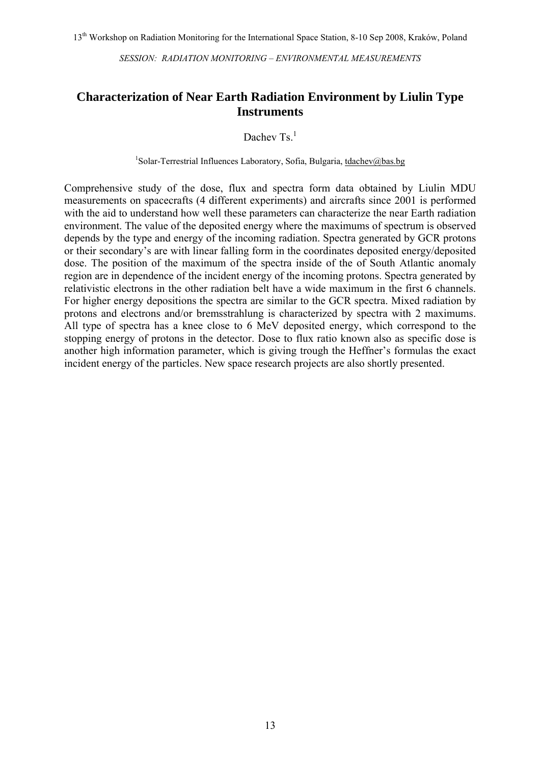*SESSION: RADIATION MONITORING – ENVIRONMENTAL MEASUREMENTS*

# Characterization of Near Earth Radiation Environment by Liulin Type Instruments

Dachev Ts.[1]

[1]Solar-Terrestrial Influences Laboratory, Sofia, Bulgaria, tdachev@bas.bg

Comprehensive study of the dose, flux and spectra form data obtained by Liulin MDU measurements on spacecrafts (4 different experiments) and aircrafts since 2001 is performed with the aid to understand how well these parameters can characterize the near Earth radiation environment. The value of the deposited energy where the maximums of spectrum is observed depends by the type and energy of the incoming radiation. Spectra generated by GCR protons or their secondary's are with linear falling form in the coordinates deposited energy/deposited dose. The position of the maximum of the spectra inside of the of South Atlantic anomaly region are in dependence of the incident energy of the incoming protons. Spectra generated by relativistic electrons in the other radiation belt have a wide maximum in the first 6 channels. For higher energy depositions the spectra are similar to the GCR spectra. Mixed radiation by protons and electrons and/or bremsstrahlung is characterized by spectra with 2 maximums. All type of spectra has a knee close to 6 MeV deposited energy, which correspond to the stopping energy of protons in the detector. Dose to flux ratio known also as specific dose is another high information parameter, which is giving trough the Heffner's formulas the exact incident energy of the particles. New space research projects are also shortly presented.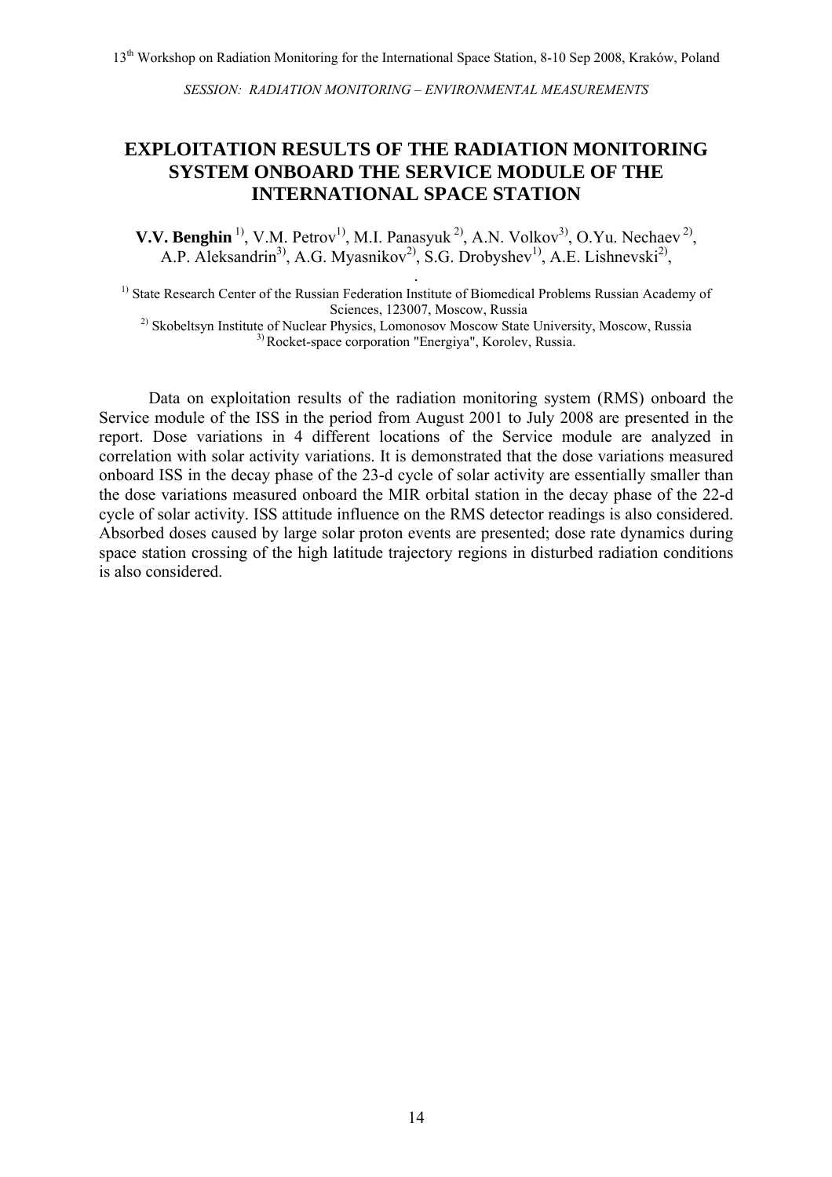# EXPLOITATION RESULTS OF THE RADIATION MONITORING SYSTEM ONBOARD THE SERVICE MODULE OF THE INTERNATIONAL SPACE STATION

**V.V. Benghin** [1)], V.M. Petrov[1)], M.I. Panasyuk [2)], A.N. Volkov[3)], O.Yu. Nechaev [2)], A.P. Aleksandrin[3)], A.G. Myasnikov[2)], S.G. Drobyshev[1)], A.E. Lishnevski[2)],

[1)] State Research Center of the Russian Federation Institute of Biomedical Problems Russian Academy of Sciences, 123007, Moscow, Russia

[2)] Skobeltsyn Institute of Nuclear Physics, Lomonosov Moscow State University, Moscow, Russia

[3)] Rocket-space corporation "Energiya", Korolev, Russia.

Data on exploitation results of the radiation monitoring system (RMS) onboard the Service module of the ISS in the period from August 2001 to July 2008 are presented in the report. Dose variations in 4 different locations of the Service module are analyzed in correlation with solar activity variations. It is demonstrated that the dose variations measured onboard ISS in the decay phase of the 23-d cycle of solar activity are essentially smaller than the dose variations measured onboard the MIR orbital station in the decay phase of the 22-d cycle of solar activity. ISS attitude influence on the RMS detector readings is also considered. Absorbed doses caused by large solar proton events are presented; dose rate dynamics during space station crossing of the high latitude trajectory regions in disturbed radiation conditions is also considered.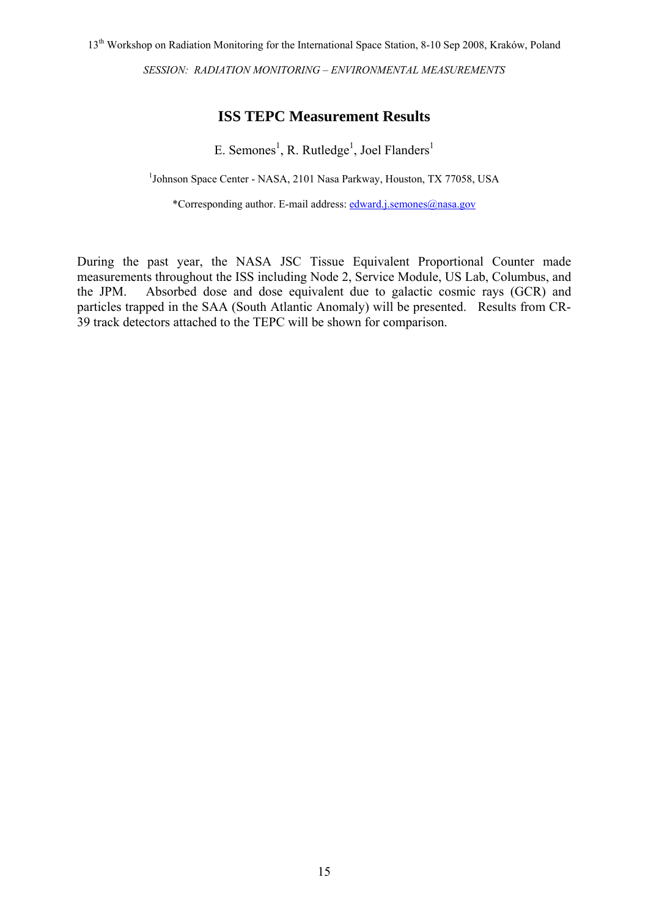# ISS TEPC Measurement Results

E. Semones[1], R. Rutledge[1], Joel Flanders[1]

[1]Johnson Space Center - NASA, 2101 Nasa Parkway, Houston, TX 77058, USA

*Corresponding author. E-mail address: edward.j.semones@nasa.gov

During the past year, the NASA JSC Tissue Equivalent Proportional Counter made measurements throughout the ISS including Node 2, Service Module, US Lab, Columbus, and the JPM. Absorbed dose and dose equivalent due to galactic cosmic rays (GCR) and particles trapped in the SAA (South Atlantic Anomaly) will be presented. Results from CR-39 track detectors attached to the TEPC will be shown for comparison.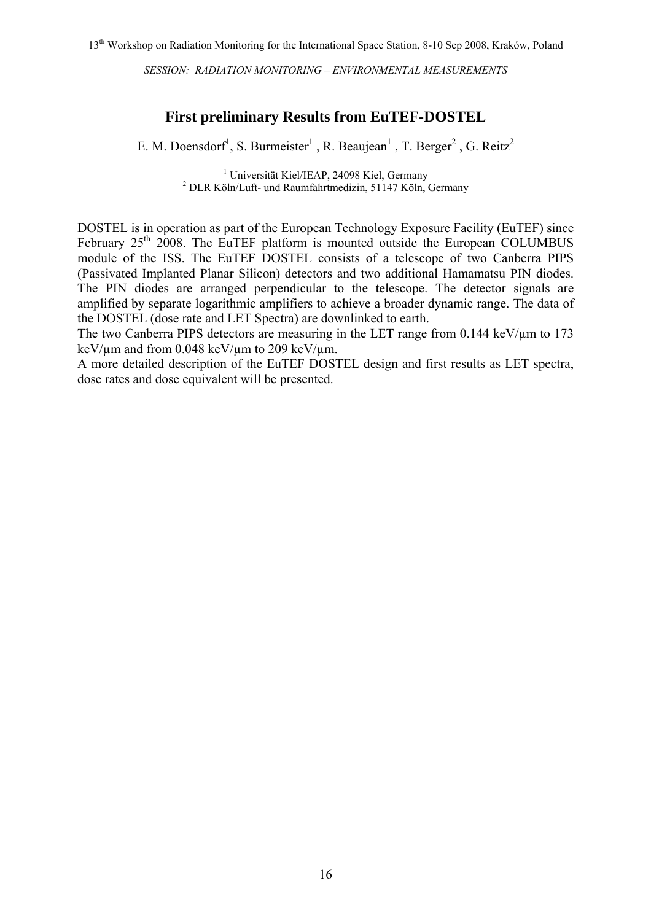SESSION: RADIATION MONITORING – ENVIRONMENTAL MEASUREMENTS

# First preliminary Results from EuTEF-DOSTEL

E. M. Doensdorf[1], S. Burmeister[1], R. Beaujean[1], T. Berger[2], G. Reitz[2]

[1] Universität Kiel/IEAP, 24098 Kiel, Germany
[2] DLR Köln/Luft- und Raumfahrtmedizin, 51147 Köln, Germany

DOSTEL is in operation as part of the European Technology Exposure Facility (EuTEF) since February 25th 2008. The EuTEF platform is mounted outside the European COLUMBUS module of the ISS. The EuTEF DOSTEL consists of a telescope of two Canberra PIPS (Passivated Implanted Planar Silicon) detectors and two additional Hamamatsu PIN diodes. The PIN diodes are arranged perpendicular to the telescope. The detector signals are amplified by separate logarithmic amplifiers to achieve a broader dynamic range. The data of the DOSTEL (dose rate and LET Spectra) are downlinked to earth.

The two Canberra PIPS detectors are measuring in the LET range from 0.144 keV/µm to 173 keV/µm and from 0.048 keV/µm to 209 keV/µm.

A more detailed description of the EuTEF DOSTEL design and first results as LET spectra, dose rates and dose equivalent will be presented.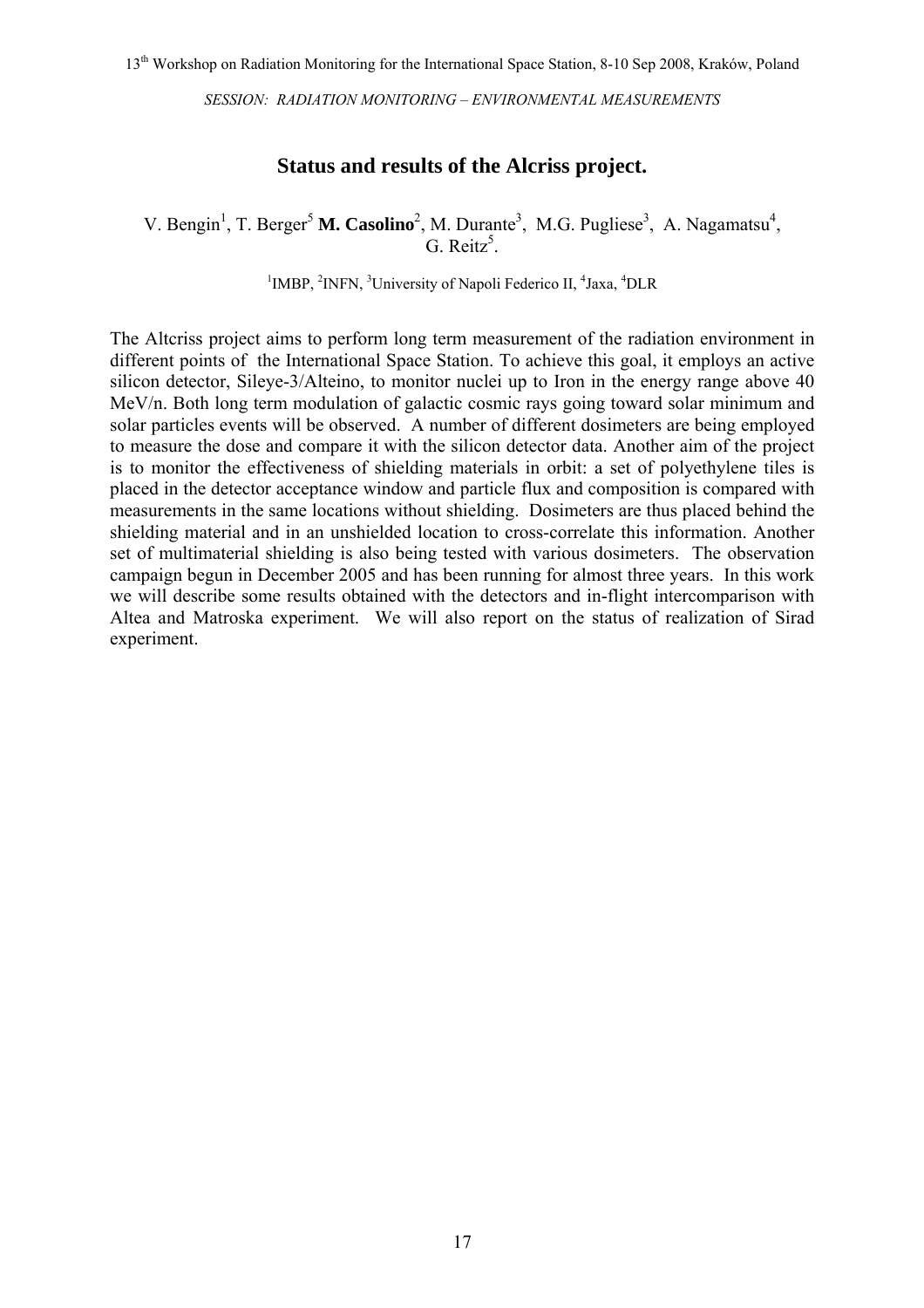## Status and results of the Alcriss project.

V. Bengin[1], T. Berger[5] **M. Casolino**[2], M. Durante[3], M.G. Pugliese[3], A. Nagamatsu[4], G. Reitz[5].

[1]IMBP, [2]INFN, [3]University of Napoli Federico II, [4]Jaxa, [4]DLR

The Altcriss project aims to perform long term measurement of the radiation environment in different points of the International Space Station. To achieve this goal, it employs an active silicon detector, Sileye-3/Alteino, to monitor nuclei up to Iron in the energy range above 40 MeV/n. Both long term modulation of galactic cosmic rays going toward solar minimum and solar particles events will be observed. A number of different dosimeters are being employed to measure the dose and compare it with the silicon detector data. Another aim of the project is to monitor the effectiveness of shielding materials in orbit: a set of polyethylene tiles is placed in the detector acceptance window and particle flux and composition is compared with measurements in the same locations without shielding. Dosimeters are thus placed behind the shielding material and in an unshielded location to cross-correlate this information. Another set of multimaterial shielding is also being tested with various dosimeters. The observation campaign begun in December 2005 and has been running for almost three years. In this work we will describe some results obtained with the detectors and in-flight intercomparison with Altea and Matroska experiment. We will also report on the status of realization of Sirad experiment.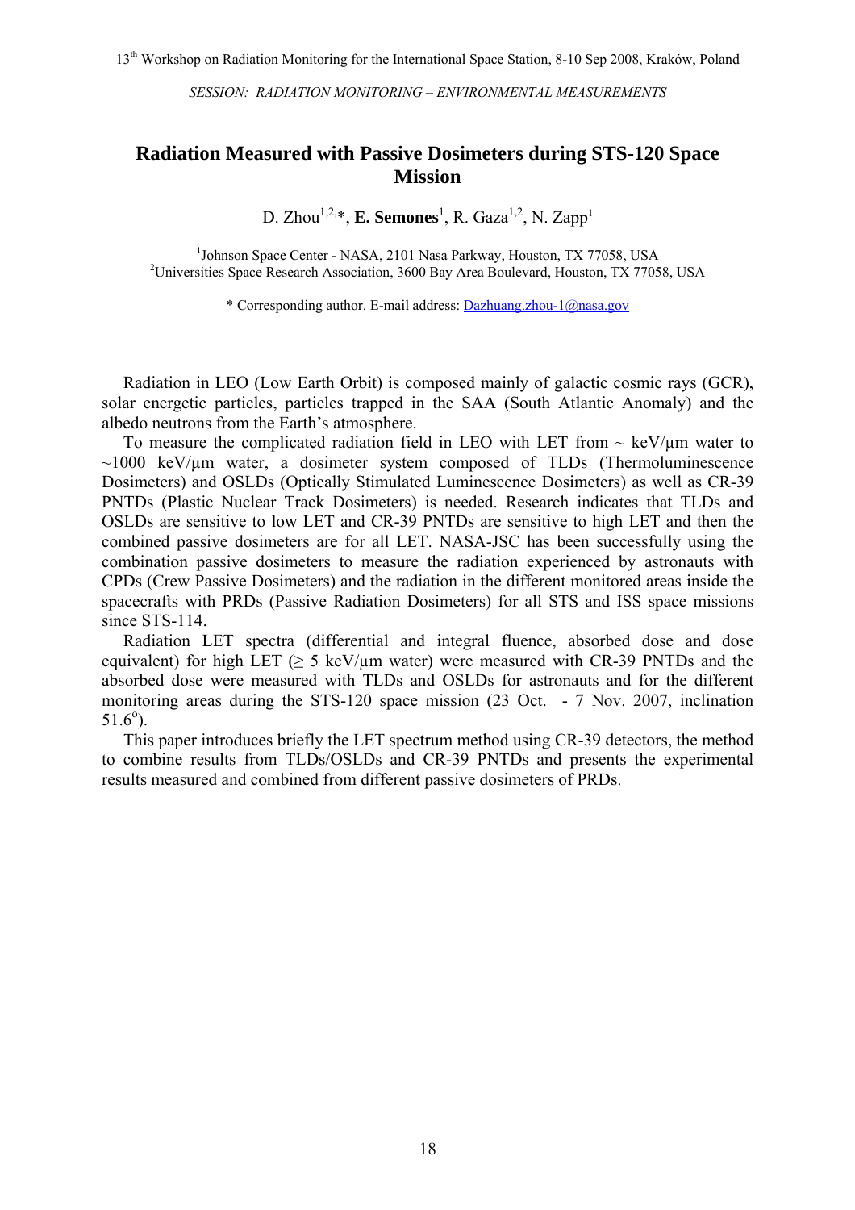SESSION: RADIATION MONITORING – ENVIRONMENTAL MEASUREMENTS

# Radiation Measured with Passive Dosimeters during STS-120 Space Mission

D. Zhou[1,2,*], **E. Semones**[1], R. Gaza[1,2], N. Zapp[1]

[1]Johnson Space Center - NASA, 2101 Nasa Parkway, Houston, TX 77058, USA
[2]Universities Space Research Association, 3600 Bay Area Boulevard, Houston, TX 77058, USA

* Corresponding author. E-mail address: Dazhuang.zhou-1@nasa.gov

Radiation in LEO (Low Earth Orbit) is composed mainly of galactic cosmic rays (GCR), solar energetic particles, particles trapped in the SAA (South Atlantic Anomaly) and the albedo neutrons from the Earth's atmosphere.

To measure the complicated radiation field in LEO with LET from ~ keV/μm water to ~1000 keV/μm water, a dosimeter system composed of TLDs (Thermoluminescence Dosimeters) and OSLDs (Optically Stimulated Luminescence Dosimeters) as well as CR-39 PNTDs (Plastic Nuclear Track Dosimeters) is needed. Research indicates that TLDs and OSLDs are sensitive to low LET and CR-39 PNTDs are sensitive to high LET and then the combined passive dosimeters are for all LET. NASA-JSC has been successfully using the combination passive dosimeters to measure the radiation experienced by astronauts with CPDs (Crew Passive Dosimeters) and the radiation in the different monitored areas inside the spacecrafts with PRDs (Passive Radiation Dosimeters) for all STS and ISS space missions since STS-114.

Radiation LET spectra (differential and integral fluence, absorbed dose and dose equivalent) for high LET (≥ 5 keV/μm water) were measured with CR-39 PNTDs and the absorbed dose were measured with TLDs and OSLDs for astronauts and for the different monitoring areas during the STS-120 space mission (23 Oct. - 7 Nov. 2007, inclination 51.6°).

This paper introduces briefly the LET spectrum method using CR-39 detectors, the method to combine results from TLDs/OSLDs and CR-39 PNTDs and presents the experimental results measured and combined from different passive dosimeters of PRDs.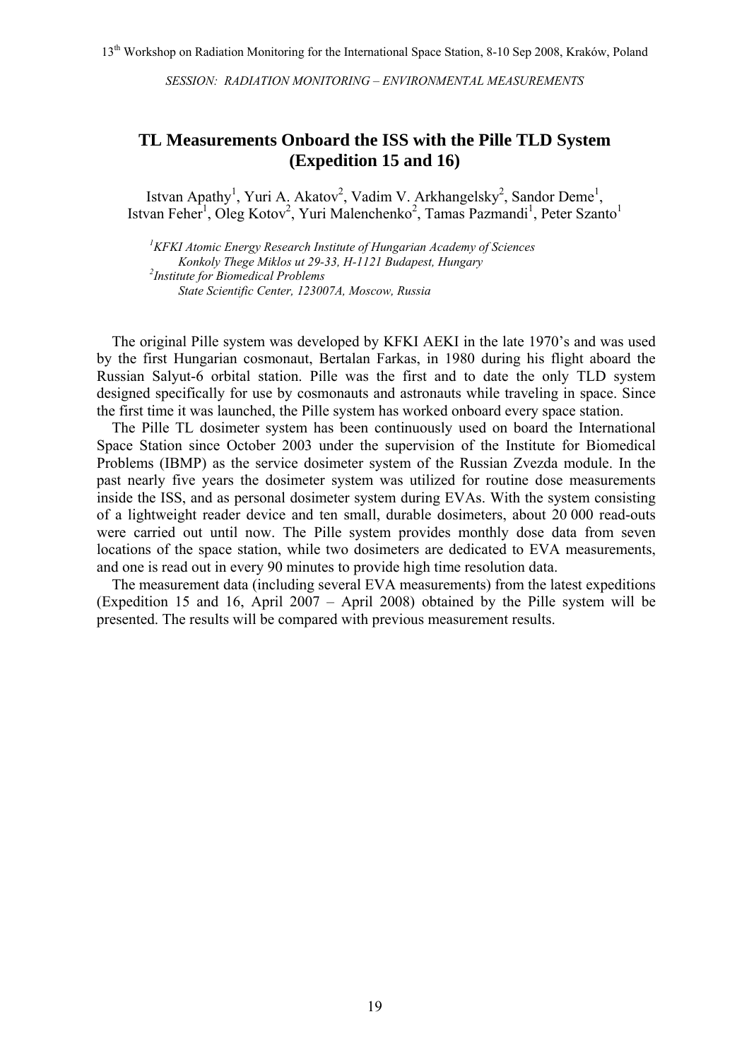# TL Measurements Onboard the ISS with the Pille TLD System (Expedition 15 and 16)

Istvan Apathy[1], Yuri A. Akatov[2], Vadim V. Arkhangelsky[2], Sandor Deme[1], Istvan Feher[1], Oleg Kotov[2], Yuri Malenchenko[2], Tamas Pazmandi[1], Peter Szanto[1]

[1] *KFKI Atomic Energy Research Institute of Hungarian Academy of Sciences*
*Konkoly Thege Miklos ut 29-33, H-1121 Budapest, Hungary*
[2] *Institute for Biomedical Problems*
*State Scientific Center, 123007A, Moscow, Russia*

The original Pille system was developed by KFKI AEKI in the late 1970's and was used by the first Hungarian cosmonaut, Bertalan Farkas, in 1980 during his flight aboard the Russian Salyut-6 orbital station. Pille was the first and to date the only TLD system designed specifically for use by cosmonauts and astronauts while traveling in space. Since the first time it was launched, the Pille system has worked onboard every space station.

The Pille TL dosimeter system has been continuously used on board the International Space Station since October 2003 under the supervision of the Institute for Biomedical Problems (IBMP) as the service dosimeter system of the Russian Zvezda module. In the past nearly five years the dosimeter system was utilized for routine dose measurements inside the ISS, and as personal dosimeter system during EVAs. With the system consisting of a lightweight reader device and ten small, durable dosimeters, about 20 000 read-outs were carried out until now. The Pille system provides monthly dose data from seven locations of the space station, while two dosimeters are dedicated to EVA measurements, and one is read out in every 90 minutes to provide high time resolution data.

The measurement data (including several EVA measurements) from the latest expeditions (Expedition 15 and 16, April 2007 – April 2008) obtained by the Pille system will be presented. The results will be compared with previous measurement results.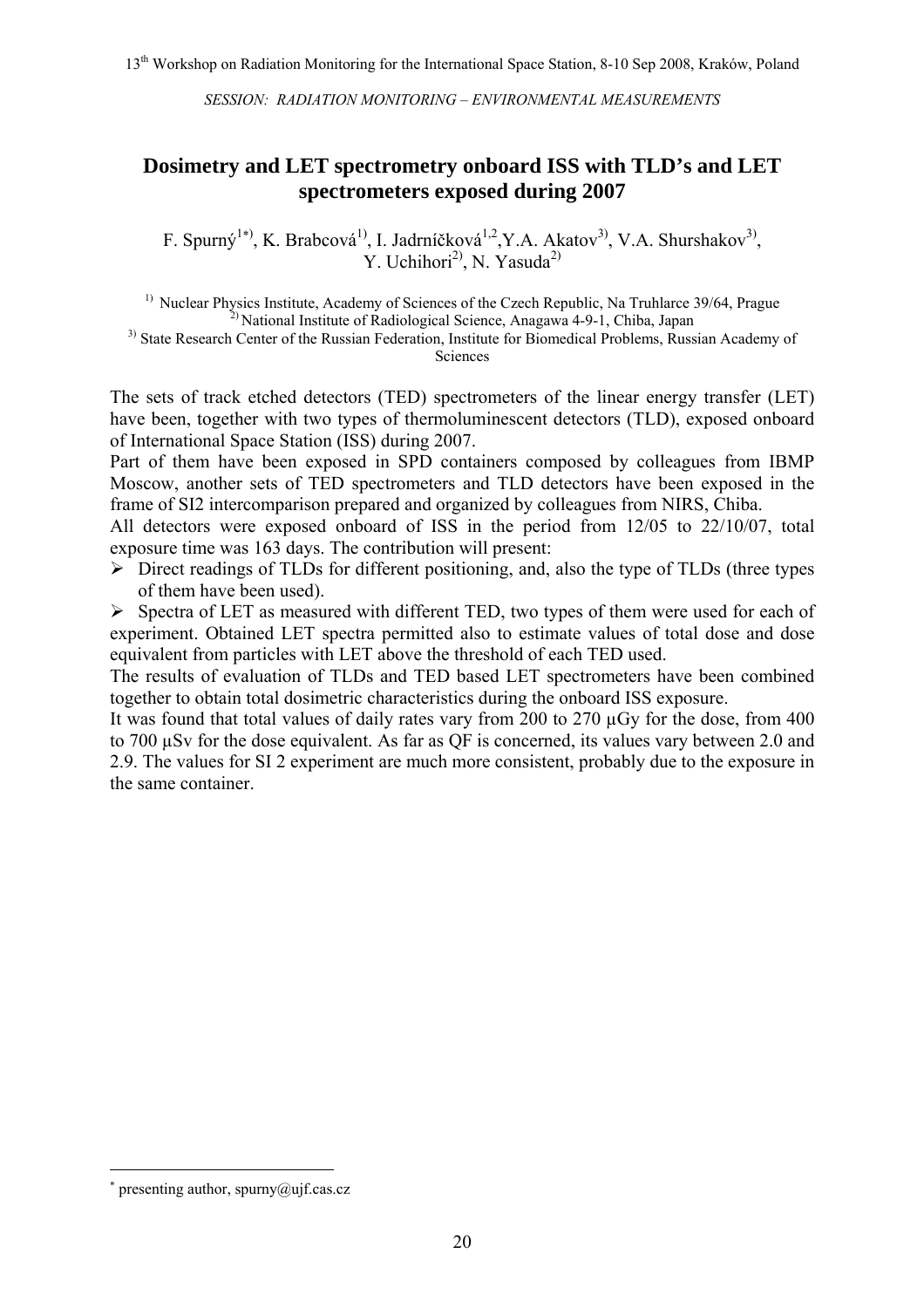SESSION: RADIATION MONITORING – ENVIRONMENTAL MEASUREMENTS

# Dosimetry and LET spectrometry onboard ISS with TLD's and LET spectrometers exposed during 2007

F. Spurný[1*], K. Brabcová[1], I. Jadrníčková[1,2], Y.A. Akatov[3], V.A. Shurshakov[3], Y. Uchihori[2], N. Yasuda[2]

[1] Nuclear Physics Institute, Academy of Sciences of the Czech Republic, Na Truhlarce 39/64, Prague
[2] National Institute of Radiological Science, Anagawa 4-9-1, Chiba, Japan
[3] State Research Center of the Russian Federation, Institute for Biomedical Problems, Russian Academy of Sciences

The sets of track etched detectors (TED) spectrometers of the linear energy transfer (LET) have been, together with two types of thermoluminescent detectors (TLD), exposed onboard of International Space Station (ISS) during 2007.

Part of them have been exposed in SPD containers composed by colleagues from IBMP Moscow, another sets of TED spectrometers and TLD detectors have been exposed in the frame of SI2 intercomparison prepared and organized by colleagues from NIRS, Chiba.

All detectors were exposed onboard of ISS in the period from 12/05 to 22/10/07, total exposure time was 163 days. The contribution will present:

- Direct readings of TLDs for different positioning, and, also the type of TLDs (three types of them have been used).
- Spectra of LET as measured with different TED, two types of them were used for each of experiment. Obtained LET spectra permitted also to estimate values of total dose and dose equivalent from particles with LET above the threshold of each TED used.

The results of evaluation of TLDs and TED based LET spectrometers have been combined together to obtain total dosimetric characteristics during the onboard ISS exposure.

It was found that total values of daily rates vary from 200 to 270 µGy for the dose, from 400 to 700 µSv for the dose equivalent. As far as QF is concerned, its values vary between 2.0 and 2.9. The values for SI 2 experiment are much more consistent, probably due to the exposure in the same container.

---

[*] presenting author, spurny@ujf.cas.cz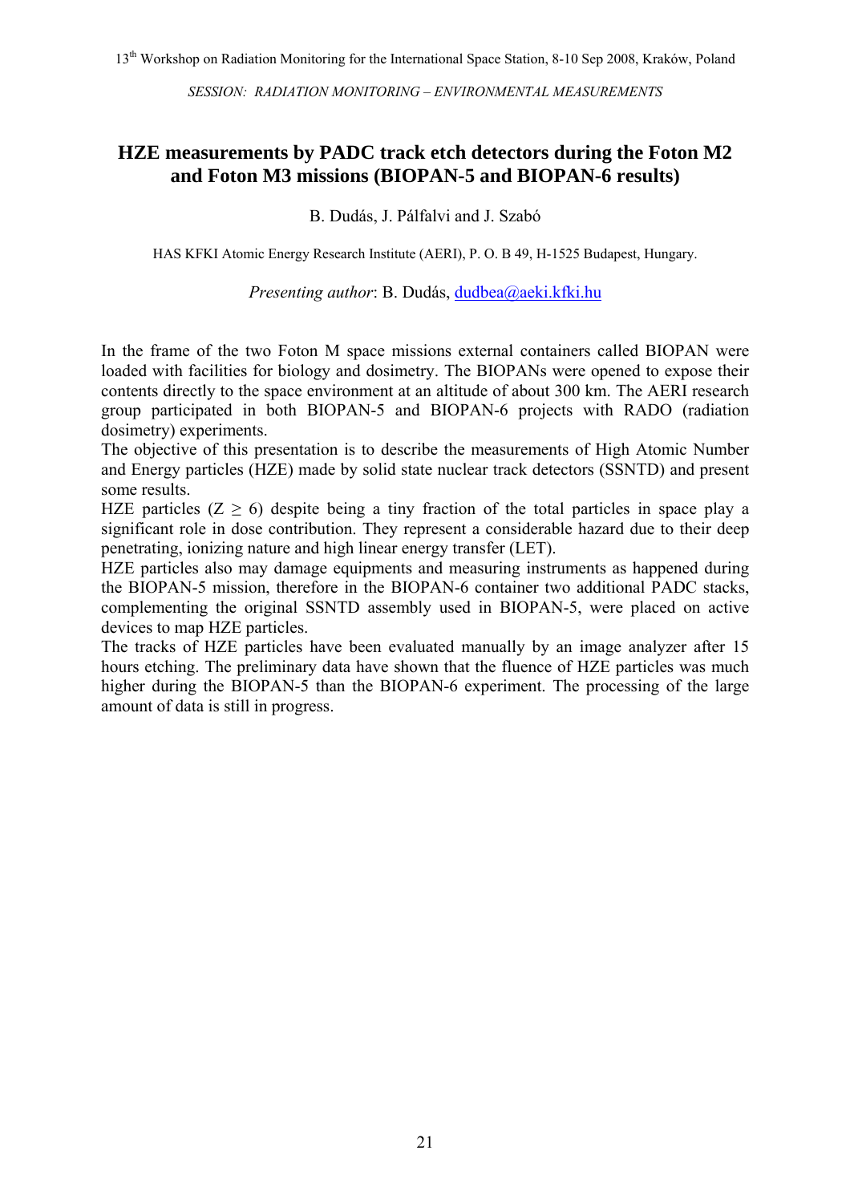SESSION: RADIATION MONITORING – ENVIRONMENTAL MEASUREMENTS

# HZE measurements by PADC track etch detectors during the Foton M2 and Foton M3 missions (BIOPAN-5 and BIOPAN-6 results)

B. Dudás, J. Pálfalvi and J. Szabó

HAS KFKI Atomic Energy Research Institute (AERI), P. O. B 49, H-1525 Budapest, Hungary.

*Presenting author*: B. Dudás, dudbea@aeki.kfki.hu

In the frame of the two Foton M space missions external containers called BIOPAN were loaded with facilities for biology and dosimetry. The BIOPANs were opened to expose their contents directly to the space environment at an altitude of about 300 km. The AERI research group participated in both BIOPAN-5 and BIOPAN-6 projects with RADO (radiation dosimetry) experiments.

The objective of this presentation is to describe the measurements of High Atomic Number and Energy particles (HZE) made by solid state nuclear track detectors (SSNTD) and present some results.

HZE particles ($Z \geq 6$) despite being a tiny fraction of the total particles in space play a significant role in dose contribution. They represent a considerable hazard due to their deep penetrating, ionizing nature and high linear energy transfer (LET).

HZE particles also may damage equipments and measuring instruments as happened during the BIOPAN-5 mission, therefore in the BIOPAN-6 container two additional PADC stacks, complementing the original SSNTD assembly used in BIOPAN-5, were placed on active devices to map HZE particles.

The tracks of HZE particles have been evaluated manually by an image analyzer after 15 hours etching. The preliminary data have shown that the fluence of HZE particles was much higher during the BIOPAN-5 than the BIOPAN-6 experiment. The processing of the large amount of data is still in progress.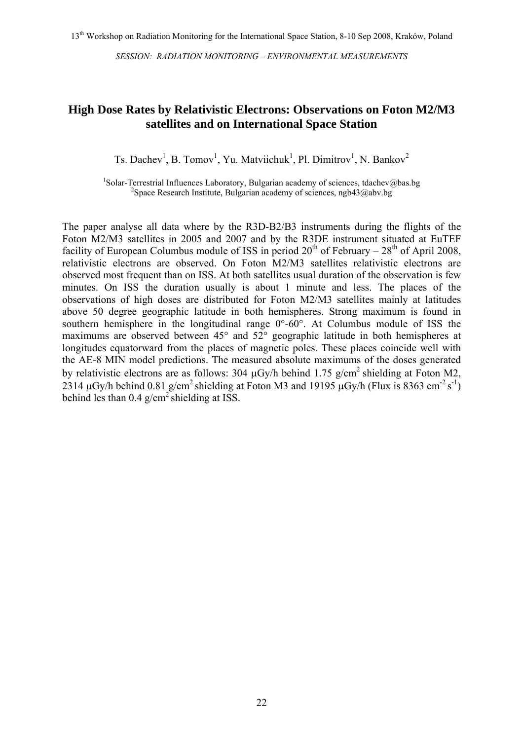# High Dose Rates by Relativistic Electrons: Observations on Foton M2/M3 satellites and on International Space Station

Ts. Dachev[1], B. Tomov[1], Yu. Matviichuk[1], Pl. Dimitrov[1], N. Bankov[2]

[1]Solar-Terrestrial Influences Laboratory, Bulgarian academy of sciences, tdachev@bas.bg
[2]Space Research Institute, Bulgarian academy of sciences, ngb43@abv.bg

The paper analyse all data where by the R3D-B2/B3 instruments during the flights of the Foton M2/M3 satellites in 2005 and 2007 and by the R3DE instrument situated at EuTEF facility of European Columbus module of ISS in period 20$^{th}$ of February – 28$^{th}$ of April 2008, relativistic electrons are observed. On Foton M2/M3 satellites relativistic electrons are observed most frequent than on ISS. At both satellites usual duration of the observation is few minutes. On ISS the duration usually is about 1 minute and less. The places of the observations of high doses are distributed for Foton M2/M3 satellites mainly at latitudes above 50 degree geographic latitude in both hemispheres. Strong maximum is found in southern hemisphere in the longitudinal range 0°-60°. At Columbus module of ISS the maximums are observed between 45° and 52° geographic latitude in both hemispheres at longitudes equatorward from the places of magnetic poles. These places coincide well with the AE-8 MIN model predictions. The measured absolute maximums of the doses generated by relativistic electrons are as follows: 304 μGy/h behind 1.75 g/cm$^2$ shielding at Foton M2, 2314 μGy/h behind 0.81 g/cm$^2$ shielding at Foton M3 and 19195 μGy/h (Flux is 8363 cm$^{-2}$ s$^{-1}$) behind les than 0.4 g/cm$^2$ shielding at ISS.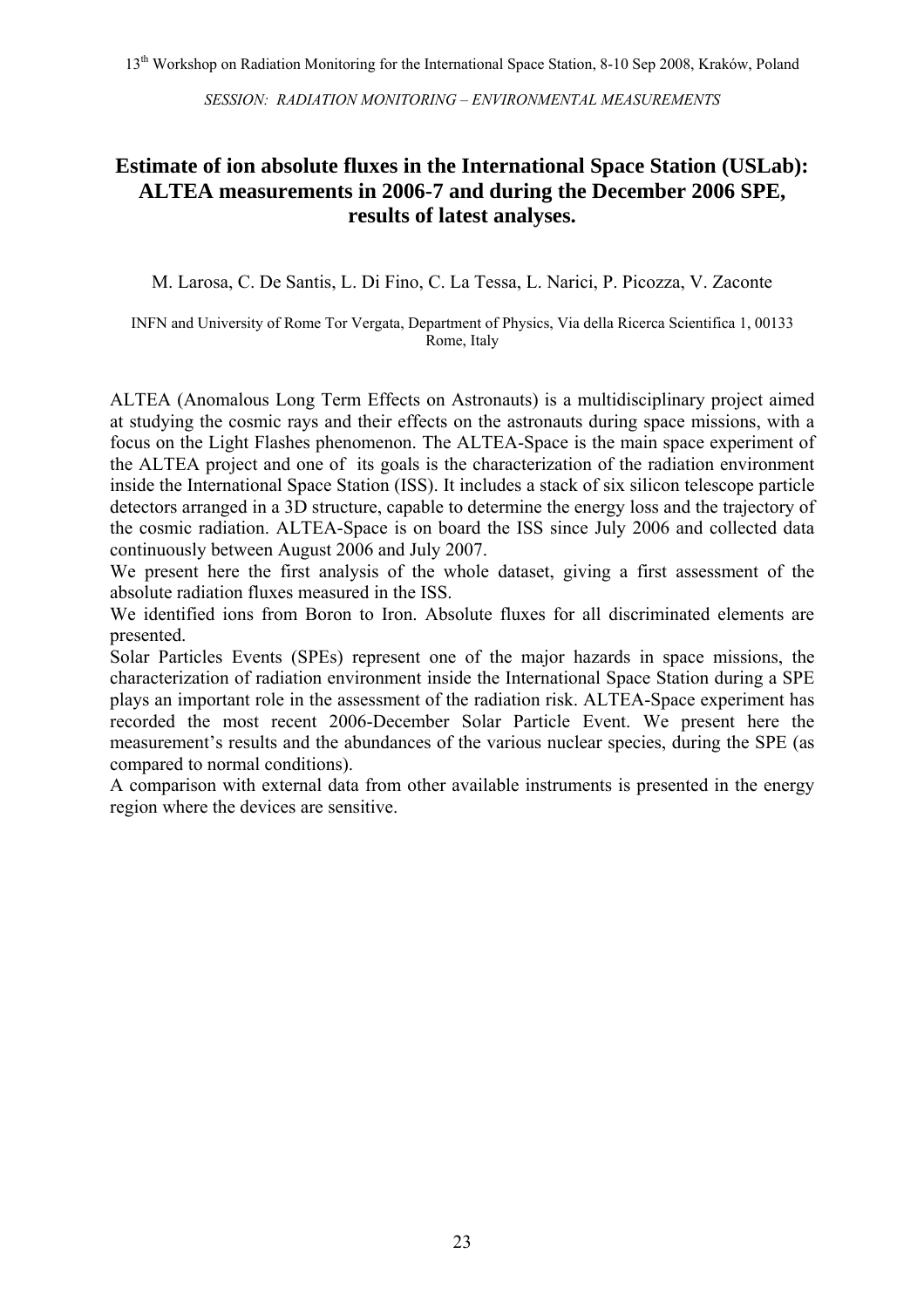# Estimate of ion absolute fluxes in the International Space Station (USLab): ALTEA measurements in 2006-7 and during the December 2006 SPE, results of latest analyses.

M. Larosa, C. De Santis, L. Di Fino, C. La Tessa, L. Narici, P. Picozza, V. Zaconte

INFN and University of Rome Tor Vergata, Department of Physics, Via della Ricerca Scientifica 1, 00133 Rome, Italy

ALTEA (Anomalous Long Term Effects on Astronauts) is a multidisciplinary project aimed at studying the cosmic rays and their effects on the astronauts during space missions, with a focus on the Light Flashes phenomenon. The ALTEA-Space is the main space experiment of the ALTEA project and one of its goals is the characterization of the radiation environment inside the International Space Station (ISS). It includes a stack of six silicon telescope particle detectors arranged in a 3D structure, capable to determine the energy loss and the trajectory of the cosmic radiation. ALTEA-Space is on board the ISS since July 2006 and collected data continuously between August 2006 and July 2007.

We present here the first analysis of the whole dataset, giving a first assessment of the absolute radiation fluxes measured in the ISS.

We identified ions from Boron to Iron. Absolute fluxes for all discriminated elements are presented.

Solar Particles Events (SPEs) represent one of the major hazards in space missions, the characterization of radiation environment inside the International Space Station during a SPE plays an important role in the assessment of the radiation risk. ALTEA-Space experiment has recorded the most recent 2006-December Solar Particle Event. We present here the measurement's results and the abundances of the various nuclear species, during the SPE (as compared to normal conditions).

A comparison with external data from other available instruments is presented in the energy region where the devices are sensitive.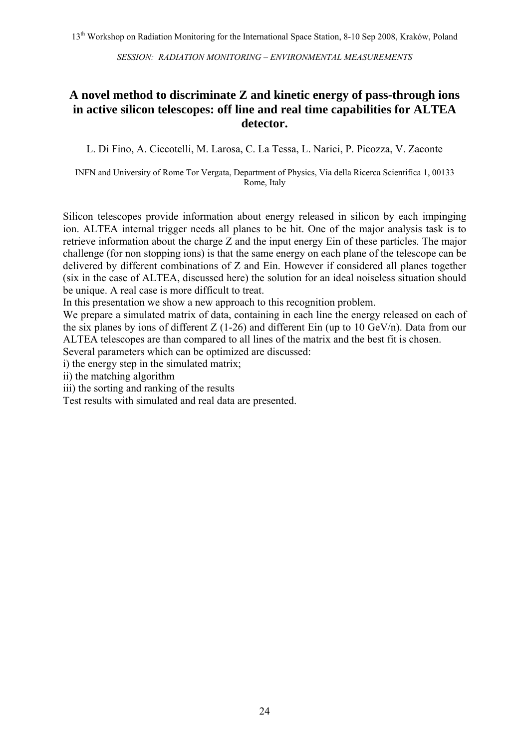*SESSION: RADIATION MONITORING – ENVIRONMENTAL MEASUREMENTS*

# A novel method to discriminate Z and kinetic energy of pass-through ions in active silicon telescopes: off line and real time capabilities for ALTEA detector.

L. Di Fino, A. Ciccotelli, M. Larosa, C. La Tessa, L. Narici, P. Picozza, V. Zaconte

INFN and University of Rome Tor Vergata, Department of Physics, Via della Ricerca Scientifica 1, 00133 Rome, Italy

Silicon telescopes provide information about energy released in silicon by each impinging ion. ALTEA internal trigger needs all planes to be hit. One of the major analysis task is to retrieve information about the charge Z and the input energy Ein of these particles. The major challenge (for non stopping ions) is that the same energy on each plane of the telescope can be delivered by different combinations of Z and Ein. However if considered all planes together (six in the case of ALTEA, discussed here) the solution for an ideal noiseless situation should be unique. A real case is more difficult to treat.

In this presentation we show a new approach to this recognition problem.

We prepare a simulated matrix of data, containing in each line the energy released on each of the six planes by ions of different Z (1-26) and different Ein (up to 10 GeV/n). Data from our ALTEA telescopes are than compared to all lines of the matrix and the best fit is chosen.

Several parameters which can be optimized are discussed:

i) the energy step in the simulated matrix;

ii) the matching algorithm

iii) the sorting and ranking of the results

Test results with simulated and real data are presented.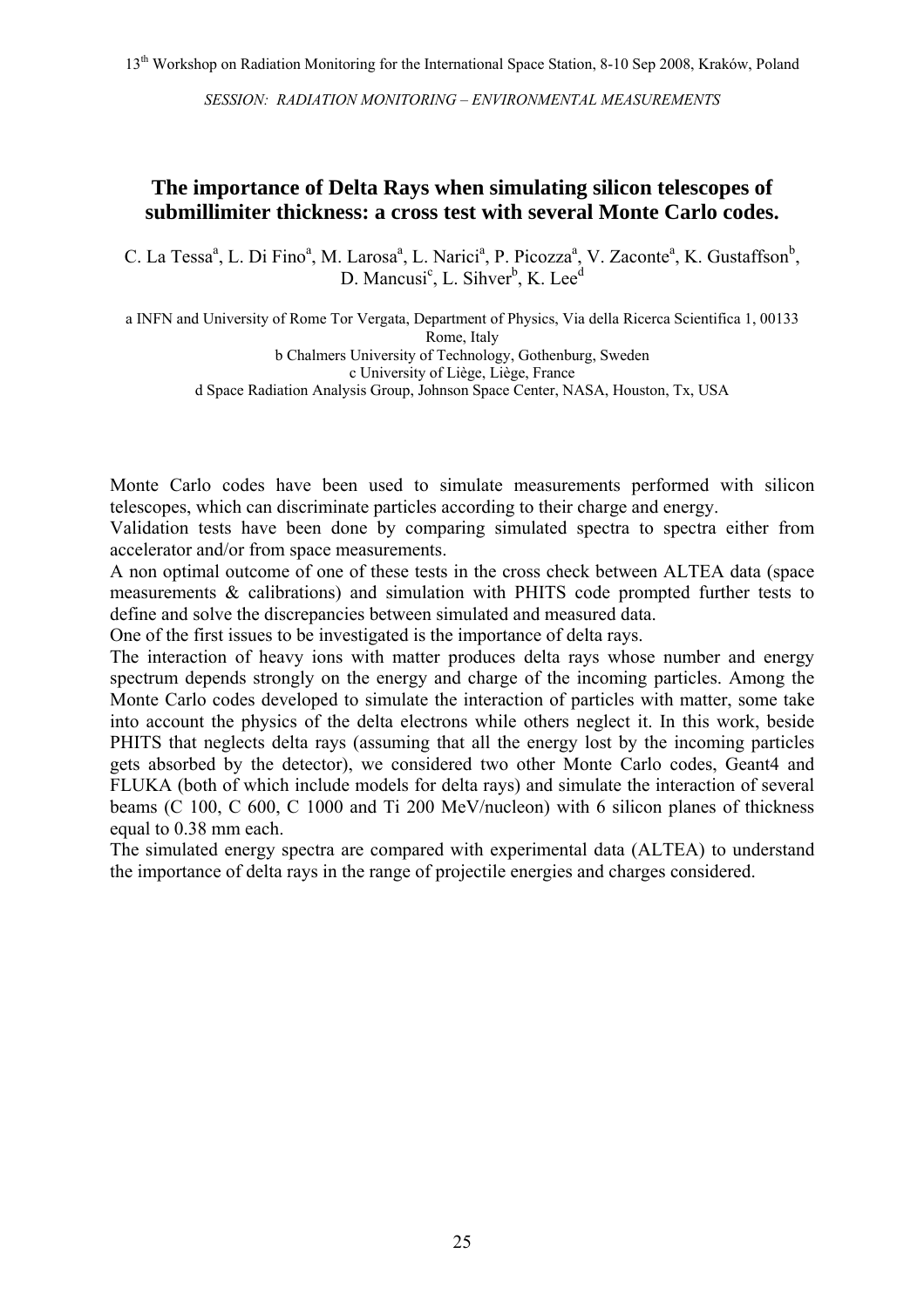## The importance of Delta Rays when simulating silicon telescopes of submillimiter thickness: a cross test with several Monte Carlo codes.

C. La Tessa[a], L. Di Fino[a], M. Larosa[a], L. Narici[a], P. Picozza[a], V. Zaconte[a], K. Gustaffson[b], D. Mancusi[c], L. Sihver[b], K. Lee[d]

a INFN and University of Rome Tor Vergata, Department of Physics, Via della Ricerca Scientifica 1, 00133 Rome, Italy
b Chalmers University of Technology, Gothenburg, Sweden
c University of Liège, Liège, France
d Space Radiation Analysis Group, Johnson Space Center, NASA, Houston, Tx, USA

Monte Carlo codes have been used to simulate measurements performed with silicon telescopes, which can discriminate particles according to their charge and energy.
Validation tests have been done by comparing simulated spectra to spectra either from accelerator and/or from space measurements.
A non optimal outcome of one of these tests in the cross check between ALTEA data (space measurements & calibrations) and simulation with PHITS code prompted further tests to define and solve the discrepancies between simulated and measured data.
One of the first issues to be investigated is the importance of delta rays.
The interaction of heavy ions with matter produces delta rays whose number and energy spectrum depends strongly on the energy and charge of the incoming particles. Among the Monte Carlo codes developed to simulate the interaction of particles with matter, some take into account the physics of the delta electrons while others neglect it. In this work, beside PHITS that neglects delta rays (assuming that all the energy lost by the incoming particles gets absorbed by the detector), we considered two other Monte Carlo codes, Geant4 and FLUKA (both of which include models for delta rays) and simulate the interaction of several beams (C 100, C 600, C 1000 and Ti 200 MeV/nucleon) with 6 silicon planes of thickness equal to 0.38 mm each.
The simulated energy spectra are compared with experimental data (ALTEA) to understand the importance of delta rays in the range of projectile energies and charges considered.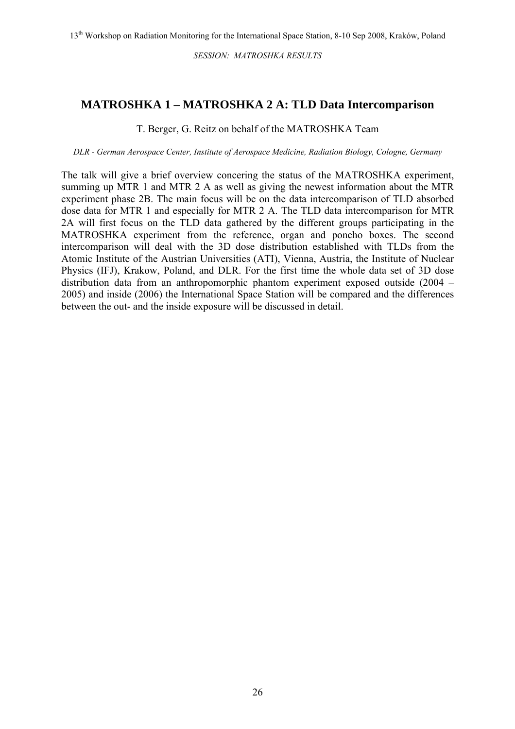*SESSION: MATROSHKA RESULTS*

## MATROSHKA 1 – MATROSHKA 2 A: TLD Data Intercomparison

T. Berger, G. Reitz on behalf of the MATROSHKA Team

*DLR - German Aerospace Center, Institute of Aerospace Medicine, Radiation Biology, Cologne, Germany*

The talk will give a brief overview concering the status of the MATROSHKA experiment, summing up MTR 1 and MTR 2 A as well as giving the newest information about the MTR experiment phase 2B. The main focus will be on the data intercomparison of TLD absorbed dose data for MTR 1 and especially for MTR 2 A. The TLD data intercomparison for MTR 2A will first focus on the TLD data gathered by the different groups participating in the MATROSHKA experiment from the reference, organ and poncho boxes. The second intercomparison will deal with the 3D dose distribution established with TLDs from the Atomic Institute of the Austrian Universities (ATI), Vienna, Austria, the Institute of Nuclear Physics (IFJ), Krakow, Poland, and DLR. For the first time the whole data set of 3D dose distribution data from an anthropomorphic phantom experiment exposed outside (2004 – 2005) and inside (2006) the International Space Station will be compared and the differences between the out- and the inside exposure will be discussed in detail.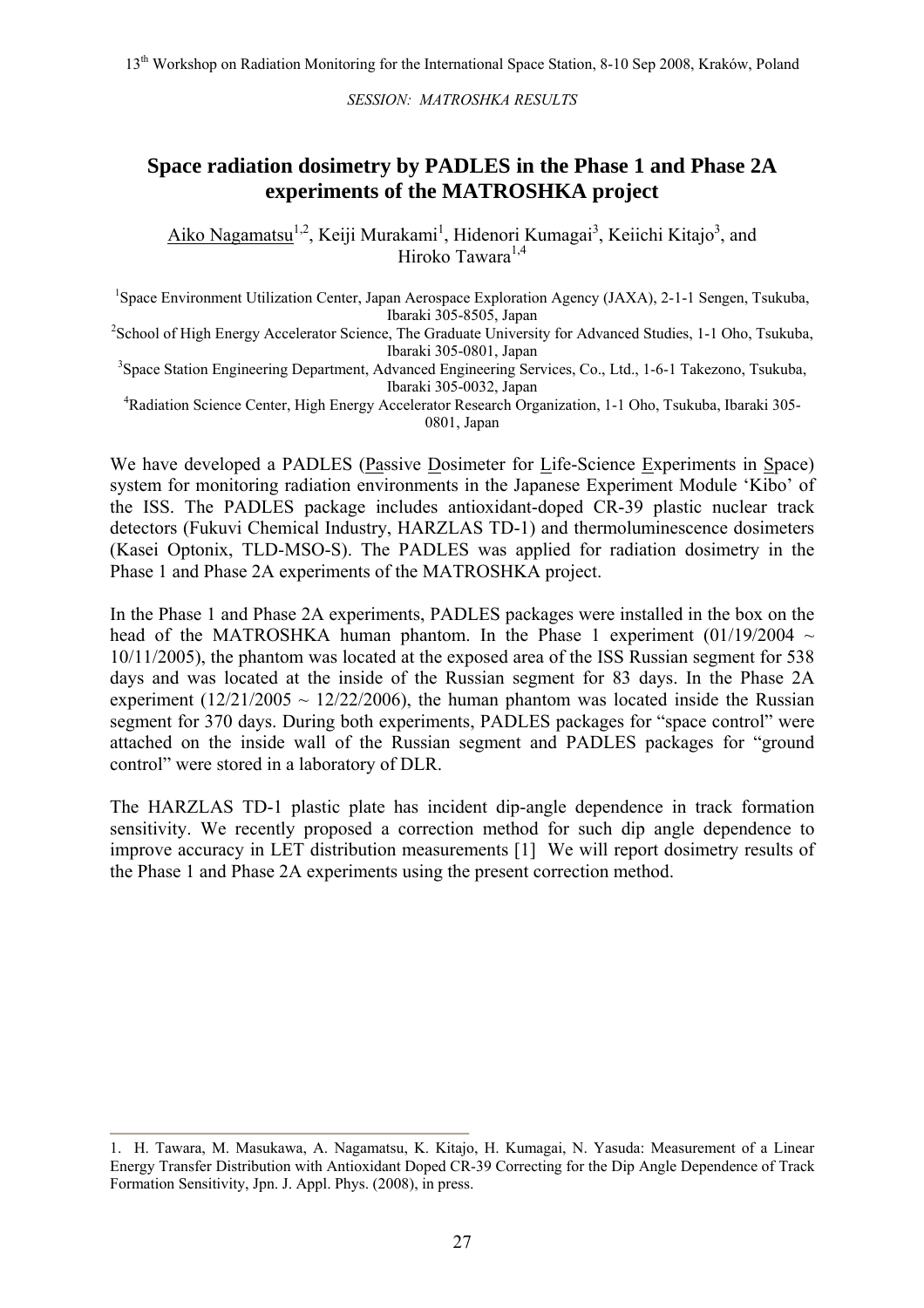*SESSION: MATROSHKA RESULTS*

# Space radiation dosimetry by PADLES in the Phase 1 and Phase 2A experiments of the MATROSHKA project

Aiko Nagamatsu[1,2], Keiji Murakami[1], Hidenori Kumagai[3], Keiichi Kitajo[3], and Hiroko Tawara[1,4]

[1]Space Environment Utilization Center, Japan Aerospace Exploration Agency (JAXA), 2-1-1 Sengen, Tsukuba, Ibaraki 305-8505, Japan

[2]School of High Energy Accelerator Science, The Graduate University for Advanced Studies, 1-1 Oho, Tsukuba, Ibaraki 305-0801, Japan

[3]Space Station Engineering Department, Advanced Engineering Services, Co., Ltd., 1-6-1 Takezono, Tsukuba, Ibaraki 305-0032, Japan

[4]Radiation Science Center, High Energy Accelerator Research Organization, 1-1 Oho, Tsukuba, Ibaraki 305-0801, Japan

We have developed a PADLES (Passive Dosimeter for Life-Science Experiments in Space) system for monitoring radiation environments in the Japanese Experiment Module 'Kibo' of the ISS. The PADLES package includes antioxidant-doped CR-39 plastic nuclear track detectors (Fukuvi Chemical Industry, HARZLAS TD-1) and thermoluminescence dosimeters (Kasei Optonix, TLD-MSO-S). The PADLES was applied for radiation dosimetry in the Phase 1 and Phase 2A experiments of the MATROSHKA project.

In the Phase 1 and Phase 2A experiments, PADLES packages were installed in the box on the head of the MATROSHKA human phantom. In the Phase 1 experiment (01/19/2004 ~ 10/11/2005), the phantom was located at the exposed area of the ISS Russian segment for 538 days and was located at the inside of the Russian segment for 83 days. In the Phase 2A experiment (12/21/2005 ~ 12/22/2006), the human phantom was located inside the Russian segment for 370 days. During both experiments, PADLES packages for "space control" were attached on the inside wall of the Russian segment and PADLES packages for "ground control" were stored in a laboratory of DLR.

The HARZLAS TD-1 plastic plate has incident dip-angle dependence in track formation sensitivity. We recently proposed a correction method for such dip angle dependence to improve accuracy in LET distribution measurements [1] We will report dosimetry results of the Phase 1 and Phase 2A experiments using the present correction method.

---

1. H. Tawara, M. Masukawa, A. Nagamatsu, K. Kitajo, H. Kumagai, N. Yasuda: Measurement of a Linear Energy Transfer Distribution with Antioxidant Doped CR-39 Correcting for the Dip Angle Dependence of Track Formation Sensitivity, Jpn. J. Appl. Phys. (2008), in press.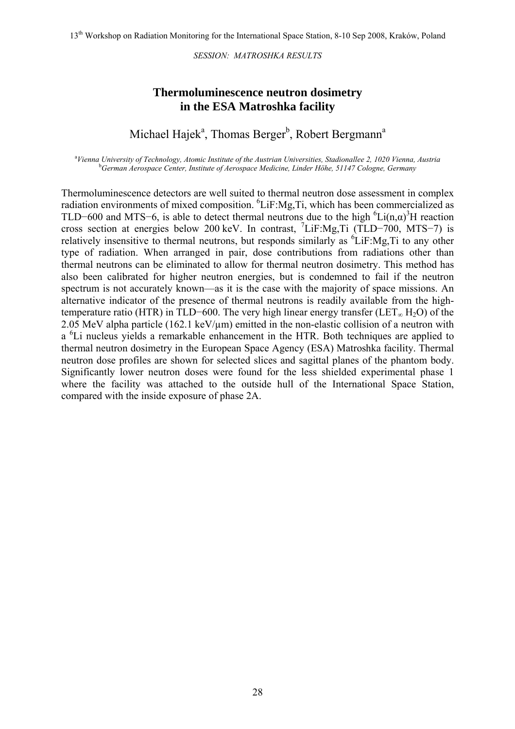SESSION: MATROSHKA RESULTS

# Thermoluminescence neutron dosimetry in the ESA Matroshka facility

Michael Hajek[a], Thomas Berger[b], Robert Bergmann[a]

[a]*Vienna University of Technology, Atomic Institute of the Austrian Universities, Stadionallee 2, 1020 Vienna, Austria*
[b]*German Aerospace Center, Institute of Aerospace Medicine, Linder Höhe, 51147 Cologne, Germany*

Thermoluminescence detectors are well suited to thermal neutron dose assessment in complex radiation environments of mixed composition. $^{6}$LiF:Mg,Ti, which has been commercialized as TLD−600 and MTS−6, is able to detect thermal neutrons due to the high $^{6}$Li(n,α)$^{3}$H reaction cross section at energies below 200 keV. In contrast, $^{7}$LiF:Mg,Ti (TLD−700, MTS−7) is relatively insensitive to thermal neutrons, but responds similarly as $^{6}$LiF:Mg,Ti to any other type of radiation. When arranged in pair, dose contributions from radiations other than thermal neutrons can be eliminated to allow for thermal neutron dosimetry. This method has also been calibrated for higher neutron energies, but is condemned to fail if the neutron spectrum is not accurately known—as it is the case with the majority of space missions. An alternative indicator of the presence of thermal neutrons is readily available from the high-temperature ratio (HTR) in TLD−600. The very high linear energy transfer ($LET_{\infty}$ $H_2O$) of the 2.05 MeV alpha particle (162.1 keV/μm) emitted in the non-elastic collision of a neutron with a $^{6}$Li nucleus yields a remarkable enhancement in the HTR. Both techniques are applied to thermal neutron dosimetry in the European Space Agency (ESA) Matroshka facility. Thermal neutron dose profiles are shown for selected slices and sagittal planes of the phantom body. Significantly lower neutron doses were found for the less shielded experimental phase 1 where the facility was attached to the outside hull of the International Space Station, compared with the inside exposure of phase 2A.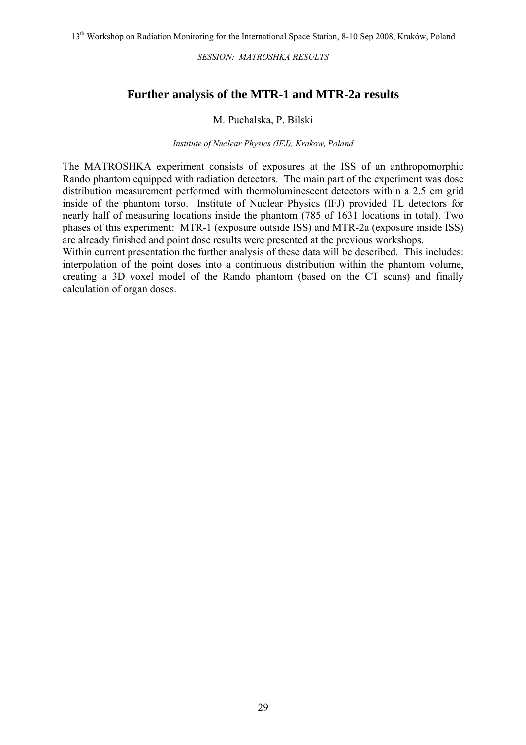SESSION: MATROSHKA RESULTS

# Further analysis of the MTR-1 and MTR-2a results

M. Puchalska, P. Bilski

*Institute of Nuclear Physics (IFJ), Krakow, Poland*

The MATROSHKA experiment consists of exposures at the ISS of an anthropomorphic Rando phantom equipped with radiation detectors. The main part of the experiment was dose distribution measurement performed with thermoluminescent detectors within a 2.5 cm grid inside of the phantom torso. Institute of Nuclear Physics (IFJ) provided TL detectors for nearly half of measuring locations inside the phantom (785 of 1631 locations in total). Two phases of this experiment: MTR-1 (exposure outside ISS) and MTR-2a (exposure inside ISS) are already finished and point dose results were presented at the previous workshops.

Within current presentation the further analysis of these data will be described. This includes: interpolation of the point doses into a continuous distribution within the phantom volume, creating a 3D voxel model of the Rando phantom (based on the CT scans) and finally calculation of organ doses.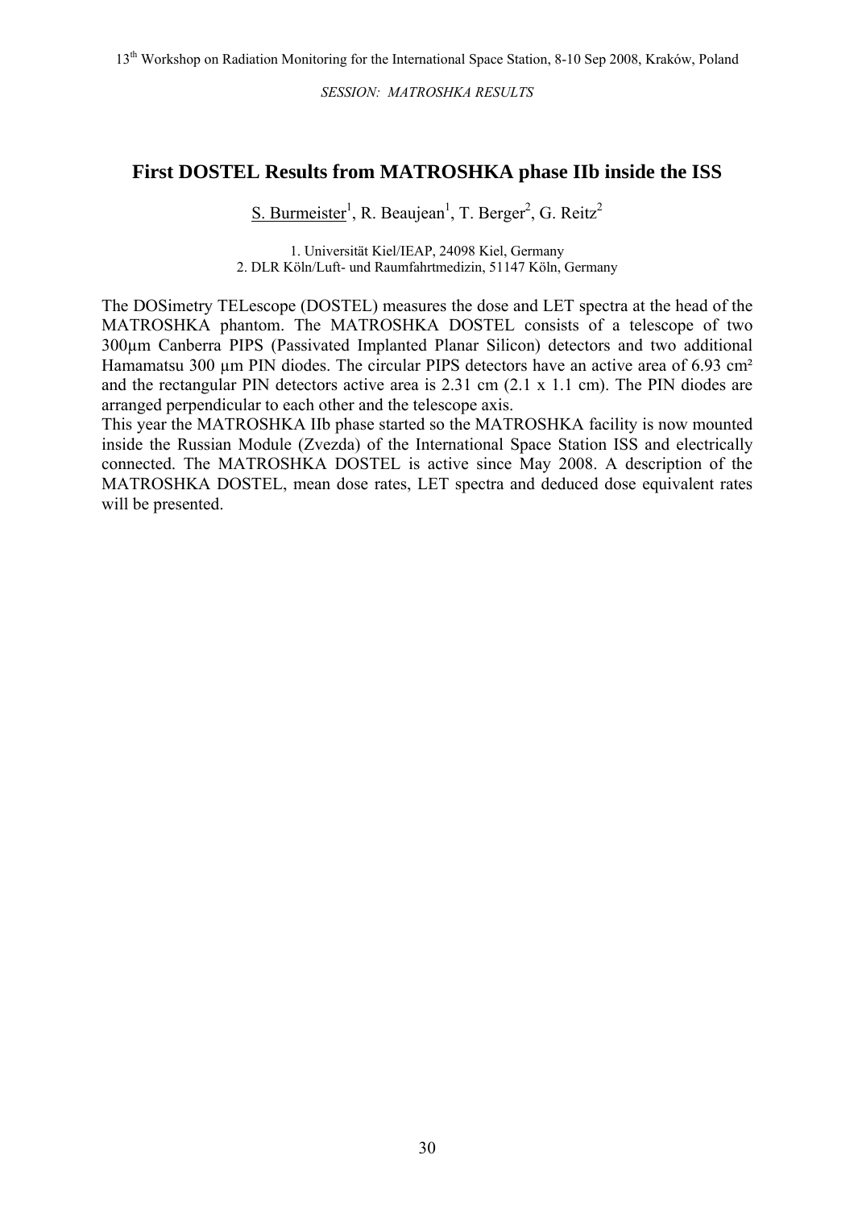*SESSION: MATROSHKA RESULTS*

## First DOSTEL Results from MATROSHKA phase IIb inside the ISS

S. Burmeister[1], R. Beaujean[1], T. Berger[2], G. Reitz[2]

1. Universität Kiel/IEAP, 24098 Kiel, Germany
2. DLR Köln/Luft- und Raumfahrtmedizin, 51147 Köln, Germany

The DOSimetry TELescope (DOSTEL) measures the dose and LET spectra at the head of the MATROSHKA phantom. The MATROSHKA DOSTEL consists of a telescope of two 300µm Canberra PIPS (Passivated Implanted Planar Silicon) detectors and two additional Hamamatsu 300 µm PIN diodes. The circular PIPS detectors have an active area of 6.93 cm² and the rectangular PIN detectors active area is 2.31 cm (2.1 x 1.1 cm). The PIN diodes are arranged perpendicular to each other and the telescope axis.

This year the MATROSHKA IIb phase started so the MATROSHKA facility is now mounted inside the Russian Module (Zvezda) of the International Space Station ISS and electrically connected. The MATROSHKA DOSTEL is active since May 2008. A description of the MATROSHKA DOSTEL, mean dose rates, LET spectra and deduced dose equivalent rates will be presented.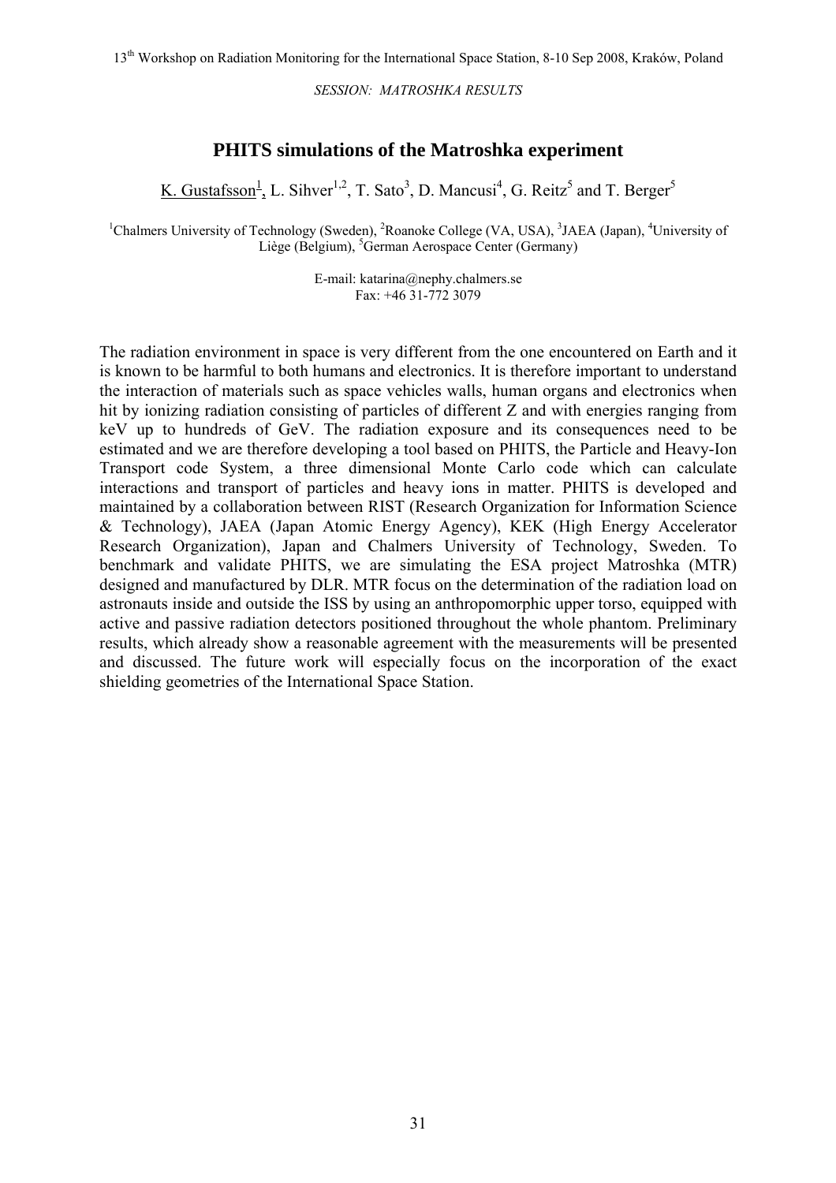*SESSION: MATROSHKA RESULTS*

# PHITS simulations of the Matroshka experiment

K. Gustafsson[1], L. Sihver[1,2], T. Sato[3], D. Mancusi[4], G. Reitz[5] and T. Berger[5]

[1]Chalmers University of Technology (Sweden), [2]Roanoke College (VA, USA), [3]JAEA (Japan), [4]University of Liège (Belgium), [5]German Aerospace Center (Germany)

E-mail: katarina@nephy.chalmers.se
Fax: +46 31-772 3079

The radiation environment in space is very different from the one encountered on Earth and it is known to be harmful to both humans and electronics. It is therefore important to understand the interaction of materials such as space vehicles walls, human organs and electronics when hit by ionizing radiation consisting of particles of different Z and with energies ranging from keV up to hundreds of GeV. The radiation exposure and its consequences need to be estimated and we are therefore developing a tool based on PHITS, the Particle and Heavy-Ion Transport code System, a three dimensional Monte Carlo code which can calculate interactions and transport of particles and heavy ions in matter. PHITS is developed and maintained by a collaboration between RIST (Research Organization for Information Science & Technology), JAEA (Japan Atomic Energy Agency), KEK (High Energy Accelerator Research Organization), Japan and Chalmers University of Technology, Sweden. To benchmark and validate PHITS, we are simulating the ESA project Matroshka (MTR) designed and manufactured by DLR. MTR focus on the determination of the radiation load on astronauts inside and outside the ISS by using an anthropomorphic upper torso, equipped with active and passive radiation detectors positioned throughout the whole phantom. Preliminary results, which already show a reasonable agreement with the measurements will be presented and discussed. The future work will especially focus on the incorporation of the exact shielding geometries of the International Space Station.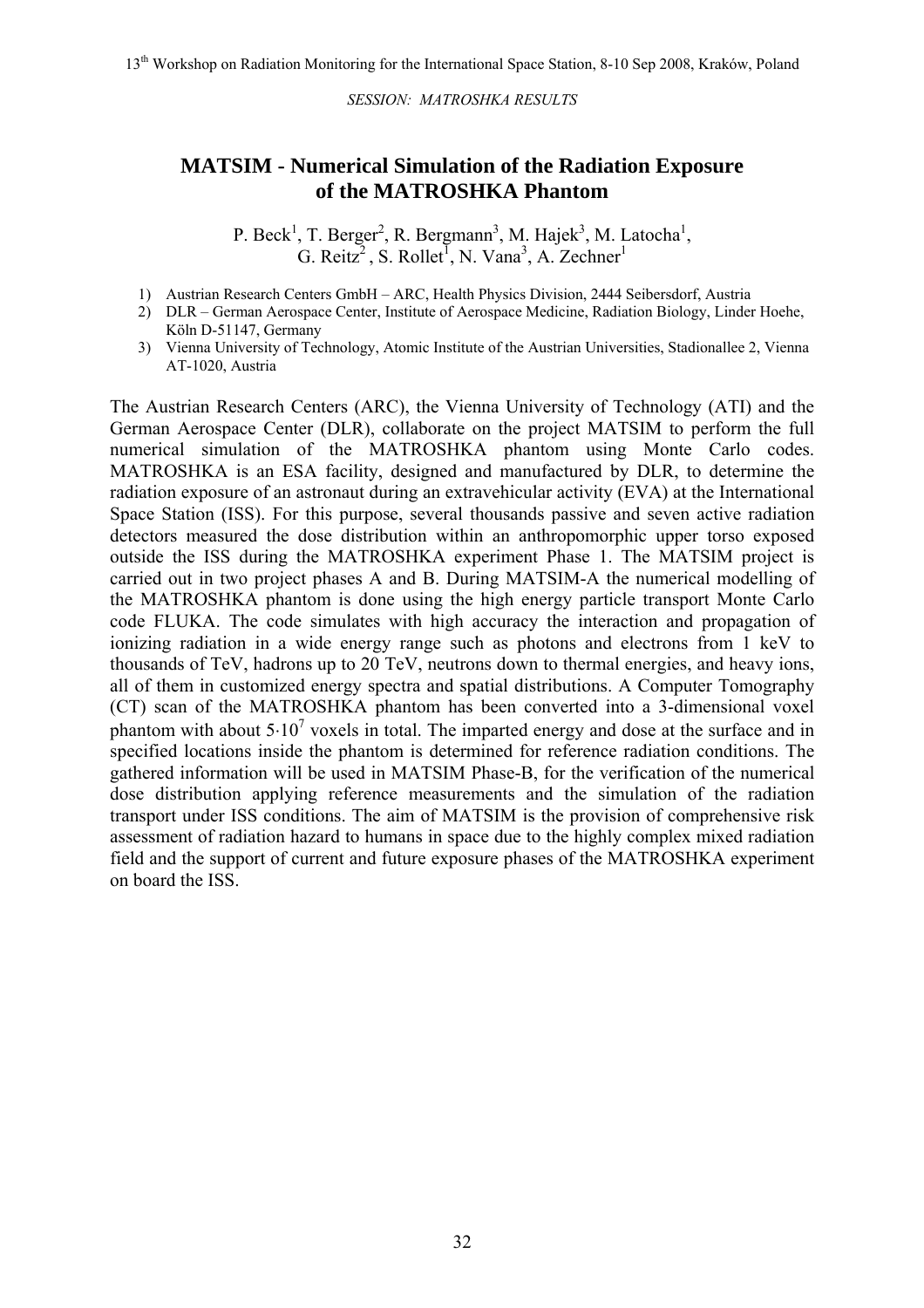*SESSION: MATROSHKA RESULTS*

# MATSIM - Numerical Simulation of the Radiation Exposure of the MATROSHKA Phantom

P. Beck[1], T. Berger[2], R. Bergmann[3], M. Hajek[3], M. Latocha[1], G. Reitz[2], S. Rollet[1], N. Vana[3], A. Zechner[1]

1) Austrian Research Centers GmbH – ARC, Health Physics Division, 2444 Seibersdorf, Austria
2) DLR – German Aerospace Center, Institute of Aerospace Medicine, Radiation Biology, Linder Hoehe, Köln D-51147, Germany
3) Vienna University of Technology, Atomic Institute of the Austrian Universities, Stadionallee 2, Vienna AT-1020, Austria

The Austrian Research Centers (ARC), the Vienna University of Technology (ATI) and the German Aerospace Center (DLR), collaborate on the project MATSIM to perform the full numerical simulation of the MATROSHKA phantom using Monte Carlo codes. MATROSHKA is an ESA facility, designed and manufactured by DLR, to determine the radiation exposure of an astronaut during an extravehicular activity (EVA) at the International Space Station (ISS). For this purpose, several thousands passive and seven active radiation detectors measured the dose distribution within an anthropomorphic upper torso exposed outside the ISS during the MATROSHKA experiment Phase 1. The MATSIM project is carried out in two project phases A and B. During MATSIM-A the numerical modelling of the MATROSHKA phantom is done using the high energy particle transport Monte Carlo code FLUKA. The code simulates with high accuracy the interaction and propagation of ionizing radiation in a wide energy range such as photons and electrons from 1 keV to thousands of TeV, hadrons up to 20 TeV, neutrons down to thermal energies, and heavy ions, all of them in customized energy spectra and spatial distributions. A Computer Tomography (CT) scan of the MATROSHKA phantom has been converted into a 3-dimensional voxel phantom with about $5 \cdot 10^7$ voxels in total. The imparted energy and dose at the surface and in specified locations inside the phantom is determined for reference radiation conditions. The gathered information will be used in MATSIM Phase-B, for the verification of the numerical dose distribution applying reference measurements and the simulation of the radiation transport under ISS conditions. The aim of MATSIM is the provision of comprehensive risk assessment of radiation hazard to humans in space due to the highly complex mixed radiation field and the support of current and future exposure phases of the MATROSHKA experiment on board the ISS.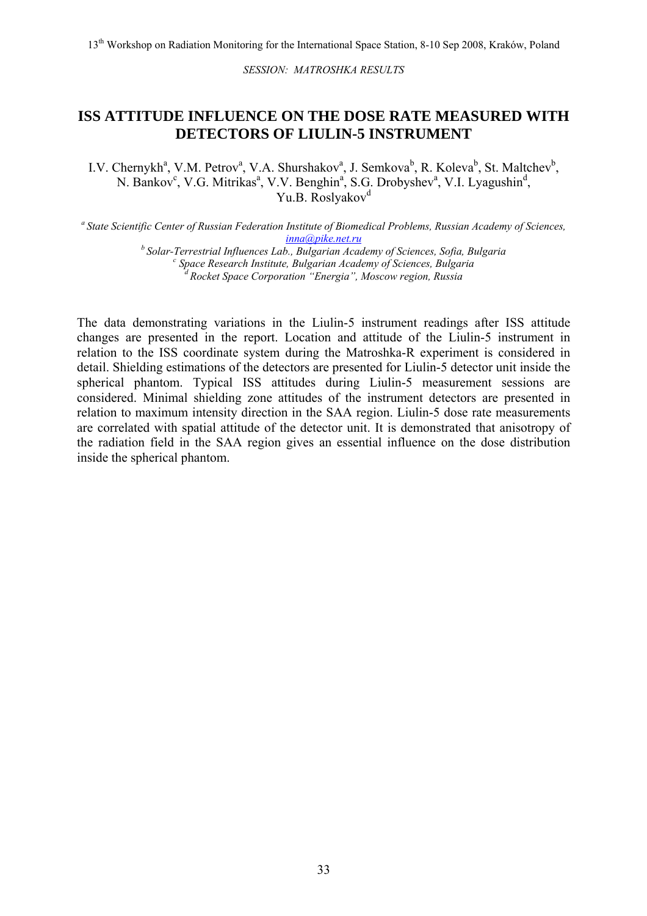*SESSION: MATROSHKA RESULTS*

# ISS ATTITUDE INFLUENCE ON THE DOSE RATE MEASURED WITH DETECTORS OF LIULIN-5 INSTRUMENT

I.V. Chernykh[a], V.M. Petrov[a], V.A. Shurshakov[a], J. Semkova[b], R. Koleva[b], St. Maltchev[b], N. Bankov[c], V.G. Mitrikas[a], V.V. Benghin[a], S.G. Drobyshev[a], V.I. Lyagushin[d], Yu.B. Roslyakov[d]

[a] *State Scientific Center of Russian Federation Institute of Biomedical Problems, Russian Academy of Sciences, inna@pike.net.ru*

[b] *Solar-Terrestrial Influences Lab., Bulgarian Academy of Sciences, Sofia, Bulgaria*

[c] *Space Research Institute, Bulgarian Academy of Sciences, Bulgaria*

[d] *Rocket Space Corporation "Energia", Moscow region, Russia*

The data demonstrating variations in the Liulin-5 instrument readings after ISS attitude changes are presented in the report. Location and attitude of the Liulin-5 instrument in relation to the ISS coordinate system during the Matroshka-R experiment is considered in detail. Shielding estimations of the detectors are presented for Liulin-5 detector unit inside the spherical phantom. Typical ISS attitudes during Liulin-5 measurement sessions are considered. Minimal shielding zone attitudes of the instrument detectors are presented in relation to maximum intensity direction in the SAA region. Liulin-5 dose rate measurements are correlated with spatial attitude of the detector unit. It is demonstrated that anisotropy of the radiation field in the SAA region gives an essential influence on the dose distribution inside the spherical phantom.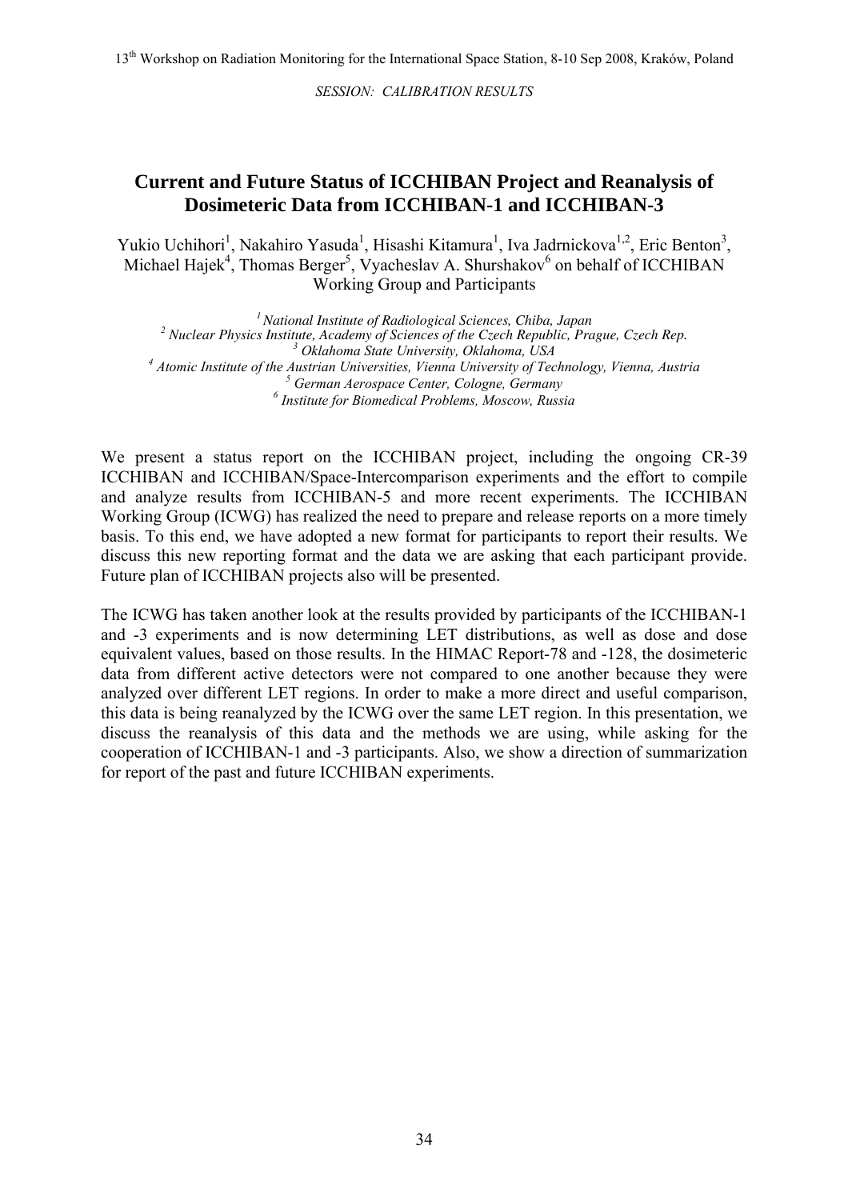SESSION: CALIBRATION RESULTS

# Current and Future Status of ICCHIBAN Project and Reanalysis of Dosimeteric Data from ICCHIBAN-1 and ICCHIBAN-3

Yukio Uchihori[1], Nakahiro Yasuda[1], Hisashi Kitamura[1], Iva Jadrnickova[1,2], Eric Benton[3], Michael Hajek[4], Thomas Berger[5], Vyacheslav A. Shurshakov[6] on behalf of ICCHIBAN Working Group and Participants

*[1] National Institute of Radiological Sciences, Chiba, Japan*
*[2] Nuclear Physics Institute, Academy of Sciences of the Czech Republic, Prague, Czech Rep.*
*[3] Oklahoma State University, Oklahoma, USA*
*[4] Atomic Institute of the Austrian Universities, Vienna University of Technology, Vienna, Austria*
*[5] German Aerospace Center, Cologne, Germany*
*[6] Institute for Biomedical Problems, Moscow, Russia*

We present a status report on the ICCHIBAN project, including the ongoing CR-39 ICCHIBAN and ICCHIBAN/Space-Intercomparison experiments and the effort to compile and analyze results from ICCHIBAN-5 and more recent experiments. The ICCHIBAN Working Group (ICWG) has realized the need to prepare and release reports on a more timely basis. To this end, we have adopted a new format for participants to report their results. We discuss this new reporting format and the data we are asking that each participant provide. Future plan of ICCHIBAN projects also will be presented.

The ICWG has taken another look at the results provided by participants of the ICCHIBAN-1 and -3 experiments and is now determining LET distributions, as well as dose and dose equivalent values, based on those results. In the HIMAC Report-78 and -128, the dosimeteric data from different active detectors were not compared to one another because they were analyzed over different LET regions. In order to make a more direct and useful comparison, this data is being reanalyzed by the ICWG over the same LET region. In this presentation, we discuss the reanalysis of this data and the methods we are using, while asking for the cooperation of ICCHIBAN-1 and -3 participants. Also, we show a direction of summarization for report of the past and future ICCHIBAN experiments.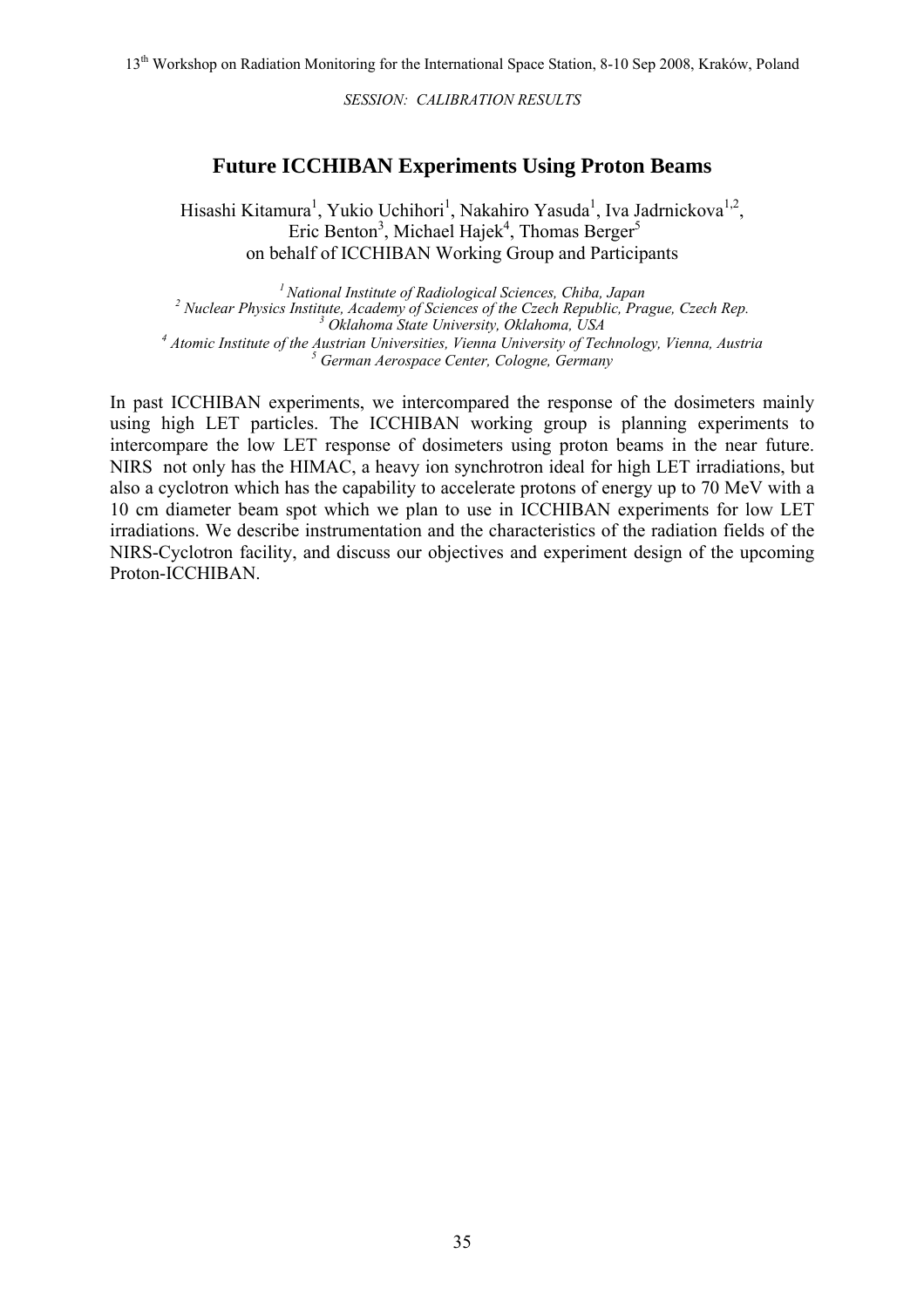*SESSION: CALIBRATION RESULTS*

## Future ICCHIBAN Experiments Using Proton Beams

Hisashi Kitamura[1], Yukio Uchihori[1], Nakahiro Yasuda[1], Iva Jadrnickova[1,2], Eric Benton[3], Michael Hajek[4], Thomas Berger[5]
on behalf of ICCHIBAN Working Group and Participants

[1] *National Institute of Radiological Sciences, Chiba, Japan*
[2] *Nuclear Physics Institute, Academy of Sciences of the Czech Republic, Prague, Czech Rep.*
[3] *Oklahoma State University, Oklahoma, USA*
[4] *Atomic Institute of the Austrian Universities, Vienna University of Technology, Vienna, Austria*
[5] *German Aerospace Center, Cologne, Germany*

In past ICCHIBAN experiments, we intercompared the response of the dosimeters mainly using high LET particles. The ICCHIBAN working group is planning experiments to intercompare the low LET response of dosimeters using proton beams in the near future. NIRS not only has the HIMAC, a heavy ion synchrotron ideal for high LET irradiations, but also a cyclotron which has the capability to accelerate protons of energy up to 70 MeV with a 10 cm diameter beam spot which we plan to use in ICCHIBAN experiments for low LET irradiations. We describe instrumentation and the characteristics of the radiation fields of the NIRS-Cyclotron facility, and discuss our objectives and experiment design of the upcoming Proton-ICCHIBAN.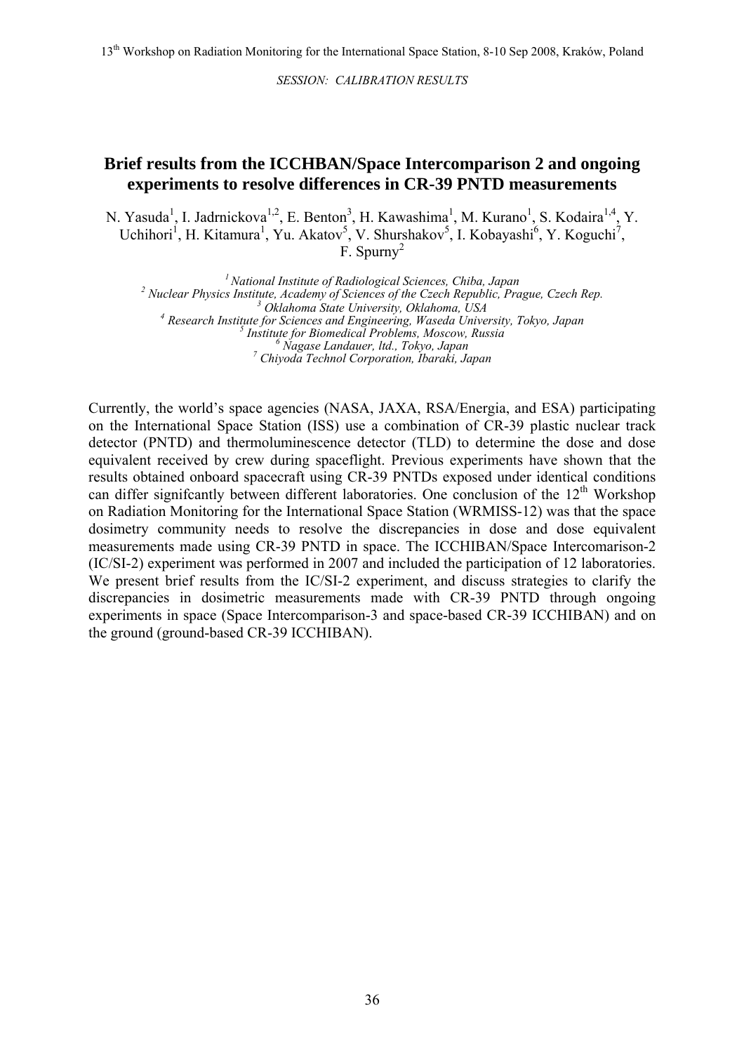*SESSION: CALIBRATION RESULTS*

# Brief results from the ICCHBAN/Space Intercomparison 2 and ongoing experiments to resolve differences in CR-39 PNTD measurements

N. Yasuda[1], I. Jadrnickova[1,2], E. Benton[3], H. Kawashima[1], M. Kurano[1], S. Kodaira[1,4], Y. Uchihori[1], H. Kitamura[1], Yu. Akatov[5], V. Shurshakov[5], I. Kobayashi[6], Y. Koguchi[7], F. Spurny[2]

[1] *National Institute of Radiological Sciences, Chiba, Japan*
[2] *Nuclear Physics Institute, Academy of Sciences of the Czech Republic, Prague, Czech Rep.*
[3] *Oklahoma State University, Oklahoma, USA*
[4] *Research Institute for Sciences and Engineering, Waseda University, Tokyo, Japan*
[5] *Institute for Biomedical Problems, Moscow, Russia*
[6] *Nagase Landauer, ltd., Tokyo, Japan*
[7] *Chiyoda Technol Corporation, Ibaraki, Japan*

Currently, the world's space agencies (NASA, JAXA, RSA/Energia, and ESA) participating on the International Space Station (ISS) use a combination of CR-39 plastic nuclear track detector (PNTD) and thermoluminescence detector (TLD) to determine the dose and dose equivalent received by crew during spaceflight. Previous experiments have shown that the results obtained onboard spacecraft using CR-39 PNTDs exposed under identical conditions can differ signifcantly between different laboratories. One conclusion of the 12th Workshop on Radiation Monitoring for the International Space Station (WRMISS-12) was that the space dosimetry community needs to resolve the discrepancies in dose and dose equivalent measurements made using CR-39 PNTD in space. The ICCHIBAN/Space Intercomarison-2 (IC/SI-2) experiment was performed in 2007 and included the participation of 12 laboratories. We present brief results from the IC/SI-2 experiment, and discuss strategies to clarify the discrepancies in dosimetric measurements made with CR-39 PNTD through ongoing experiments in space (Space Intercomparison-3 and space-based CR-39 ICCHIBAN) and on the ground (ground-based CR-39 ICCHIBAN).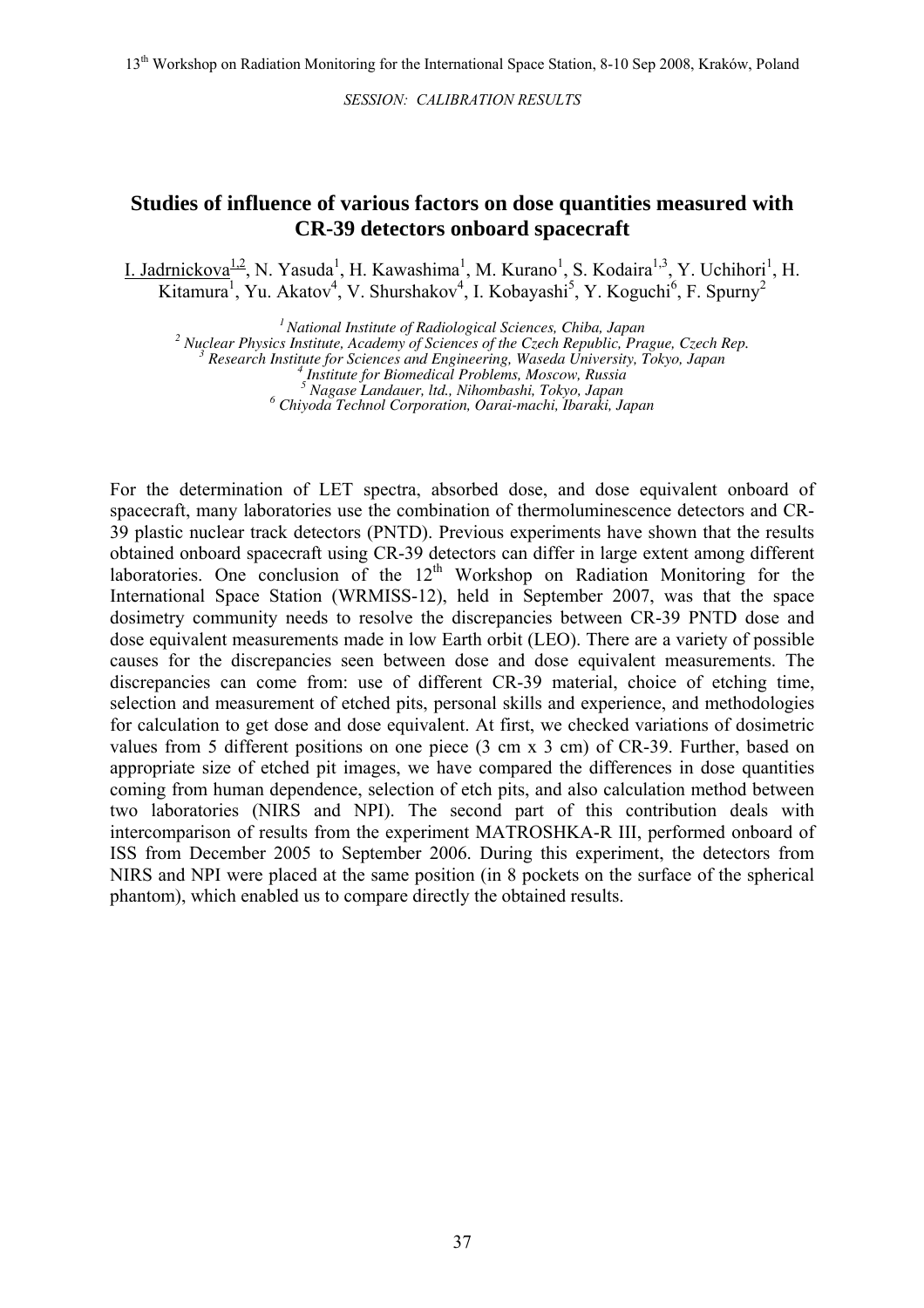## Studies of influence of various factors on dose quantities measured with CR-39 detectors onboard spacecraft

I. Jadrnickova[1,2], N. Yasuda[1], H. Kawashima[1], M. Kurano[1], S. Kodaira[1,3], Y. Uchihori[1], H. Kitamura[1], Yu. Akatov[4], V. Shurshakov[4], I. Kobayashi[5], Y. Koguchi[6], F. Spurny[2]

*[1] National Institute of Radiological Sciences, Chiba, Japan*
*[2] Nuclear Physics Institute, Academy of Sciences of the Czech Republic, Prague, Czech Rep.*
*[3] Research Institute for Sciences and Engineering, Waseda University, Tokyo, Japan*
*[4] Institute for Biomedical Problems, Moscow, Russia*
*[5] Nagase Landauer, ltd., Nihombashi, Tokyo, Japan*
*[6] Chiyoda Technol Corporation, Oarai-machi, Ibaraki, Japan*

For the determination of LET spectra, absorbed dose, and dose equivalent onboard of spacecraft, many laboratories use the combination of thermoluminescence detectors and CR-39 plastic nuclear track detectors (PNTD). Previous experiments have shown that the results obtained onboard spacecraft using CR-39 detectors can differ in large extent among different laboratories. One conclusion of the 12th Workshop on Radiation Monitoring for the International Space Station (WRMISS-12), held in September 2007, was that the space dosimetry community needs to resolve the discrepancies between CR-39 PNTD dose and dose equivalent measurements made in low Earth orbit (LEO). There are a variety of possible causes for the discrepancies seen between dose and dose equivalent measurements. The discrepancies can come from: use of different CR-39 material, choice of etching time, selection and measurement of etched pits, personal skills and experience, and methodologies for calculation to get dose and dose equivalent. At first, we checked variations of dosimetric values from 5 different positions on one piece (3 cm x 3 cm) of CR-39. Further, based on appropriate size of etched pit images, we have compared the differences in dose quantities coming from human dependence, selection of etch pits, and also calculation method between two laboratories (NIRS and NPI). The second part of this contribution deals with intercomparison of results from the experiment MATROSHKA-R III, performed onboard of ISS from December 2005 to September 2006. During this experiment, the detectors from NIRS and NPI were placed at the same position (in 8 pockets on the surface of the spherical phantom), which enabled us to compare directly the obtained results.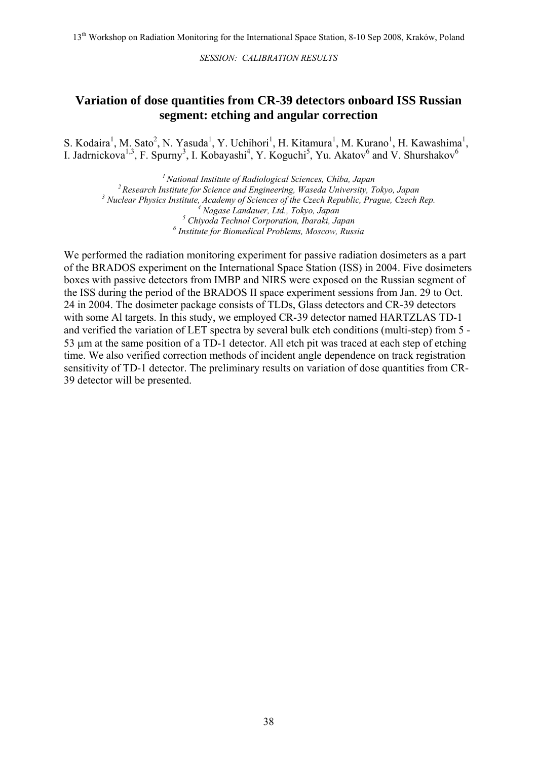*SESSION: CALIBRATION RESULTS*

# Variation of dose quantities from CR-39 detectors onboard ISS Russian segment: etching and angular correction

S. Kodaira[1], M. Sato[2], N. Yasuda[1], Y. Uchihori[1], H. Kitamura[1], M. Kurano[1], H. Kawashima[1], I. Jadrnickova[1,3], F. Spurny[3], I. Kobayashi[4], Y. Koguchi[5], Yu. Akatov[6] and V. Shurshakov[6]

[1] *National Institute of Radiological Sciences, Chiba, Japan*
[2] *Research Institute for Science and Engineering, Waseda University, Tokyo, Japan*
[3] *Nuclear Physics Institute, Academy of Sciences of the Czech Republic, Prague, Czech Rep.*
[4] *Nagase Landauer, Ltd., Tokyo, Japan*
[5] *Chiyoda Technol Corporation, Ibaraki, Japan*
[6] *Institute for Biomedical Problems, Moscow, Russia*

We performed the radiation monitoring experiment for passive radiation dosimeters as a part of the BRADOS experiment on the International Space Station (ISS) in 2004. Five dosimeters boxes with passive detectors from IMBP and NIRS were exposed on the Russian segment of the ISS during the period of the BRADOS II space experiment sessions from Jan. 29 to Oct. 24 in 2004. The dosimeter package consists of TLDs, Glass detectors and CR-39 detectors with some Al targets. In this study, we employed CR-39 detector named HARTZLAS TD-1 and verified the variation of LET spectra by several bulk etch conditions (multi-step) from 5 - 53 μm at the same position of a TD-1 detector. All etch pit was traced at each step of etching time. We also verified correction methods of incident angle dependence on track registration sensitivity of TD-1 detector. The preliminary results on variation of dose quantities from CR-39 detector will be presented.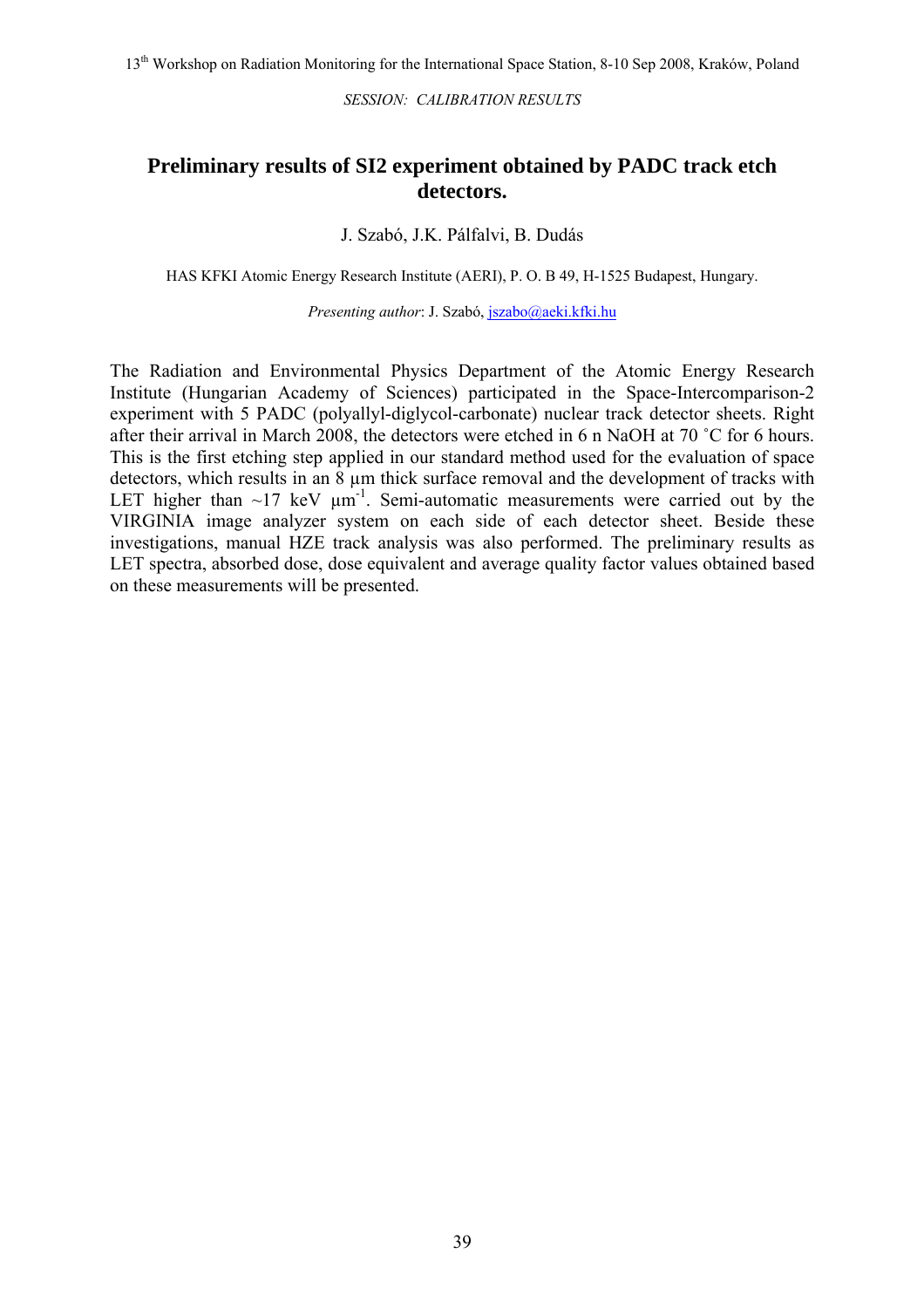*SESSION: CALIBRATION RESULTS*

# Preliminary results of SI2 experiment obtained by PADC track etch detectors.

J. Szabó, J.K. Pálfalvi, B. Dudás

HAS KFKI Atomic Energy Research Institute (AERI), P. O. B 49, H-1525 Budapest, Hungary.

*Presenting author*: J. Szabó, jszabo@aeki.kfki.hu

The Radiation and Environmental Physics Department of the Atomic Energy Research Institute (Hungarian Academy of Sciences) participated in the Space-Intercomparison-2 experiment with 5 PADC (polyallyl-diglycol-carbonate) nuclear track detector sheets. Right after their arrival in March 2008, the detectors were etched in 6 n NaOH at 70 ˚C for 6 hours. This is the first etching step applied in our standard method used for the evaluation of space detectors, which results in an 8 µm thick surface removal and the development of tracks with LET higher than ~17 keV $\mu m^{-1}$. Semi-automatic measurements were carried out by the VIRGINIA image analyzer system on each side of each detector sheet. Beside these investigations, manual HZE track analysis was also performed. The preliminary results as LET spectra, absorbed dose, dose equivalent and average quality factor values obtained based on these measurements will be presented.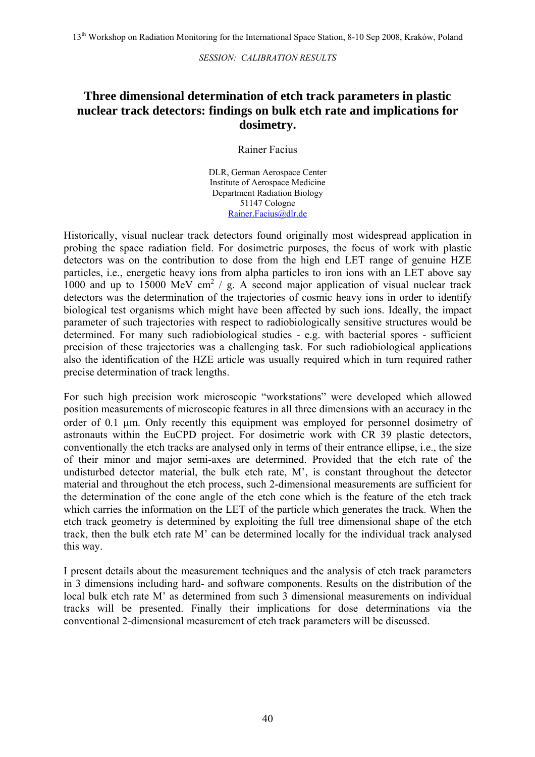*SESSION: CALIBRATION RESULTS*

# Three dimensional determination of etch track parameters in plastic nuclear track detectors: findings on bulk etch rate and implications for dosimetry.

Rainer Facius

DLR, German Aerospace Center
Institute of Aerospace Medicine
Department Radiation Biology
51147 Cologne
Rainer.Facius@dlr.de

Historically, visual nuclear track detectors found originally most widespread application in probing the space radiation field. For dosimetric purposes, the focus of work with plastic detectors was on the contribution to dose from the high end LET range of genuine HZE particles, i.e., energetic heavy ions from alpha particles to iron ions with an LET above say 1000 and up to 15000 MeV cm$^2$ / g. A second major application of visual nuclear track detectors was the determination of the trajectories of cosmic heavy ions in order to identify biological test organisms which might have been affected by such ions. Ideally, the impact parameter of such trajectories with respect to radiobiologically sensitive structures would be determined. For many such radiobiological studies - e.g. with bacterial spores - sufficient precision of these trajectories was a challenging task. For such radiobiological applications also the identification of the HZE article was usually required which in turn required rather precise determination of track lengths.

For such high precision work microscopic "workstations" were developed which allowed position measurements of microscopic features in all three dimensions with an accuracy in the order of 0.1 μm. Only recently this equipment was employed for personnel dosimetry of astronauts within the EuCPD project. For dosimetric work with CR 39 plastic detectors, conventionally the etch tracks are analysed only in terms of their entrance ellipse, i.e., the size of their minor and major semi-axes are determined. Provided that the etch rate of the undisturbed detector material, the bulk etch rate, M', is constant throughout the detector material and throughout the etch process, such 2-dimensional measurements are sufficient for the determination of the cone angle of the etch cone which is the feature of the etch track which carries the information on the LET of the particle which generates the track. When the etch track geometry is determined by exploiting the full tree dimensional shape of the etch track, then the bulk etch rate M' can be determined locally for the individual track analysed this way.

I present details about the measurement techniques and the analysis of etch track parameters in 3 dimensions including hard- and software components. Results on the distribution of the local bulk etch rate M' as determined from such 3 dimensional measurements on individual tracks will be presented. Finally their implications for dose determinations via the conventional 2-dimensional measurement of etch track parameters will be discussed.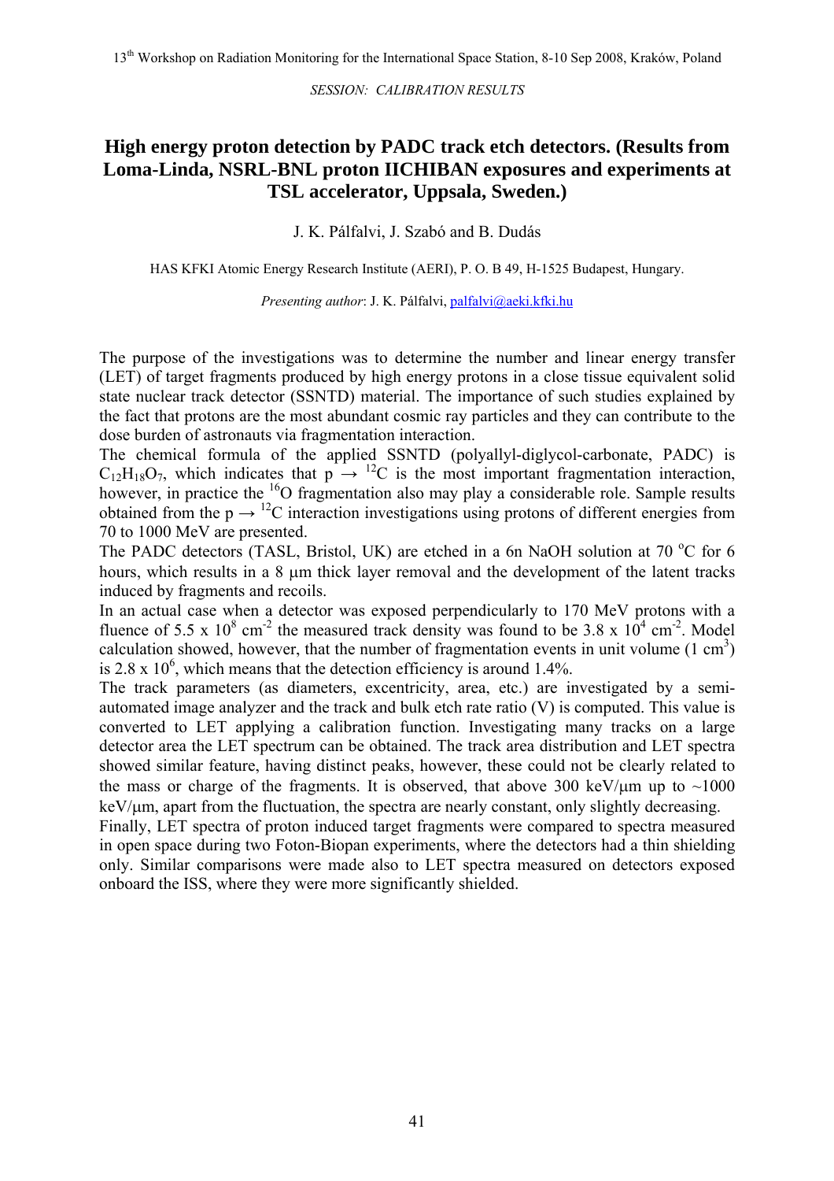*SESSION: CALIBRATION RESULTS*

# High energy proton detection by PADC track etch detectors. (Results from Loma-Linda, NSRL-BNL proton IICHIBAN exposures and experiments at TSL accelerator, Uppsala, Sweden.)

J. K. Pálfalvi, J. Szabó and B. Dudás

HAS KFKI Atomic Energy Research Institute (AERI), P. O. B 49, H-1525 Budapest, Hungary.

*Presenting author*: J. K. Pálfalvi, palfalvi@aeki.kfki.hu

The purpose of the investigations was to determine the number and linear energy transfer (LET) of target fragments produced by high energy protons in a close tissue equivalent solid state nuclear track detector (SSNTD) material. The importance of such studies explained by the fact that protons are the most abundant cosmic ray particles and they can contribute to the dose burden of astronauts via fragmentation interaction.

The chemical formula of the applied SSNTD (polyallyl-diglycol-carbonate, PADC) is $C_{12}H_{18}O_7$, which indicates that $p \rightarrow {}^{12}C$ is the most important fragmentation interaction, however, in practice the ${}^{16}O$ fragmentation also may play a considerable role. Sample results obtained from the $p \rightarrow {}^{12}C$ interaction investigations using protons of different energies from 70 to 1000 MeV are presented.

The PADC detectors (TASL, Bristol, UK) are etched in a 6n NaOH solution at 70 °C for 6 hours, which results in a 8 μm thick layer removal and the development of the latent tracks induced by fragments and recoils.

In an actual case when a detector was exposed perpendicularly to 170 MeV protons with a fluence of $5.5 \times 10^8$ cm$^{-2}$ the measured track density was found to be $3.8 \times 10^4$ cm$^{-2}$. Model calculation showed, however, that the number of fragmentation events in unit volume (1 cm$^3$) is $2.8 \times 10^6$, which means that the detection efficiency is around 1.4%.

The track parameters (as diameters, excentricity, area, etc.) are investigated by a semi-automated image analyzer and the track and bulk etch rate ratio (V) is computed. This value is converted to LET applying a calibration function. Investigating many tracks on a large detector area the LET spectrum can be obtained. The track area distribution and LET spectra showed similar feature, having distinct peaks, however, these could not be clearly related to the mass or charge of the fragments. It is observed, that above 300 keV/μm up to ~1000 keV/μm, apart from the fluctuation, the spectra are nearly constant, only slightly decreasing.

Finally, LET spectra of proton induced target fragments were compared to spectra measured in open space during two Foton-Biopan experiments, where the detectors had a thin shielding only. Similar comparisons were made also to LET spectra measured on detectors exposed onboard the ISS, where they were more significantly shielded.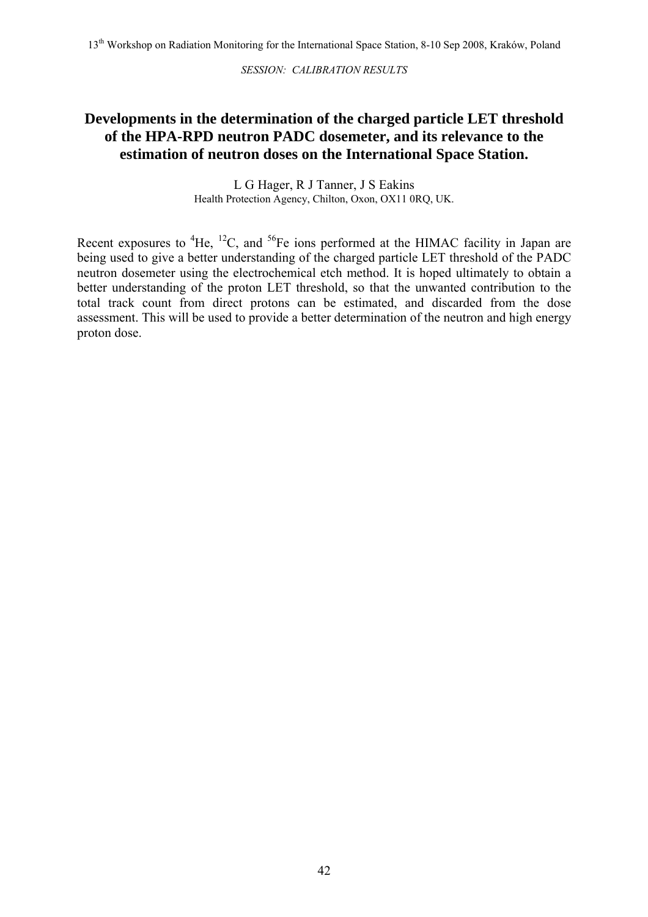*SESSION: CALIBRATION RESULTS*

# Developments in the determination of the charged particle LET threshold of the HPA-RPD neutron PADC dosemeter, and its relevance to the estimation of neutron doses on the International Space Station.

L G Hager, R J Tanner, J S Eakins
Health Protection Agency, Chilton, Oxon, OX11 0RQ, UK.

Recent exposures to $^{4}He$, $^{12}C$, and $^{56}Fe$ ions performed at the HIMAC facility in Japan are being used to give a better understanding of the charged particle LET threshold of the PADC neutron dosemeter using the electrochemical etch method. It is hoped ultimately to obtain a better understanding of the proton LET threshold, so that the unwanted contribution to the total track count from direct protons can be estimated, and discarded from the dose assessment. This will be used to provide a better determination of the neutron and high energy proton dose.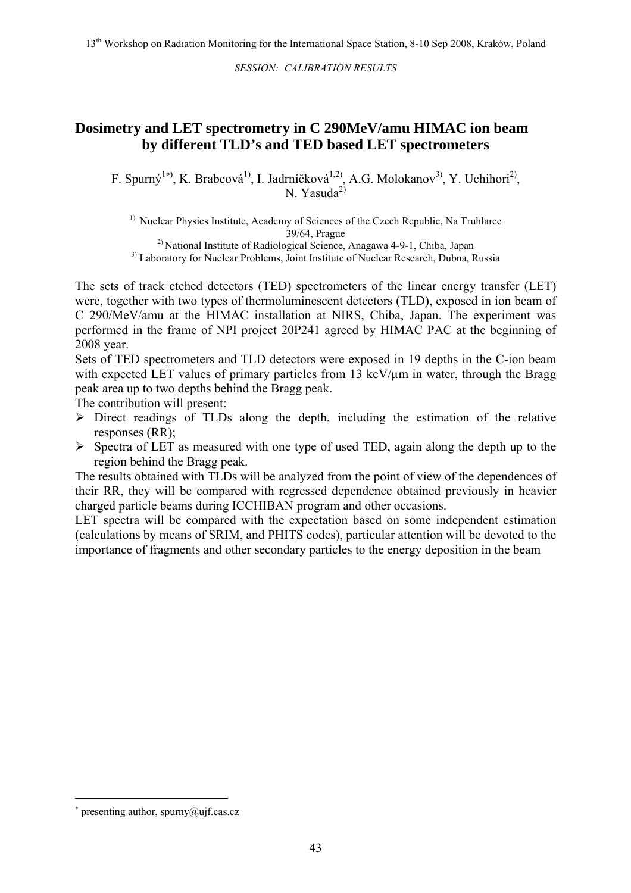*SESSION: CALIBRATION RESULTS*

# Dosimetry and LET spectrometry in C 290MeV/amu HIMAC ion beam by different TLD's and TED based LET spectrometers

F. Spurný[1*], K. Brabcová[1], I. Jadrníčková[1,2], A.G. Molokanov[3], Y. Uchihori[2], N. Yasuda[2]

[1] Nuclear Physics Institute, Academy of Sciences of the Czech Republic, Na Truhlarce 39/64, Prague
[2] National Institute of Radiological Science, Anagawa 4-9-1, Chiba, Japan
[3] Laboratory for Nuclear Problems, Joint Institute of Nuclear Research, Dubna, Russia

The sets of track etched detectors (TED) spectrometers of the linear energy transfer (LET) were, together with two types of thermoluminescent detectors (TLD), exposed in ion beam of C 290/MeV/amu at the HIMAC installation at NIRS, Chiba, Japan. The experiment was performed in the frame of NPI project 20P241 agreed by HIMAC PAC at the beginning of 2008 year.

Sets of TED spectrometers and TLD detectors were exposed in 19 depths in the C-ion beam with expected LET values of primary particles from 13 keV/µm in water, through the Bragg peak area up to two depths behind the Bragg peak.

The contribution will present:

- Direct readings of TLDs along the depth, including the estimation of the relative responses (RR);
- Spectra of LET as measured with one type of used TED, again along the depth up to the region behind the Bragg peak.

The results obtained with TLDs will be analyzed from the point of view of the dependences of their RR, they will be compared with regressed dependence obtained previously in heavier charged particle beams during ICCHIBAN program and other occasions.

LET spectra will be compared with the expectation based on some independent estimation (calculations by means of SRIM, and PHITS codes), particular attention will be devoted to the importance of fragments and other secondary particles to the energy deposition in the beam

---

[*] presenting author, spurny@ujf.cas.cz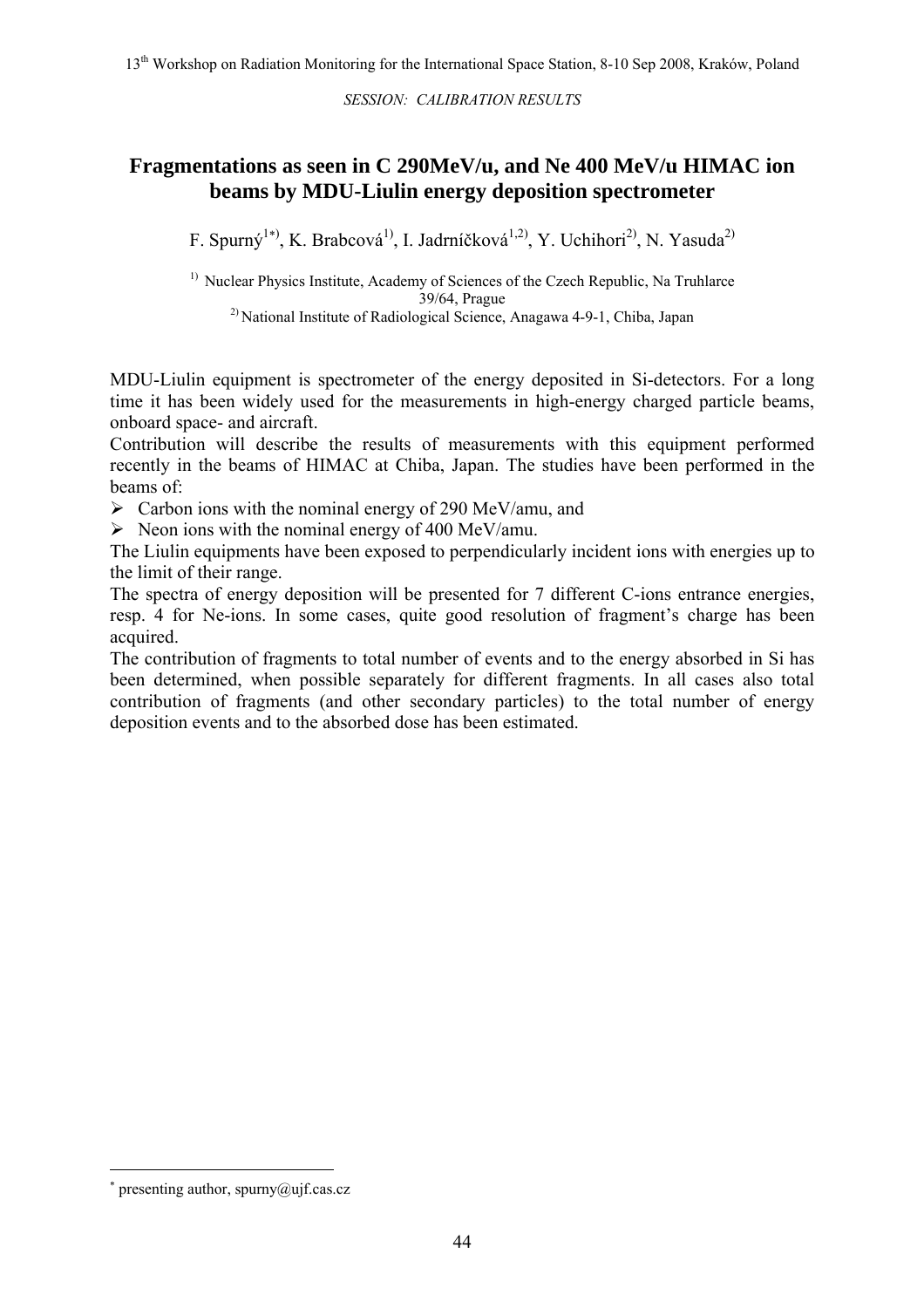*SESSION: CALIBRATION RESULTS*

# Fragmentations as seen in C 290MeV/u, and Ne 400 MeV/u HIMAC ion beams by MDU-Liulin energy deposition spectrometer

F. Spurný[1*)], K. Brabcová[1)], I. Jadrníčková[1,2)], Y. Uchihori[2)], N. Yasuda[2)]

[1)] Nuclear Physics Institute, Academy of Sciences of the Czech Republic, Na Truhlarce 39/64, Prague
[2)] National Institute of Radiological Science, Anagawa 4-9-1, Chiba, Japan

MDU-Liulin equipment is spectrometer of the energy deposited in Si-detectors. For a long time it has been widely used for the measurements in high-energy charged particle beams, onboard space- and aircraft.

Contribution will describe the results of measurements with this equipment performed recently in the beams of HIMAC at Chiba, Japan. The studies have been performed in the beams of:

- Carbon ions with the nominal energy of 290 MeV/amu, and
- Neon ions with the nominal energy of 400 MeV/amu.

The Liulin equipments have been exposed to perpendicularly incident ions with energies up to the limit of their range.

The spectra of energy deposition will be presented for 7 different C-ions entrance energies, resp. 4 for Ne-ions. In some cases, quite good resolution of fragment's charge has been acquired.

The contribution of fragments to total number of events and to the energy absorbed in Si has been determined, when possible separately for different fragments. In all cases also total contribution of fragments (and other secondary particles) to the total number of energy deposition events and to the absorbed dose has been estimated.

---

[*] presenting author, spurny@ujf.cas.cz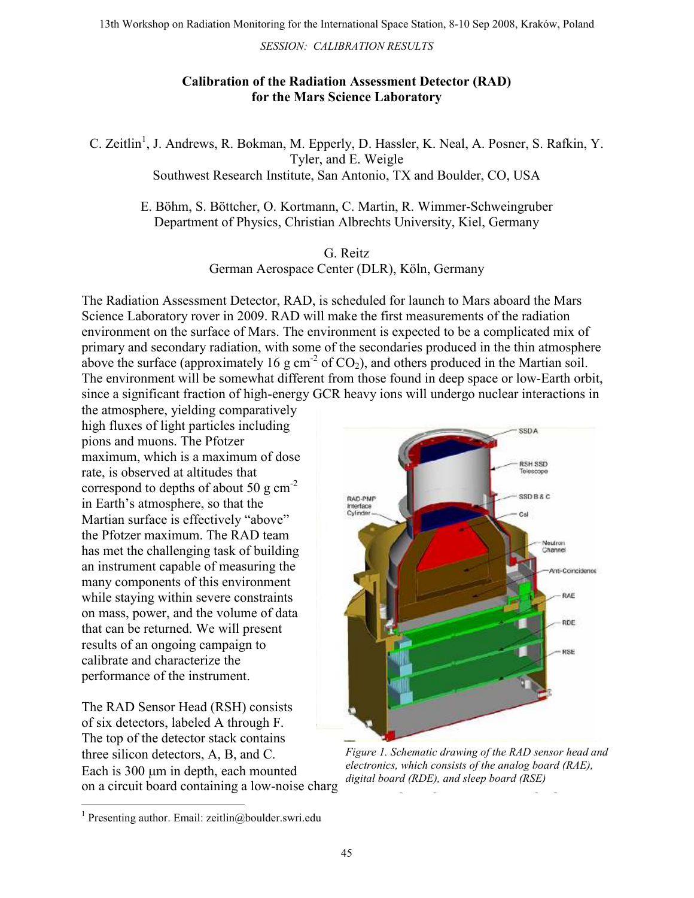SESSION: CALIBRATION RESULTS

**Calibration of the Radiation Assessment Detector (RAD) for the Mars Science Laboratory**

C. Zeitlin[1], J. Andrews, R. Bokman, M. Epperly, D. Hassler, K. Neal, A. Posner, S. Rafkin, Y. Tyler, and E. Weigle
Southwest Research Institute, San Antonio, TX and Boulder, CO, USA

E. Böhm, S. Böttcher, O. Kortmann, C. Martin, R. Wimmer-Schweingruber
Department of Physics, Christian Albrechts University, Kiel, Germany

G. Reitz
German Aerospace Center (DLR), Köln, Germany

The Radiation Assessment Detector, RAD, is scheduled for launch to Mars aboard the Mars Science Laboratory rover in 2009. RAD will make the first measurements of the radiation environment on the surface of Mars. The environment is expected to be a complicated mix of primary and secondary radiation, with some of the secondaries produced in the thin atmosphere above the surface (approximately 16 g cm$^{-2}$ of $CO_2$), and others produced in the Martian soil. The environment will be somewhat different from those found in deep space or low-Earth orbit, since a significant fraction of high-energy GCR heavy ions will undergo nuclear interactions in the atmosphere, yielding comparatively high fluxes of light particles including pions and muons. The Pfotzer maximum, which is a maximum of dose rate, is observed at altitudes that correspond to depths of about 50 g cm$^{-2}$ in Earth's atmosphere, so that the Martian surface is effectively "above" the Pfotzer maximum. The RAD team has met the challenging task of building an instrument capable of measuring the many components of this environment while staying within severe constraints on mass, power, and the volume of data that can be returned. We will present results of an ongoing campaign to calibrate and characterize the performance of the instrument.

*Figure 1. Schematic drawing of the RAD sensor head and electronics, which consists of the analog board (RAE), digital board (RDE), and sleep board (RSE)*

The RAD Sensor Head (RSH) consists of six detectors, labeled A through F. The top of the detector stack contains three silicon detectors, A, B, and C. Each is 300 μm in depth, each mounted on a circuit board containing a low-noise charg

[1] Presenting author. Email: zeitlin@boulder.swri.edu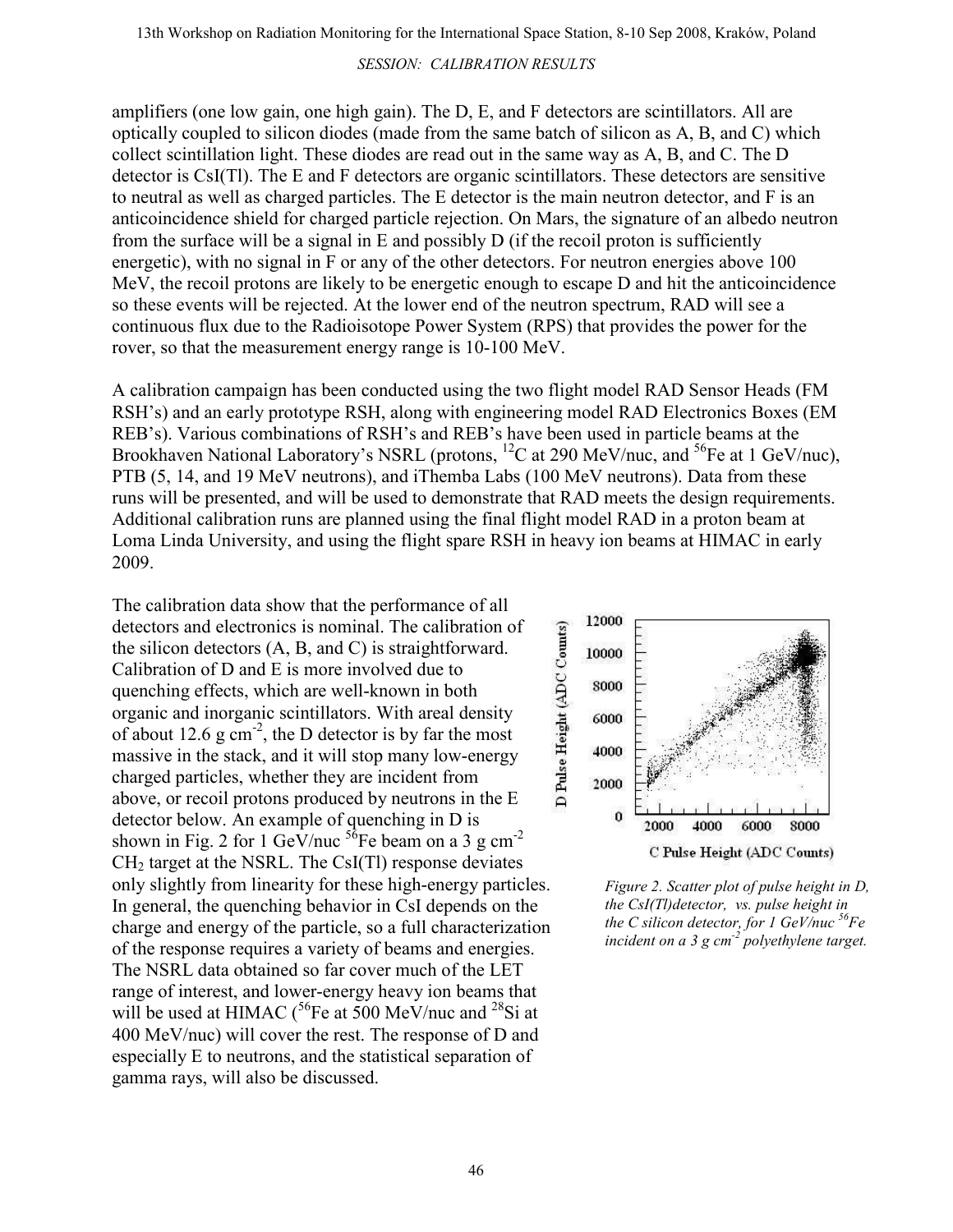amplifiers (one low gain, one high gain). The D, E, and F detectors are scintillators. All are optically coupled to silicon diodes (made from the same batch of silicon as A, B, and C) which collect scintillation light. These diodes are read out in the same way as A, B, and C. The D detector is CsI(Tl). The E and F detectors are organic scintillators. These detectors are sensitive to neutral as well as charged particles. The E detector is the main neutron detector, and F is an anticoincidence shield for charged particle rejection. On Mars, the signature of an albedo neutron from the surface will be a signal in E and possibly D (if the recoil proton is sufficiently energetic), with no signal in F or any of the other detectors. For neutron energies above 100 MeV, the recoil protons are likely to be energetic enough to escape D and hit the anticoincidence so these events will be rejected. At the lower end of the neutron spectrum, RAD will see a continuous flux due to the Radioisotope Power System (RPS) that provides the power for the rover, so that the measurement energy range is 10-100 MeV.

A calibration campaign has been conducted using the two flight model RAD Sensor Heads (FM RSH's) and an early prototype RSH, along with engineering model RAD Electronics Boxes (EM REB's). Various combinations of RSH's and REB's have been used in particle beams at the Brookhaven National Laboratory's NSRL (protons, $^{12}C$ at 290 MeV/nuc, and $^{56}Fe$ at 1 GeV/nuc), PTB (5, 14, and 19 MeV neutrons), and iThemba Labs (100 MeV neutrons). Data from these runs will be presented, and will be used to demonstrate that RAD meets the design requirements. Additional calibration runs are planned using the final flight model RAD in a proton beam at Loma Linda University, and using the flight spare RSH in heavy ion beams at HIMAC in early 2009.

The calibration data show that the performance of all detectors and electronics is nominal. The calibration of the silicon detectors (A, B, and C) is straightforward. Calibration of D and E is more involved due to quenching effects, which are well-known in both organic and inorganic scintillators. With areal density of about 12.6 g $cm^{-2}$, the D detector is by far the most massive in the stack, and it will stop many low-energy charged particles, whether they are incident from above, or recoil protons produced by neutrons in the E detector below. An example of quenching in D is shown in Fig. 2 for 1 GeV/nuc $^{56}Fe$ beam on a 3 g $cm^{-2}$ $CH_2$ target at the NSRL. The CsI(Tl) response deviates only slightly from linearity for these high-energy particles. In general, the quenching behavior in CsI depends on the charge and energy of the particle, so a full characterization of the response requires a variety of beams and energies. The NSRL data obtained so far cover much of the LET range of interest, and lower-energy heavy ion beams that will be used at HIMAC ($^{56}Fe$ at 500 MeV/nuc and $^{28}Si$ at 400 MeV/nuc) will cover the rest. The response of D and especially E to neutrons, and the statistical separation of gamma rays, will also be discussed.

*Figure 2. Scatter plot of pulse height in D, the CsI(Tl)detector, vs. pulse height in the C silicon detector, for 1 GeV/nuc $^{56}Fe$ incident on a 3 g $cm^{-2}$ polyethylene target.*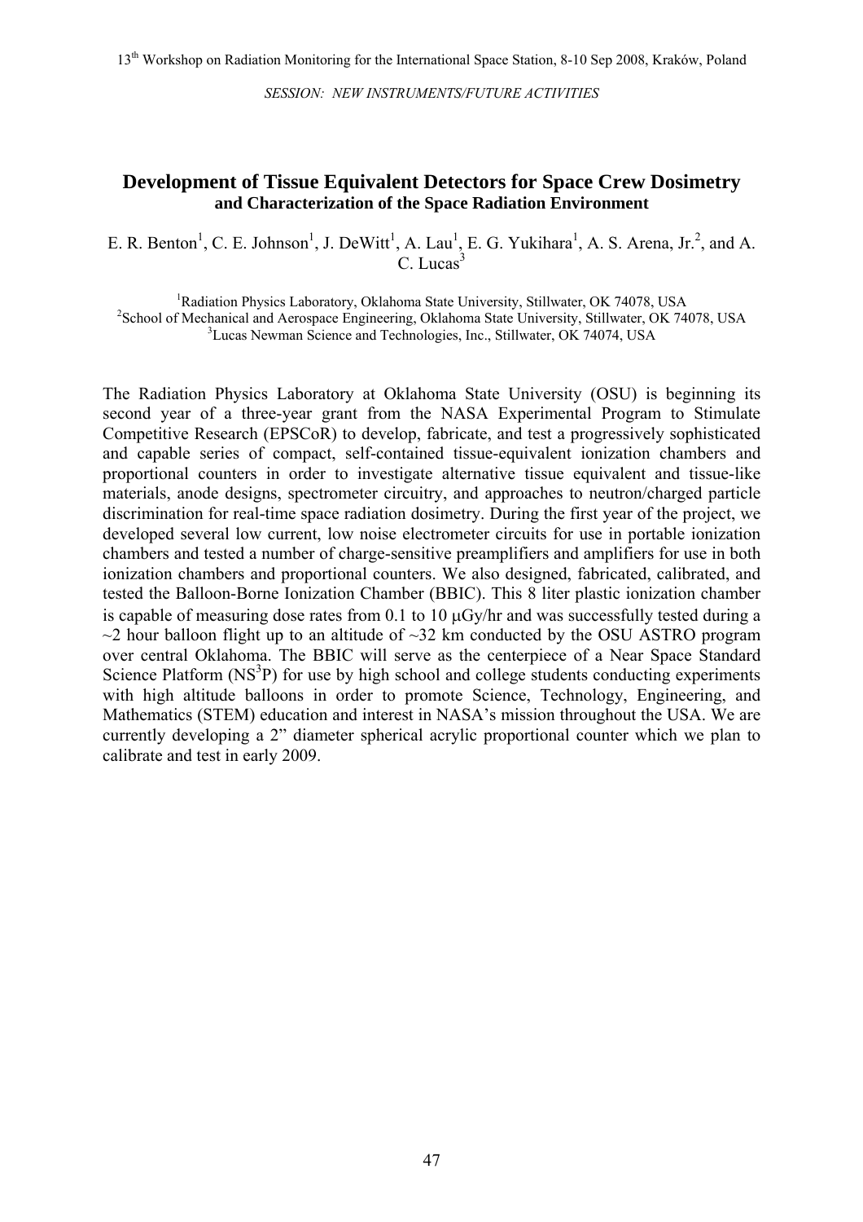*SESSION: NEW INSTRUMENTS/FUTURE ACTIVITIES*

# Development of Tissue Equivalent Detectors for Space Crew Dosimetry

## and Characterization of the Space Radiation Environment

E. R. Benton[1], C. E. Johnson[1], J. DeWitt[1], A. Lau[1], E. G. Yukihara[1], A. S. Arena, Jr.[2], and A. C. Lucas[3]

[1]Radiation Physics Laboratory, Oklahoma State University, Stillwater, OK 74078, USA
[2]School of Mechanical and Aerospace Engineering, Oklahoma State University, Stillwater, OK 74078, USA
[3]Lucas Newman Science and Technologies, Inc., Stillwater, OK 74074, USA

The Radiation Physics Laboratory at Oklahoma State University (OSU) is beginning its second year of a three-year grant from the NASA Experimental Program to Stimulate Competitive Research (EPSCoR) to develop, fabricate, and test a progressively sophisticated and capable series of compact, self-contained tissue-equivalent ionization chambers and proportional counters in order to investigate alternative tissue equivalent and tissue-like materials, anode designs, spectrometer circuitry, and approaches to neutron/charged particle discrimination for real-time space radiation dosimetry. During the first year of the project, we developed several low current, low noise electrometer circuits for use in portable ionization chambers and tested a number of charge-sensitive preamplifiers and amplifiers for use in both ionization chambers and proportional counters. We also designed, fabricated, calibrated, and tested the Balloon-Borne Ionization Chamber (BBIC). This 8 liter plastic ionization chamber is capable of measuring dose rates from 0.1 to 10 μGy/hr and was successfully tested during a ~2 hour balloon flight up to an altitude of ~32 km conducted by the OSU ASTRO program over central Oklahoma. The BBIC will serve as the centerpiece of a Near Space Standard Science Platform ($NS^3P$) for use by high school and college students conducting experiments with high altitude balloons in order to promote Science, Technology, Engineering, and Mathematics (STEM) education and interest in NASA's mission throughout the USA. We are currently developing a 2" diameter spherical acrylic proportional counter which we plan to calibrate and test in early 2009.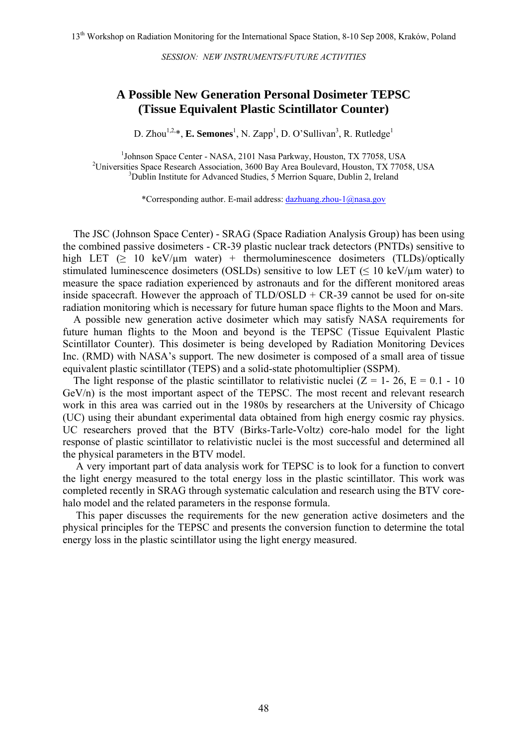*SESSION: NEW INSTRUMENTS/FUTURE ACTIVITIES*

# A Possible New Generation Personal Dosimeter TEPSC (Tissue Equivalent Plastic Scintillator Counter)

D. Zhou[1,2,*], **E. Semones**[1], N. Zapp[1], D. O'Sullivan[3], R. Rutledge[1]

[1]Johnson Space Center - NASA, 2101 Nasa Parkway, Houston, TX 77058, USA
[2]Universities Space Research Association, 3600 Bay Area Boulevard, Houston, TX 77058, USA
[3]Dublin Institute for Advanced Studies, 5 Merrion Square, Dublin 2, Ireland

*Corresponding author. E-mail address: dazhuang.zhou-1@nasa.gov

The JSC (Johnson Space Center) - SRAG (Space Radiation Analysis Group) has been using the combined passive dosimeters - CR-39 plastic nuclear track detectors (PNTDs) sensitive to high LET (≥ 10 keV/μm water) + thermoluminescence dosimeters (TLDs)/optically stimulated luminescence dosimeters (OSLDs) sensitive to low LET (≤ 10 keV/μm water) to measure the space radiation experienced by astronauts and for the different monitored areas inside spacecraft. However the approach of TLD/OSLD + CR-39 cannot be used for on-site radiation monitoring which is necessary for future human space flights to the Moon and Mars.

A possible new generation active dosimeter which may satisfy NASA requirements for future human flights to the Moon and beyond is the TEPSC (Tissue Equivalent Plastic Scintillator Counter). This dosimeter is being developed by Radiation Monitoring Devices Inc. (RMD) with NASA's support. The new dosimeter is composed of a small area of tissue equivalent plastic scintillator (TEPS) and a solid-state photomultiplier (SSPM).

The light response of the plastic scintillator to relativistic nuclei (Z = 1- 26, E = 0.1 - 10 GeV/n) is the most important aspect of the TEPSC. The most recent and relevant research work in this area was carried out in the 1980s by researchers at the University of Chicago (UC) using their abundant experimental data obtained from high energy cosmic ray physics. UC researchers proved that the BTV (Birks-Tarle-Voltz) core-halo model for the light response of plastic scintillator to relativistic nuclei is the most successful and determined all the physical parameters in the BTV model.

A very important part of data analysis work for TEPSC is to look for a function to convert the light energy measured to the total energy loss in the plastic scintillator. This work was completed recently in SRAG through systematic calculation and research using the BTV core-halo model and the related parameters in the response formula.

This paper discusses the requirements for the new generation active dosimeters and the physical principles for the TEPSC and presents the conversion function to determine the total energy loss in the plastic scintillator using the light energy measured.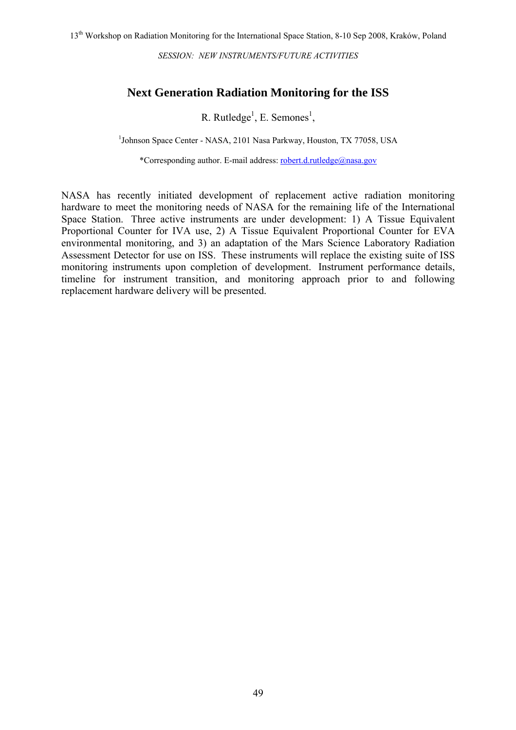*SESSION: NEW INSTRUMENTS/FUTURE ACTIVITIES*

# Next Generation Radiation Monitoring for the ISS

R. Rutledge[1], E. Semones[1],

[1]Johnson Space Center - NASA, 2101 Nasa Parkway, Houston, TX 77058, USA

*Corresponding author. E-mail address: robert.d.rutledge@nasa.gov

NASA has recently initiated development of replacement active radiation monitoring hardware to meet the monitoring needs of NASA for the remaining life of the International Space Station. Three active instruments are under development: 1) A Tissue Equivalent Proportional Counter for IVA use, 2) A Tissue Equivalent Proportional Counter for EVA environmental monitoring, and 3) an adaptation of the Mars Science Laboratory Radiation Assessment Detector for use on ISS. These instruments will replace the existing suite of ISS monitoring instruments upon completion of development. Instrument performance details, timeline for instrument transition, and monitoring approach prior to and following replacement hardware delivery will be presented.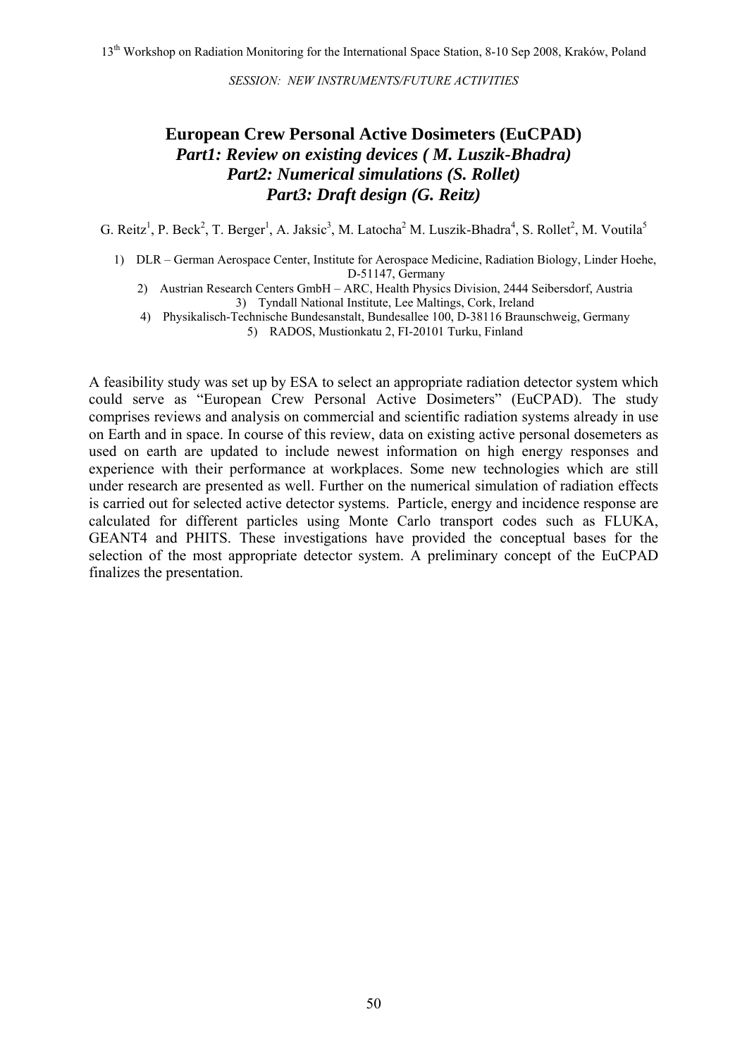SESSION: NEW INSTRUMENTS/FUTURE ACTIVITIES

# European Crew Personal Active Dosimeters (EuCPAD)

## *Part1: Review on existing devices ( M. Luszik-Bhadra)*
## *Part2: Numerical simulations (S. Rollet)*
## *Part3: Draft design (G. Reitz)*

G. Reitz[1], P. Beck[2], T. Berger[1], A. Jaksic[3], M. Latocha[2] M. Luszik-Bhadra[4], S. Rollet[2], M. Voutila[5]

1) DLR – German Aerospace Center, Institute for Aerospace Medicine, Radiation Biology, Linder Hoehe, D-51147, Germany
2) Austrian Research Centers GmbH – ARC, Health Physics Division, 2444 Seibersdorf, Austria
3) Tyndall National Institute, Lee Maltings, Cork, Ireland
4) Physikalisch-Technische Bundesanstalt, Bundesallee 100, D-38116 Braunschweig, Germany
5) RADOS, Mustionkatu 2, FI-20101 Turku, Finland

A feasibility study was set up by ESA to select an appropriate radiation detector system which could serve as "European Crew Personal Active Dosimeters" (EuCPAD). The study comprises reviews and analysis on commercial and scientific radiation systems already in use on Earth and in space. In course of this review, data on existing active personal dosemeters as used on earth are updated to include newest information on high energy responses and experience with their performance at workplaces. Some new technologies which are still under research are presented as well. Further on the numerical simulation of radiation effects is carried out for selected active detector systems. Particle, energy and incidence response are calculated for different particles using Monte Carlo transport codes such as FLUKA, GEANT4 and PHITS. These investigations have provided the conceptual bases for the selection of the most appropriate detector system. A preliminary concept of the EuCPAD finalizes the presentation.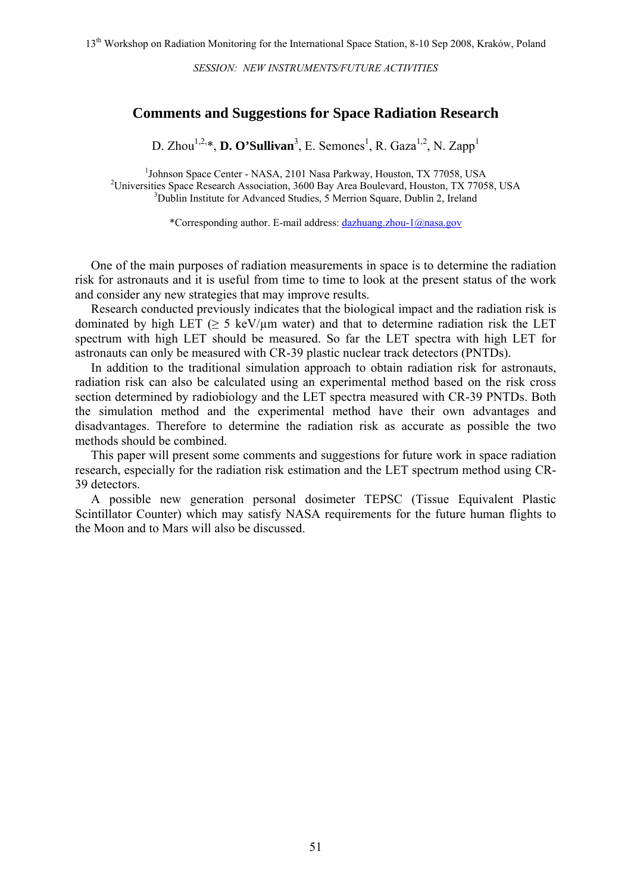*SESSION: NEW INSTRUMENTS/FUTURE ACTIVITIES*

## Comments and Suggestions for Space Radiation Research

D. Zhou[1,2,*], **D. O'Sullivan**[3], E. Semones[1], R. Gaza[1,2], N. Zapp[1]

[1]Johnson Space Center - NASA, 2101 Nasa Parkway, Houston, TX 77058, USA
[2]Universities Space Research Association, 3600 Bay Area Boulevard, Houston, TX 77058, USA
[3]Dublin Institute for Advanced Studies, 5 Merrion Square, Dublin 2, Ireland

*Corresponding author. E-mail address: dazhuang.zhou-1@nasa.gov

One of the main purposes of radiation measurements in space is to determine the radiation risk for astronauts and it is useful from time to time to look at the present status of the work and consider any new strategies that may improve results.

Research conducted previously indicates that the biological impact and the radiation risk is dominated by high LET (≥ 5 keV/μm water) and that to determine radiation risk the LET spectrum with high LET should be measured. So far the LET spectra with high LET for astronauts can only be measured with CR-39 plastic nuclear track detectors (PNTDs).

In addition to the traditional simulation approach to obtain radiation risk for astronauts, radiation risk can also be calculated using an experimental method based on the risk cross section determined by radiobiology and the LET spectra measured with CR-39 PNTDs. Both the simulation method and the experimental method have their own advantages and disadvantages. Therefore to determine the radiation risk as accurate as possible the two methods should be combined.

This paper will present some comments and suggestions for future work in space radiation research, especially for the radiation risk estimation and the LET spectrum method using CR-39 detectors.

A possible new generation personal dosimeter TEPSC (Tissue Equivalent Plastic Scintillator Counter) which may satisfy NASA requirements for the future human flights to the Moon and to Mars will also be discussed.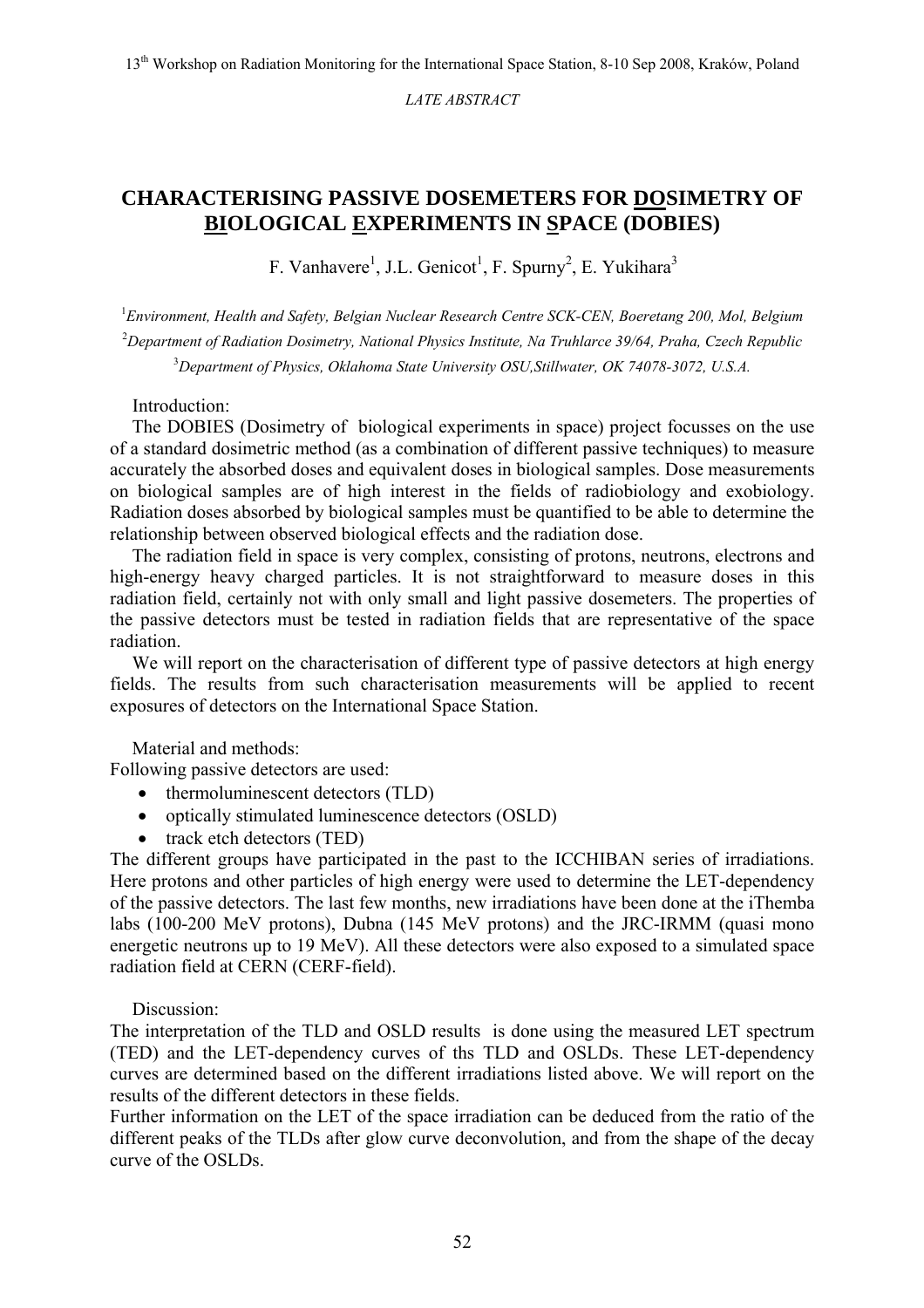LATE ABSTRACT

# CHARACTERISING PASSIVE DOSEMETERS FOR DOSIMETRY OF BIOLOGICAL EXPERIMENTS IN SPACE (DOBIES)

F. Vanhavere[1], J.L. Genicot[1], F. Spurny[2], E. Yukihara[3]

[1]*Environment, Health and Safety, Belgian Nuclear Research Centre SCK-CEN, Boeretang 200, Mol, Belgium*

[2]*Department of Radiation Dosimetry, National Physics Institute, Na Truhlarce 39/64, Praha, Czech Republic*

[3]*Department of Physics, Oklahoma State University OSU,Stillwater, OK 74078-3072, U.S.A.*

Introduction:

The DOBIES (Dosimetry of biological experiments in space) project focusses on the use of a standard dosimetric method (as a combination of different passive techniques) to measure accurately the absorbed doses and equivalent doses in biological samples. Dose measurements on biological samples are of high interest in the fields of radiobiology and exobiology. Radiation doses absorbed by biological samples must be quantified to be able to determine the relationship between observed biological effects and the radiation dose.

The radiation field in space is very complex, consisting of protons, neutrons, electrons and high-energy heavy charged particles. It is not straightforward to measure doses in this radiation field, certainly not with only small and light passive dosemeters. The properties of the passive detectors must be tested in radiation fields that are representative of the space radiation.

We will report on the characterisation of different type of passive detectors at high energy fields. The results from such characterisation measurements will be applied to recent exposures of detectors on the International Space Station.

Material and methods:

Following passive detectors are used:

- thermoluminescent detectors (TLD)
- optically stimulated luminescence detectors (OSLD)
- track etch detectors (TED)

The different groups have participated in the past to the ICCHIBAN series of irradiations. Here protons and other particles of high energy were used to determine the LET-dependency of the passive detectors. The last few months, new irradiations have been done at the iThemba labs (100-200 MeV protons), Dubna (145 MeV protons) and the JRC-IRMM (quasi mono energetic neutrons up to 19 MeV). All these detectors were also exposed to a simulated space radiation field at CERN (CERF-field).

Discussion:

The interpretation of the TLD and OSLD results is done using the measured LET spectrum (TED) and the LET-dependency curves of ths TLD and OSLDs. These LET-dependency curves are determined based on the different irradiations listed above. We will report on the results of the different detectors in these fields.

Further information on the LET of the space irradiation can be deduced from the ratio of the different peaks of the TLDs after glow curve deconvolution, and from the shape of the decay curve of the OSLDs.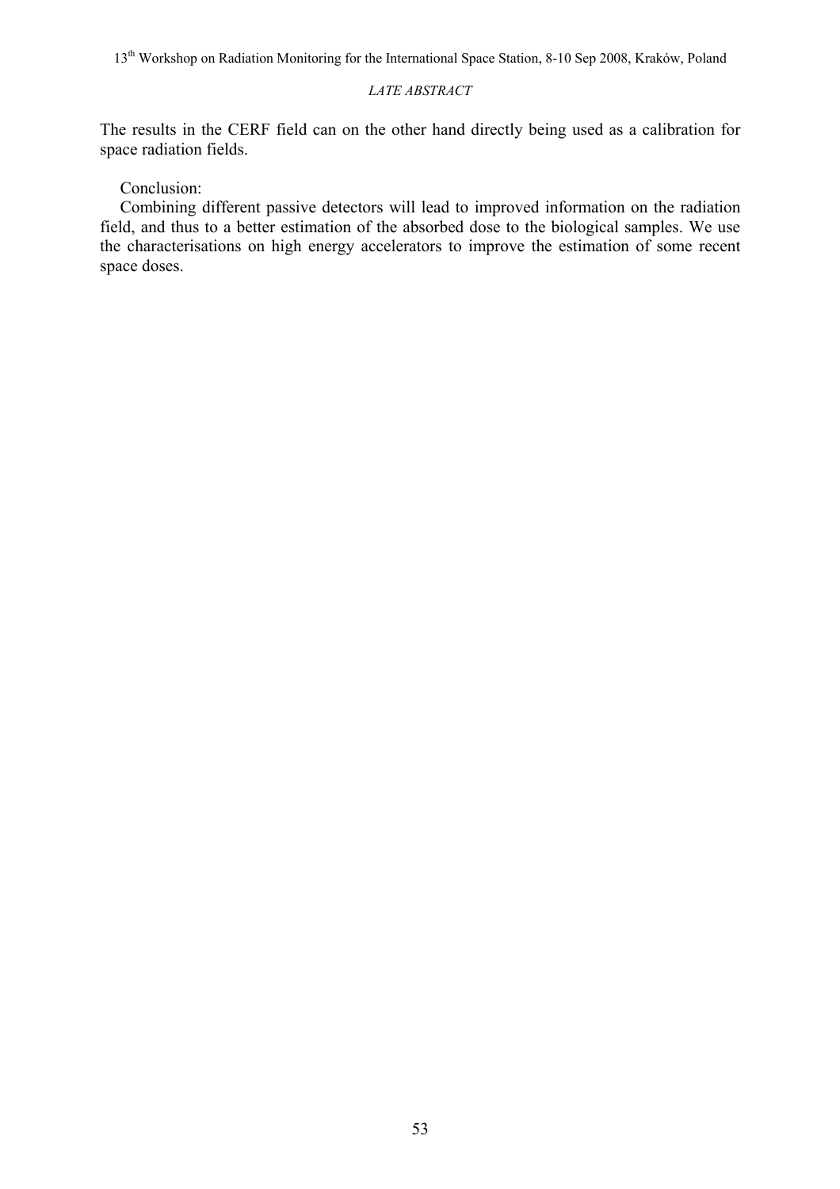*LATE ABSTRACT*

The results in the CERF field can on the other hand directly being used as a calibration for space radiation fields.

Conclusion:

Combining different passive detectors will lead to improved information on the radiation field, and thus to a better estimation of the absorbed dose to the biological samples. We use the characterisations on high energy accelerators to improve the estimation of some recent space doses.